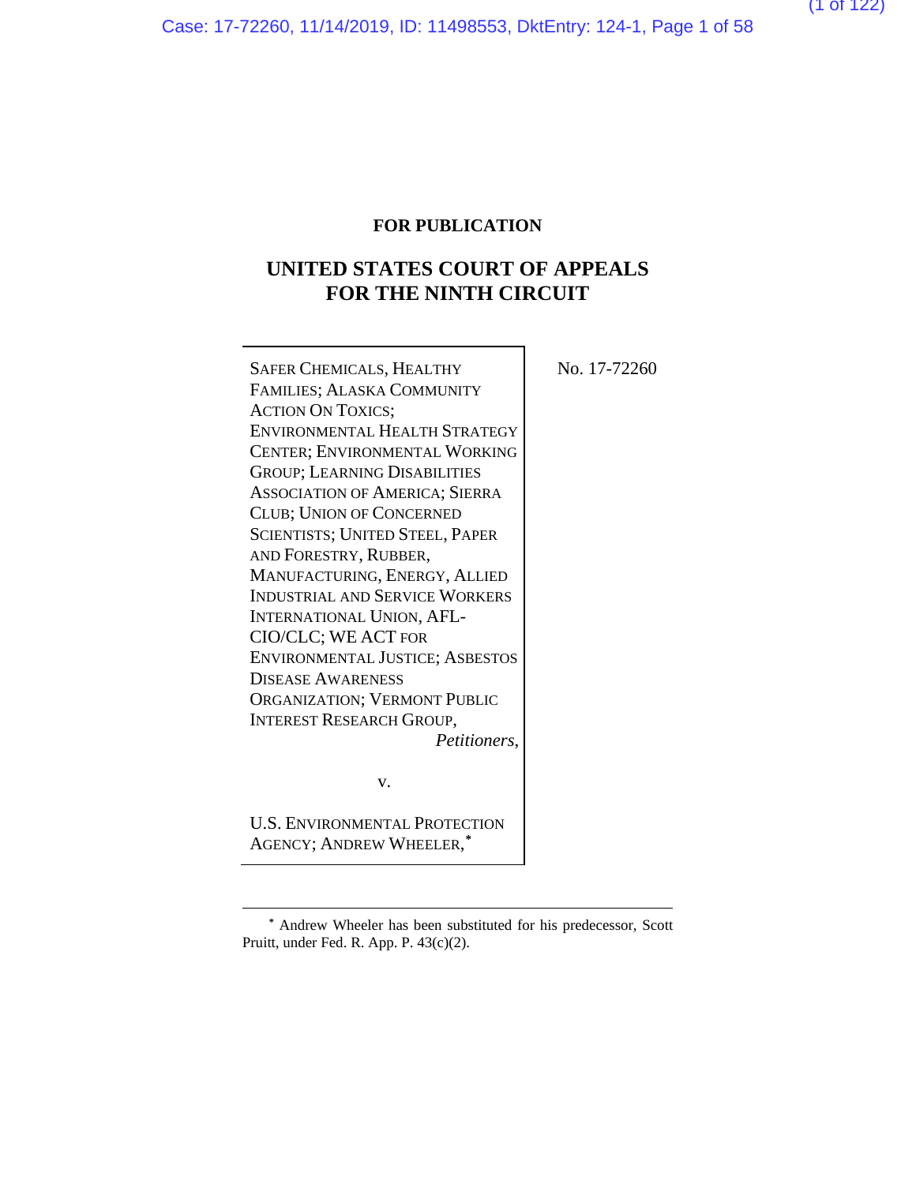**FOR PUBLICATION**

# UNITED STATES COURT OF APPEALS FOR THE NINTH CIRCUIT

SAFER CHEMICALS, HEALTHY FAMILIES; ALASKA COMMUNITY ACTION ON TOXICS; ENVIRONMENTAL HEALTH STRATEGY CENTER; ENVIRONMENTAL WORKING GROUP; LEARNING DISABILITIES ASSOCIATION OF AMERICA; SIERRA CLUB; UNION OF CONCERNED SCIENTISTS; UNITED STEEL, PAPER AND FORESTRY, RUBBER, MANUFACTURING, ENERGY, ALLIED INDUSTRIAL AND SERVICE WORKERS INTERNATIONAL UNION, AFL-CIO/CLC; WE ACT FOR ENVIRONMENTAL JUSTICE; ASBESTOS DISEASE AWARENESS ORGANIZATION; VERMONT PUBLIC INTEREST RESEARCH GROUP,
*Petitioners*,

v.

U.S. ENVIRONMENTAL PROTECTION AGENCY; ANDREW WHEELER,*

No. 17-72260

---

* Andrew Wheeler has been substituted for his predecessor, Scott Pruitt, under Fed. R. App. P. 43(c)(2).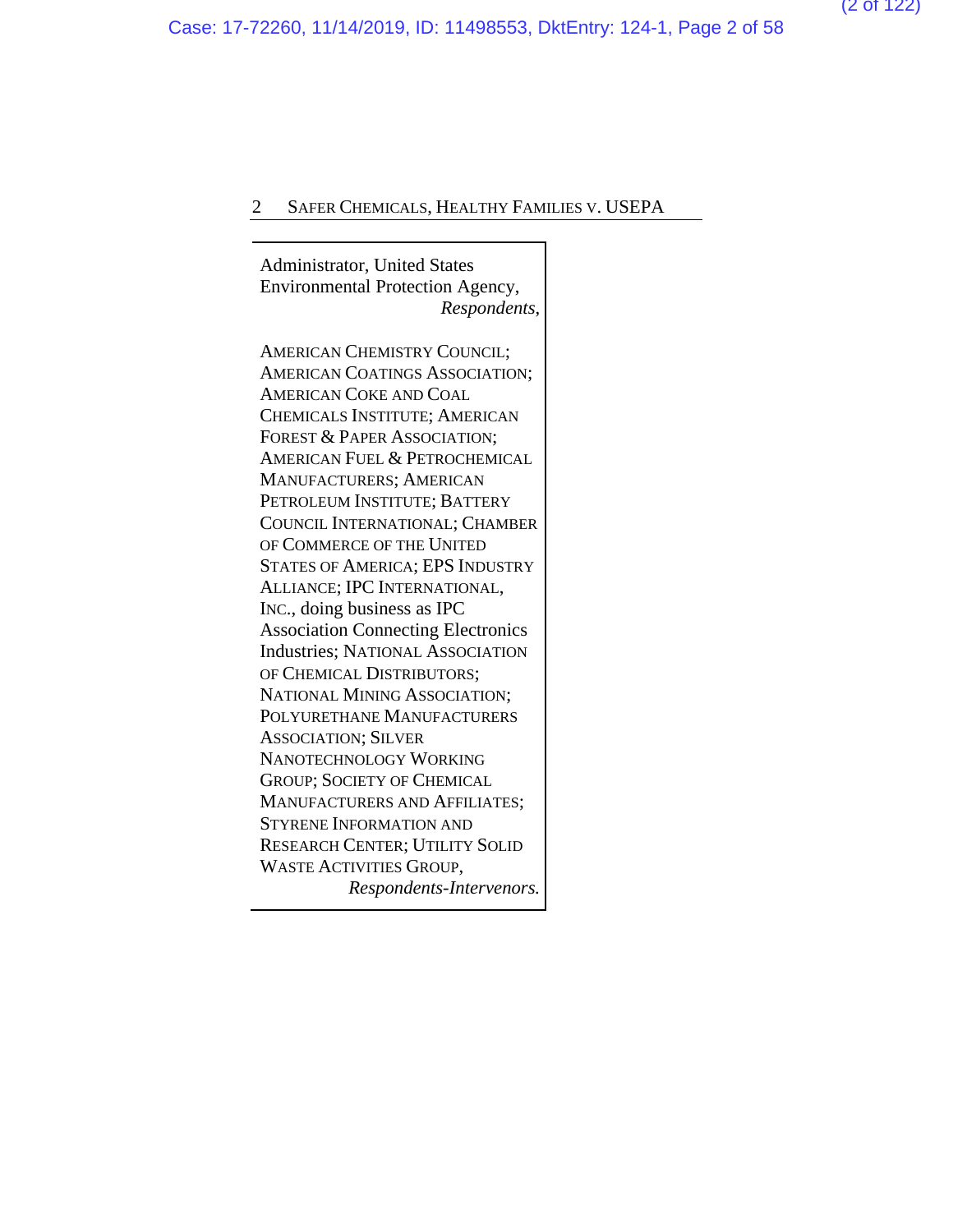Administrator, United States Environmental Protection Agency,
*Respondents*,

AMERICAN CHEMISTRY COUNCIL; AMERICAN COATINGS ASSOCIATION; AMERICAN COKE AND COAL CHEMICALS INSTITUTE; AMERICAN FOREST & PAPER ASSOCIATION; AMERICAN FUEL & PETROCHEMICAL MANUFACTURERS; AMERICAN PETROLEUM INSTITUTE; BATTERY COUNCIL INTERNATIONAL; CHAMBER OF COMMERCE OF THE UNITED STATES OF AMERICA; EPS INDUSTRY ALLIANCE; IPC INTERNATIONAL, INC., doing business as IPC Association Connecting Electronics Industries; NATIONAL ASSOCIATION OF CHEMICAL DISTRIBUTORS; NATIONAL MINING ASSOCIATION; POLYURETHANE MANUFACTURERS ASSOCIATION; SILVER NANOTECHNOLOGY WORKING GROUP; SOCIETY OF CHEMICAL MANUFACTURERS AND AFFILIATES; STYRENE INFORMATION AND RESEARCH CENTER; UTILITY SOLID WASTE ACTIVITIES GROUP,
*Respondents-Intervenors.*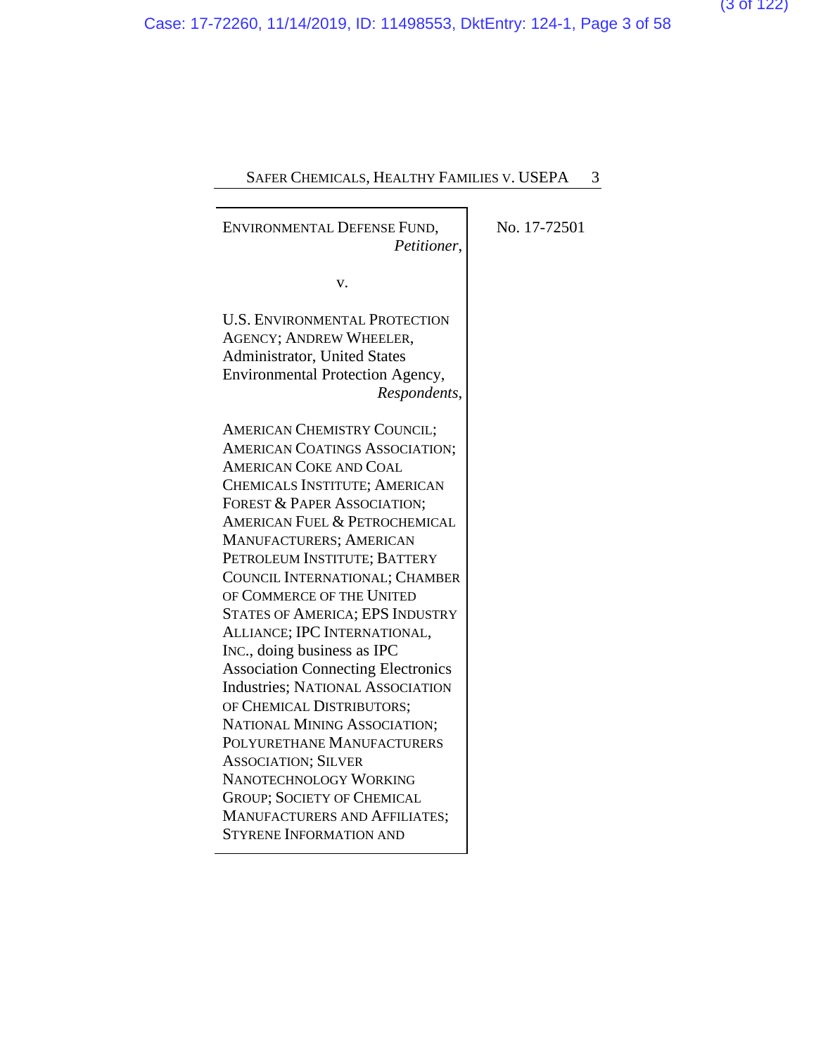ENVIRONMENTAL DEFENSE FUND,
*Petitioner*,

v.

U.S. ENVIRONMENTAL PROTECTION AGENCY; ANDREW WHEELER, Administrator, United States Environmental Protection Agency,
*Respondents*,

AMERICAN CHEMISTRY COUNCIL; AMERICAN COATINGS ASSOCIATION; AMERICAN COKE AND COAL CHEMICALS INSTITUTE; AMERICAN FOREST & PAPER ASSOCIATION; AMERICAN FUEL & PETROCHEMICAL MANUFACTURERS; AMERICAN PETROLEUM INSTITUTE; BATTERY COUNCIL INTERNATIONAL; CHAMBER OF COMMERCE OF THE UNITED STATES OF AMERICA; EPS INDUSTRY ALLIANCE; IPC INTERNATIONAL, INC., doing business as IPC Association Connecting Electronics Industries; NATIONAL ASSOCIATION OF CHEMICAL DISTRIBUTORS; NATIONAL MINING ASSOCIATION; POLYURETHANE MANUFACTURERS ASSOCIATION; SILVER NANOTECHNOLOGY WORKING GROUP; SOCIETY OF CHEMICAL MANUFACTURERS AND AFFILIATES; STYRENE INFORMATION AND

No. 17-72501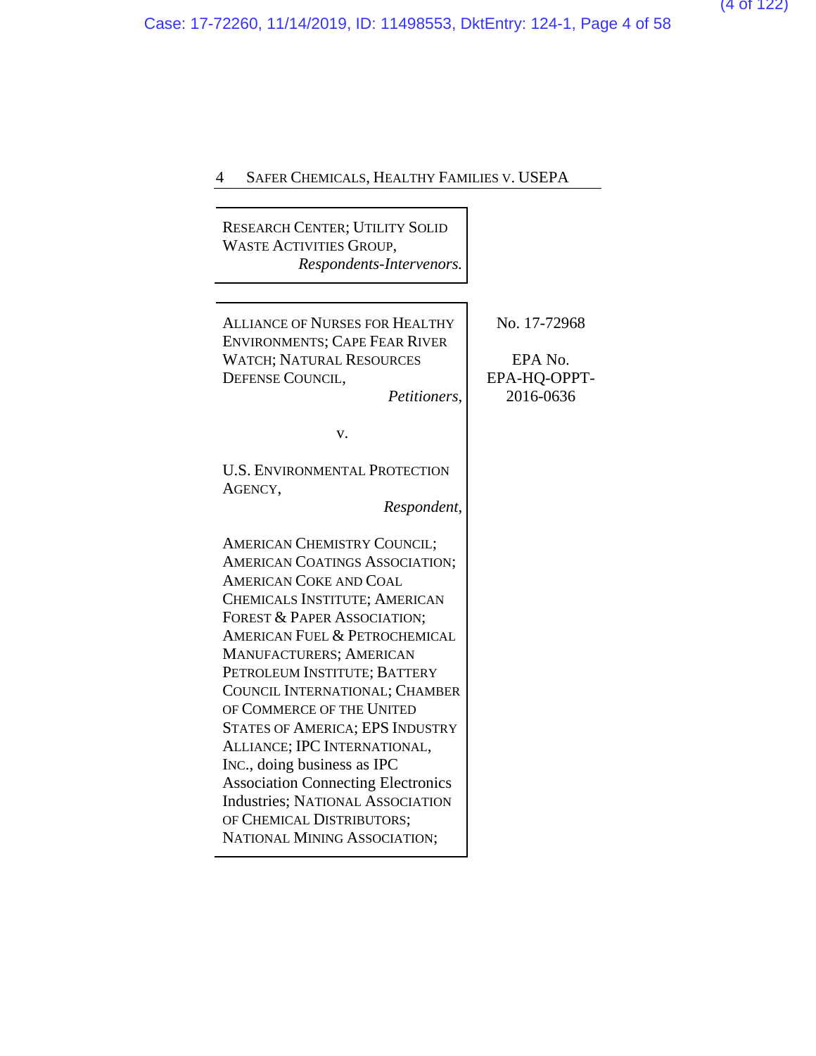RESEARCH CENTER; UTILITY SOLID WASTE ACTIVITIES GROUP,
*Respondents-Intervenors.*

---

ALLIANCE OF NURSES FOR HEALTHY ENVIRONMENTS; CAPE FEAR RIVER WATCH; NATURAL RESOURCES DEFENSE COUNCIL,
*Petitioners,*

v.

U.S. ENVIRONMENTAL PROTECTION AGENCY,
*Respondent,*

AMERICAN CHEMISTRY COUNCIL; AMERICAN COATINGS ASSOCIATION; AMERICAN COKE AND COAL CHEMICALS INSTITUTE; AMERICAN FOREST & PAPER ASSOCIATION; AMERICAN FUEL & PETROCHEMICAL MANUFACTURERS; AMERICAN PETROLEUM INSTITUTE; BATTERY COUNCIL INTERNATIONAL; CHAMBER OF COMMERCE OF THE UNITED STATES OF AMERICA; EPS INDUSTRY ALLIANCE; IPC INTERNATIONAL, INC., doing business as IPC Association Connecting Electronics Industries; NATIONAL ASSOCIATION OF CHEMICAL DISTRIBUTORS; NATIONAL MINING ASSOCIATION;

No. 17-72968

EPA No. EPA-HQ-OPPT-2016-0636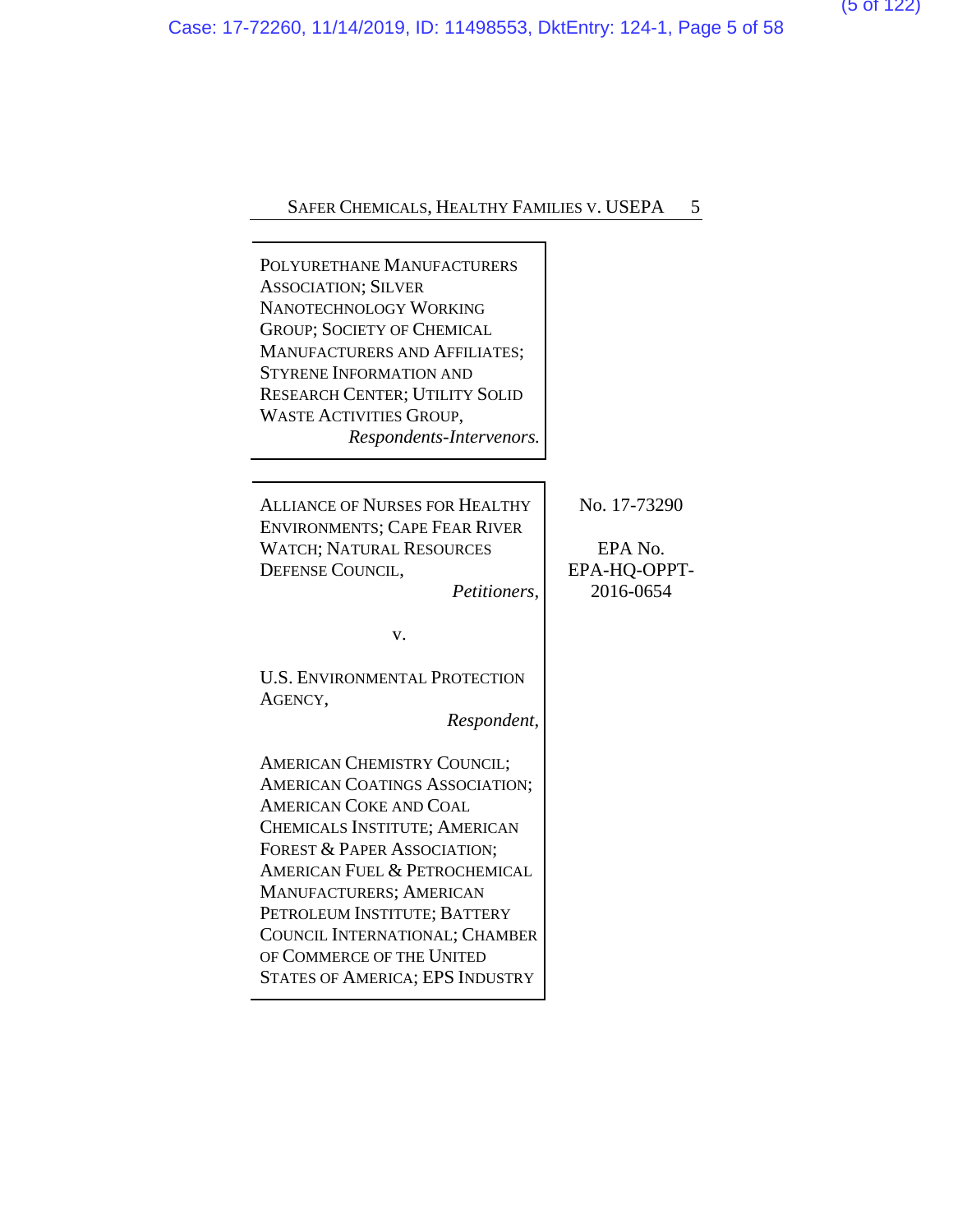POLYURETHANE MANUFACTURERS ASSOCIATION; SILVER NANOTECHNOLOGY WORKING GROUP; SOCIETY OF CHEMICAL MANUFACTURERS AND AFFILIATES; STYRENE INFORMATION AND RESEARCH CENTER; UTILITY SOLID WASTE ACTIVITIES GROUP,
*Respondents-Intervenors.*

---

ALLIANCE OF NURSES FOR HEALTHY ENVIRONMENTS; CAPE FEAR RIVER WATCH; NATURAL RESOURCES DEFENSE COUNCIL,
*Petitioners*,

v.

U.S. ENVIRONMENTAL PROTECTION AGENCY,
*Respondent*,

AMERICAN CHEMISTRY COUNCIL; AMERICAN COATINGS ASSOCIATION; AMERICAN COKE AND COAL CHEMICALS INSTITUTE; AMERICAN FOREST & PAPER ASSOCIATION; AMERICAN FUEL & PETROCHEMICAL MANUFACTURERS; AMERICAN PETROLEUM INSTITUTE; BATTERY COUNCIL INTERNATIONAL; CHAMBER OF COMMERCE OF THE UNITED STATES OF AMERICA; EPS INDUSTRY

No. 17-73290

EPA No. EPA-HQ-OPPT-2016-0654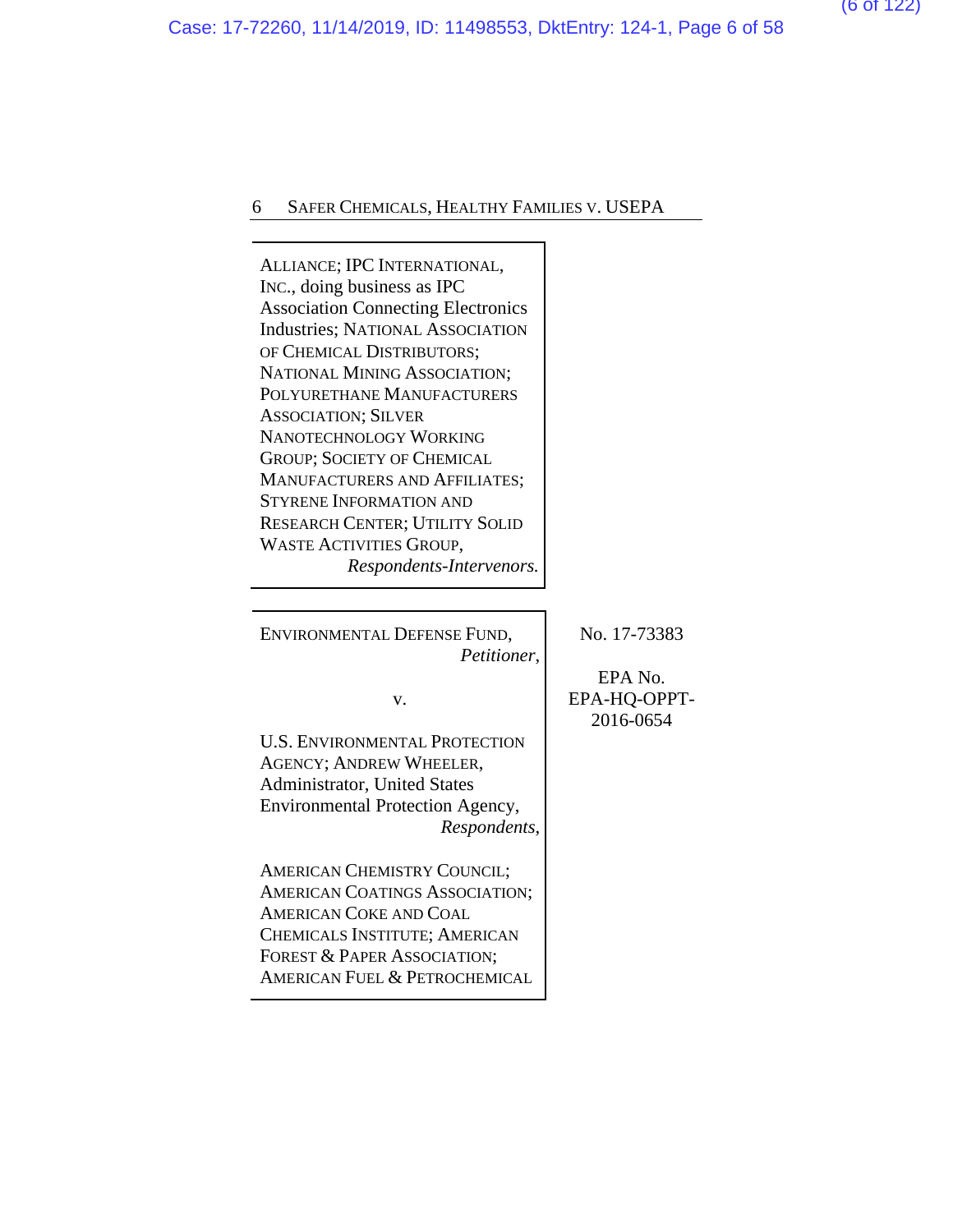ALLIANCE; IPC INTERNATIONAL, INC., doing business as IPC Association Connecting Electronics Industries; NATIONAL ASSOCIATION OF CHEMICAL DISTRIBUTORS; NATIONAL MINING ASSOCIATION; POLYURETHANE MANUFACTURERS ASSOCIATION; SILVER NANOTECHNOLOGY WORKING GROUP; SOCIETY OF CHEMICAL MANUFACTURERS AND AFFILIATES; STYRENE INFORMATION AND RESEARCH CENTER; UTILITY SOLID WASTE ACTIVITIES GROUP,
*Respondents-Intervenors.*

---

ENVIRONMENTAL DEFENSE FUND,
*Petitioner*,

v.

U.S. ENVIRONMENTAL PROTECTION AGENCY; ANDREW WHEELER, Administrator, United States Environmental Protection Agency,
*Respondents*,

AMERICAN CHEMISTRY COUNCIL; AMERICAN COATINGS ASSOCIATION; AMERICAN COKE AND COAL CHEMICALS INSTITUTE; AMERICAN FOREST & PAPER ASSOCIATION; AMERICAN FUEL & PETROCHEMICAL

No. 17-73383

EPA No.
EPA-HQ-OPPT-2016-0654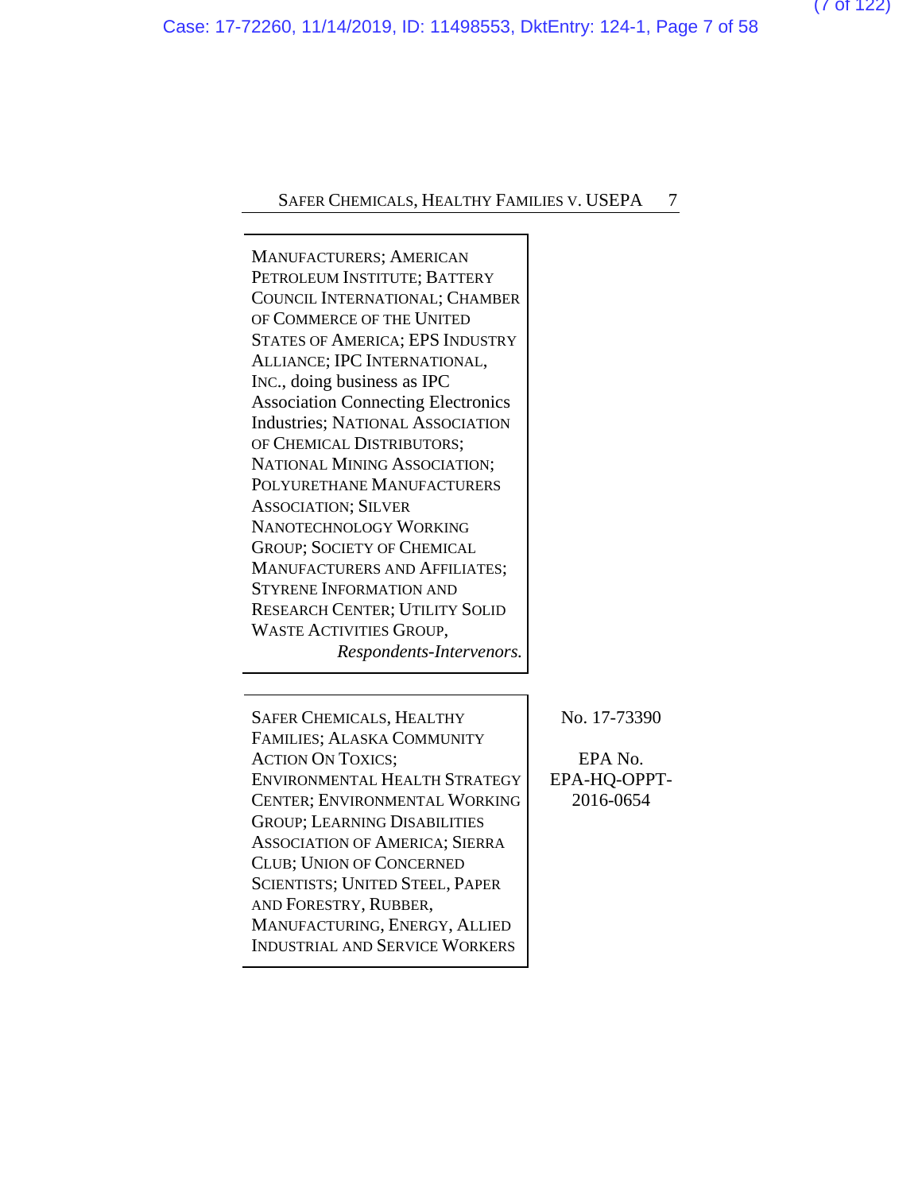MANUFACTURERS; AMERICAN PETROLEUM INSTITUTE; BATTERY COUNCIL INTERNATIONAL; CHAMBER OF COMMERCE OF THE UNITED STATES OF AMERICA; EPS INDUSTRY ALLIANCE; IPC INTERNATIONAL, INC., doing business as IPC Association Connecting Electronics Industries; NATIONAL ASSOCIATION OF CHEMICAL DISTRIBUTORS; NATIONAL MINING ASSOCIATION; POLYURETHANE MANUFACTURERS ASSOCIATION; SILVER NANOTECHNOLOGY WORKING GROUP; SOCIETY OF CHEMICAL MANUFACTURERS AND AFFILIATES; STYRENE INFORMATION AND RESEARCH CENTER; UTILITY SOLID WASTE ACTIVITIES GROUP,

*Respondents-Intervenors.*

---

SAFER CHEMICALS, HEALTHY FAMILIES; ALASKA COMMUNITY ACTION ON TOXICS; ENVIRONMENTAL HEALTH STRATEGY CENTER; ENVIRONMENTAL WORKING GROUP; LEARNING DISABILITIES ASSOCIATION OF AMERICA; SIERRA CLUB; UNION OF CONCERNED SCIENTISTS; UNITED STEEL, PAPER AND FORESTRY, RUBBER, MANUFACTURING, ENERGY, ALLIED INDUSTRIAL AND SERVICE WORKERS

No. 17-73390

EPA No. EPA-HQ-OPPT-2016-0654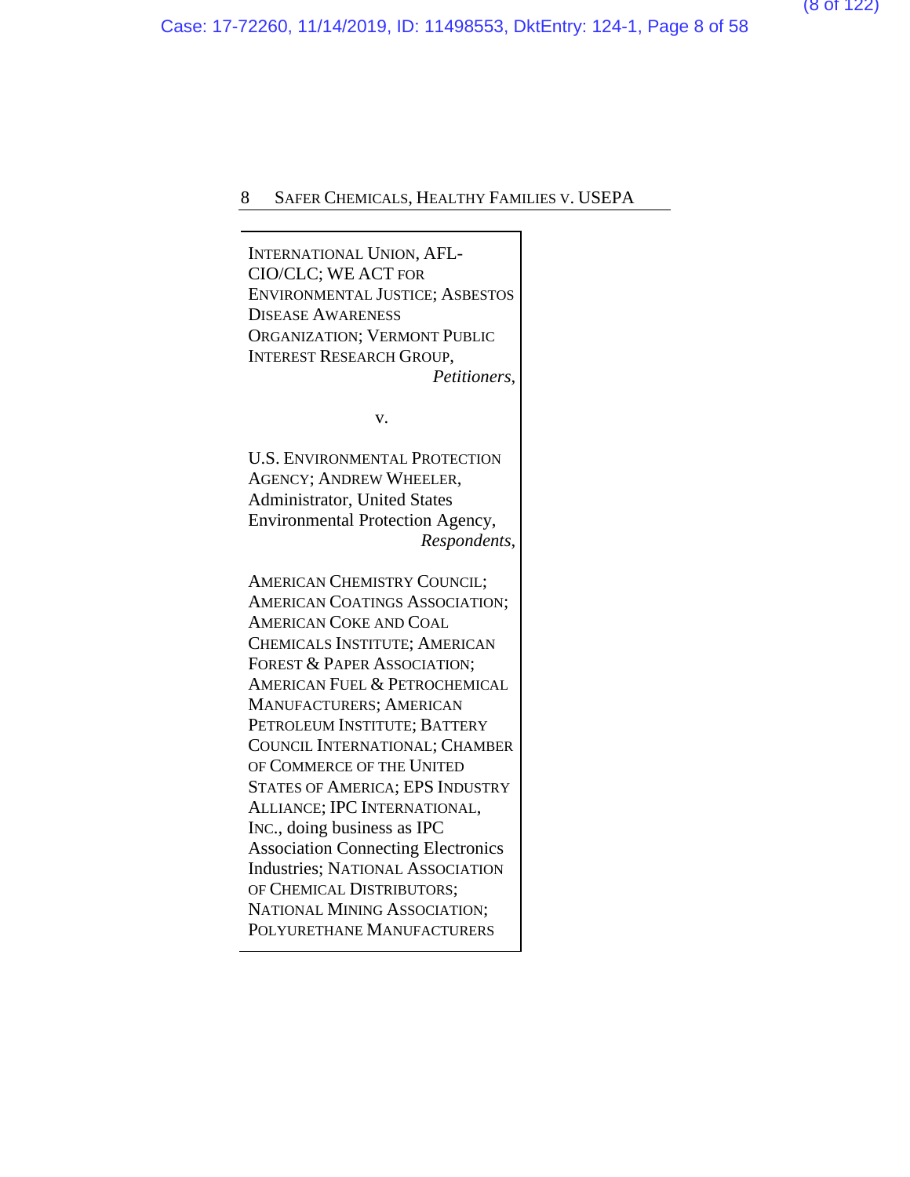INTERNATIONAL UNION, AFL-CIO/CLC; WE ACT FOR ENVIRONMENTAL JUSTICE; ASBESTOS DISEASE AWARENESS ORGANIZATION; VERMONT PUBLIC INTEREST RESEARCH GROUP,
*Petitioners*,

v.

U.S. ENVIRONMENTAL PROTECTION AGENCY; ANDREW WHEELER, Administrator, United States Environmental Protection Agency,
*Respondents*,

AMERICAN CHEMISTRY COUNCIL; AMERICAN COATINGS ASSOCIATION; AMERICAN COKE AND COAL CHEMICALS INSTITUTE; AMERICAN FOREST & PAPER ASSOCIATION; AMERICAN FUEL & PETROCHEMICAL MANUFACTURERS; AMERICAN PETROLEUM INSTITUTE; BATTERY COUNCIL INTERNATIONAL; CHAMBER OF COMMERCE OF THE UNITED STATES OF AMERICA; EPS INDUSTRY ALLIANCE; IPC INTERNATIONAL, INC., doing business as IPC Association Connecting Electronics Industries; NATIONAL ASSOCIATION OF CHEMICAL DISTRIBUTORS; NATIONAL MINING ASSOCIATION; POLYURETHANE MANUFACTURERS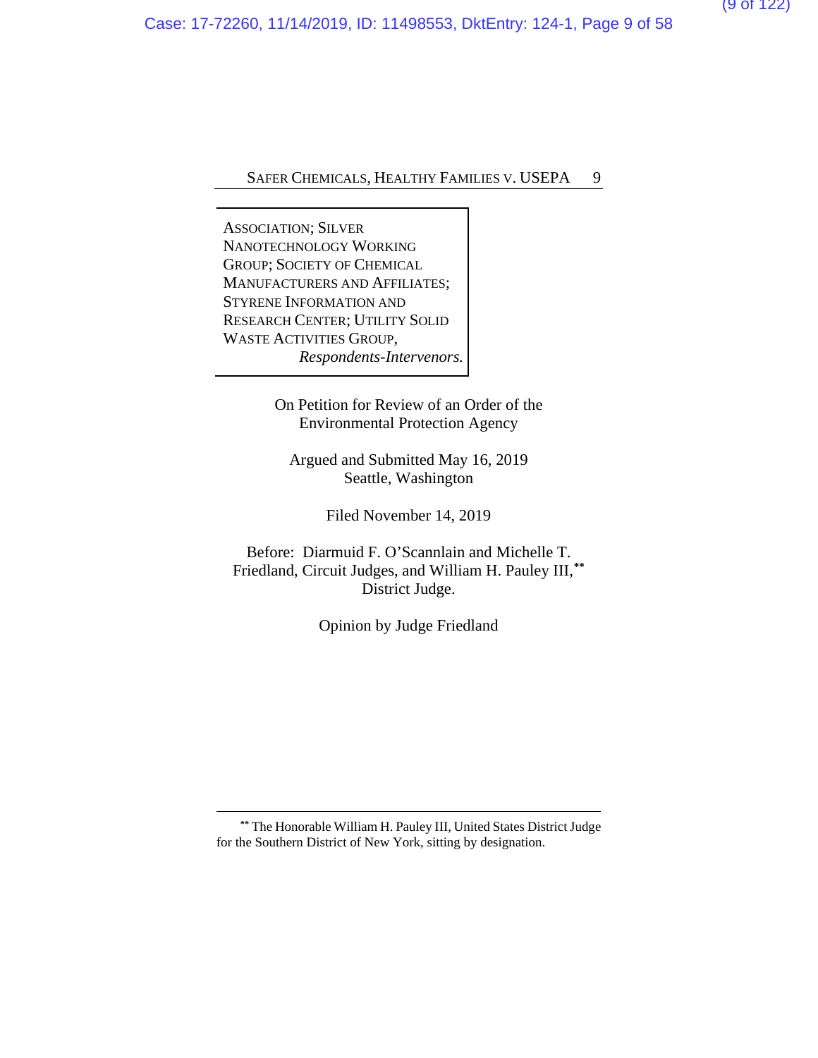ASSOCIATION; SILVER NANOTECHNOLOGY WORKING GROUP; SOCIETY OF CHEMICAL MANUFACTURERS AND AFFILIATES; STYRENE INFORMATION AND RESEARCH CENTER; UTILITY SOLID WASTE ACTIVITIES GROUP,
*Respondents-Intervenors.*

On Petition for Review of an Order of the Environmental Protection Agency

Argued and Submitted May 16, 2019
Seattle, Washington

Filed November 14, 2019

Before: Diarmuid F. O'Scannlain and Michelle T. Friedland, Circuit Judges, and William H. Pauley III,[**] District Judge.

Opinion by Judge Friedland

---

[**] The Honorable William H. Pauley III, United States District Judge for the Southern District of New York, sitting by designation.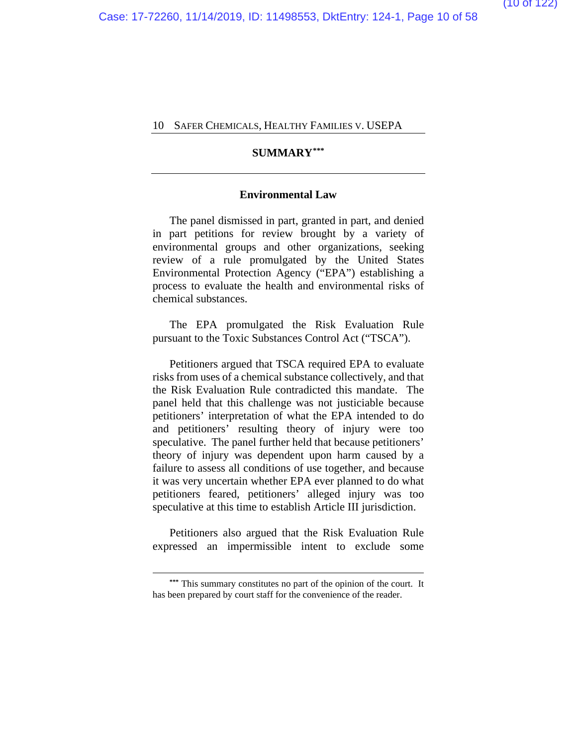## SUMMARY[***]

### Environmental Law

The panel dismissed in part, granted in part, and denied in part petitions for review brought by a variety of environmental groups and other organizations, seeking review of a rule promulgated by the United States Environmental Protection Agency ("EPA") establishing a process to evaluate the health and environmental risks of chemical substances.

The EPA promulgated the Risk Evaluation Rule pursuant to the Toxic Substances Control Act ("TSCA").

Petitioners argued that TSCA required EPA to evaluate risks from uses of a chemical substance collectively, and that the Risk Evaluation Rule contradicted this mandate. The panel held that this challenge was not justiciable because petitioners' interpretation of what the EPA intended to do and petitioners' resulting theory of injury were too speculative. The panel further held that because petitioners' theory of injury was dependent upon harm caused by a failure to assess all conditions of use together, and because it was very uncertain whether EPA ever planned to do what petitioners feared, petitioners' alleged injury was too speculative at this time to establish Article III jurisdiction.

Petitioners also argued that the Risk Evaluation Rule expressed an impermissible intent to exclude some

---

[***] This summary constitutes no part of the opinion of the court. It has been prepared by court staff for the convenience of the reader.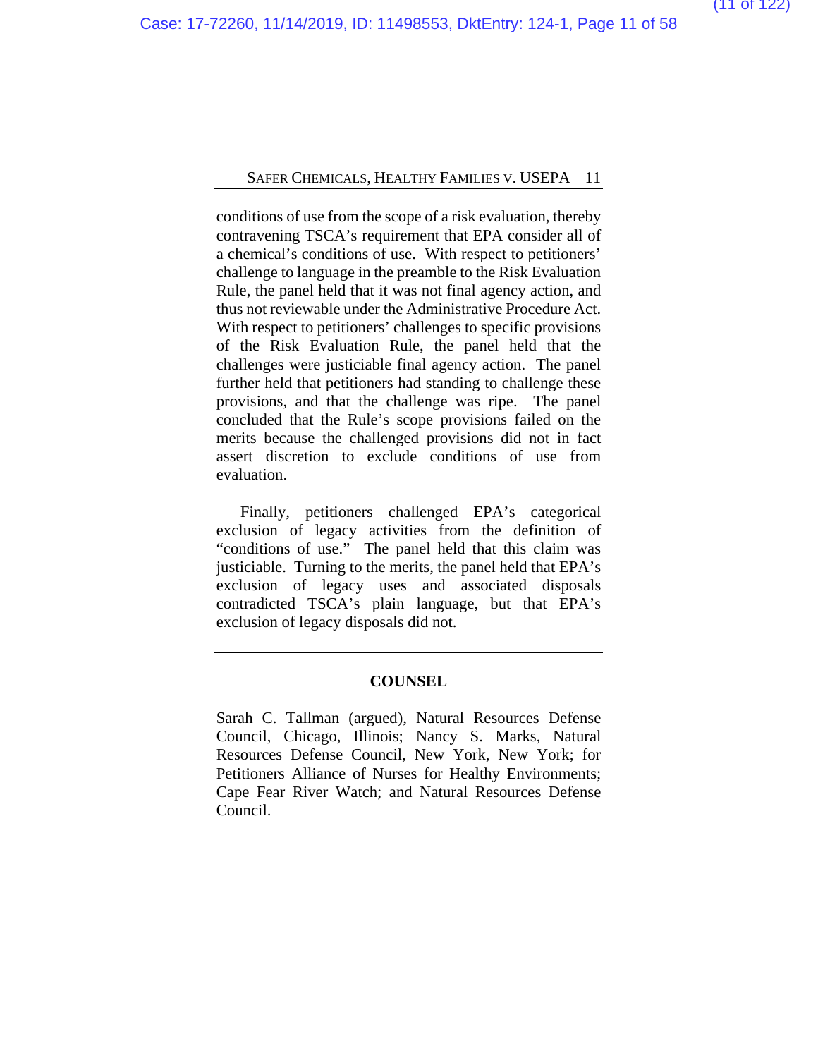conditions of use from the scope of a risk evaluation, thereby contravening TSCA's requirement that EPA consider all of a chemical's conditions of use. With respect to petitioners' challenge to language in the preamble to the Risk Evaluation Rule, the panel held that it was not final agency action, and thus not reviewable under the Administrative Procedure Act. With respect to petitioners' challenges to specific provisions of the Risk Evaluation Rule, the panel held that the challenges were justiciable final agency action. The panel further held that petitioners had standing to challenge these provisions, and that the challenge was ripe. The panel concluded that the Rule's scope provisions failed on the merits because the challenged provisions did not in fact assert discretion to exclude conditions of use from evaluation.

Finally, petitioners challenged EPA's categorical exclusion of legacy activities from the definition of "conditions of use." The panel held that this claim was justiciable. Turning to the merits, the panel held that EPA's exclusion of legacy uses and associated disposals contradicted TSCA's plain language, but that EPA's exclusion of legacy disposals did not.

---

## COUNSEL

Sarah C. Tallman (argued), Natural Resources Defense Council, Chicago, Illinois; Nancy S. Marks, Natural Resources Defense Council, New York, New York; for Petitioners Alliance of Nurses for Healthy Environments; Cape Fear River Watch; and Natural Resources Defense Council.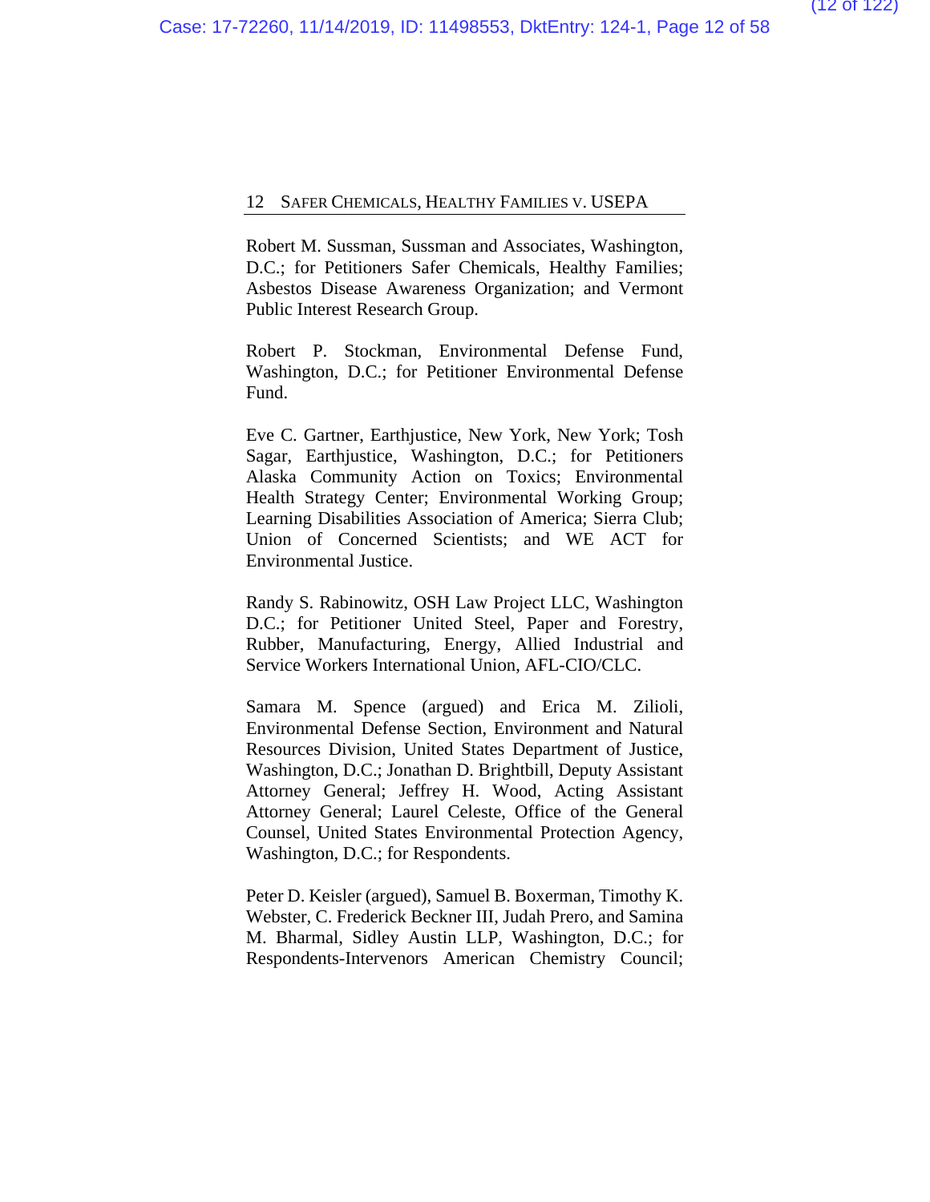Robert M. Sussman, Sussman and Associates, Washington, D.C.; for Petitioners Safer Chemicals, Healthy Families; Asbestos Disease Awareness Organization; and Vermont Public Interest Research Group.

Robert P. Stockman, Environmental Defense Fund, Washington, D.C.; for Petitioner Environmental Defense Fund.

Eve C. Gartner, Earthjustice, New York, New York; Tosh Sagar, Earthjustice, Washington, D.C.; for Petitioners Alaska Community Action on Toxics; Environmental Health Strategy Center; Environmental Working Group; Learning Disabilities Association of America; Sierra Club; Union of Concerned Scientists; and WE ACT for Environmental Justice.

Randy S. Rabinowitz, OSH Law Project LLC, Washington D.C.; for Petitioner United Steel, Paper and Forestry, Rubber, Manufacturing, Energy, Allied Industrial and Service Workers International Union, AFL-CIO/CLC.

Samara M. Spence (argued) and Erica M. Zilioli, Environmental Defense Section, Environment and Natural Resources Division, United States Department of Justice, Washington, D.C.; Jonathan D. Brightbill, Deputy Assistant Attorney General; Jeffrey H. Wood, Acting Assistant Attorney General; Laurel Celeste, Office of the General Counsel, United States Environmental Protection Agency, Washington, D.C.; for Respondents.

Peter D. Keisler (argued), Samuel B. Boxerman, Timothy K. Webster, C. Frederick Beckner III, Judah Prero, and Samina M. Bharmal, Sidley Austin LLP, Washington, D.C.; for Respondents-Intervenors American Chemistry Council;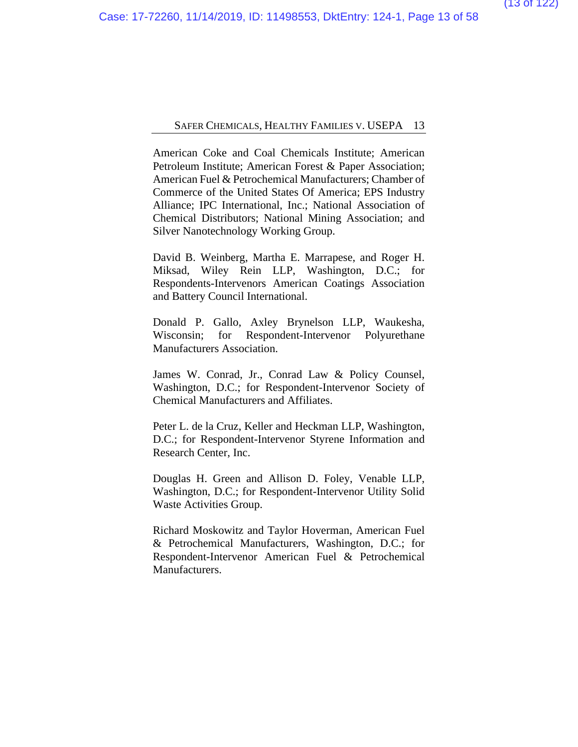American Coke and Coal Chemicals Institute; American Petroleum Institute; American Forest & Paper Association; American Fuel & Petrochemical Manufacturers; Chamber of Commerce of the United States Of America; EPS Industry Alliance; IPC International, Inc.; National Association of Chemical Distributors; National Mining Association; and Silver Nanotechnology Working Group.

David B. Weinberg, Martha E. Marrapese, and Roger H. Miksad, Wiley Rein LLP, Washington, D.C.; for Respondents-Intervenors American Coatings Association and Battery Council International.

Donald P. Gallo, Axley Brynelson LLP, Waukesha, Wisconsin; for Respondent-Intervenor Polyurethane Manufacturers Association.

James W. Conrad, Jr., Conrad Law & Policy Counsel, Washington, D.C.; for Respondent-Intervenor Society of Chemical Manufacturers and Affiliates.

Peter L. de la Cruz, Keller and Heckman LLP, Washington, D.C.; for Respondent-Intervenor Styrene Information and Research Center, Inc.

Douglas H. Green and Allison D. Foley, Venable LLP, Washington, D.C.; for Respondent-Intervenor Utility Solid Waste Activities Group.

Richard Moskowitz and Taylor Hoverman, American Fuel & Petrochemical Manufacturers, Washington, D.C.; for Respondent-Intervenor American Fuel & Petrochemical Manufacturers.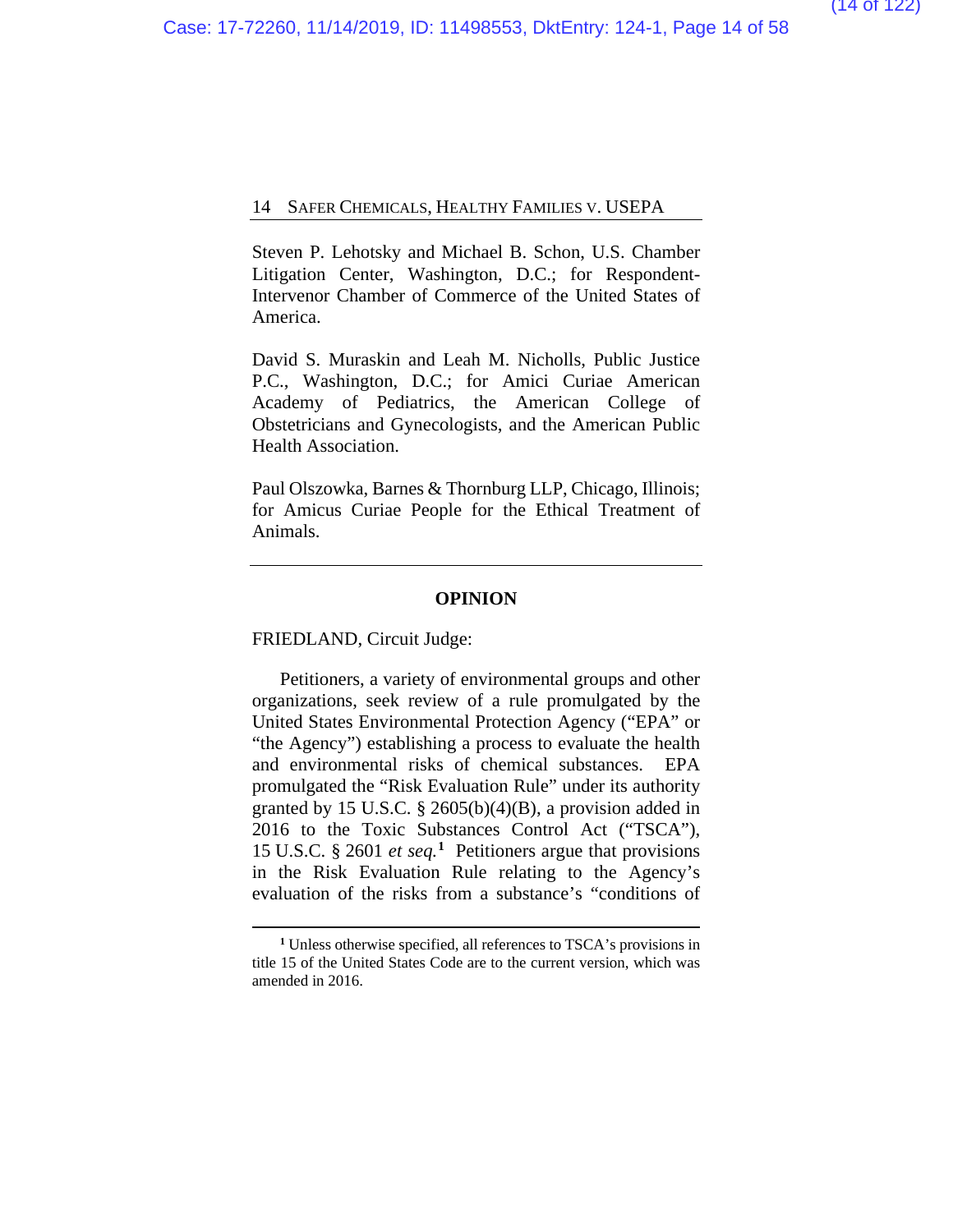Steven P. Lehotsky and Michael B. Schon, U.S. Chamber Litigation Center, Washington, D.C.; for Respondent-Intervenor Chamber of Commerce of the United States of America.

David S. Muraskin and Leah M. Nicholls, Public Justice P.C., Washington, D.C.; for Amici Curiae American Academy of Pediatrics, the American College of Obstetricians and Gynecologists, and the American Public Health Association.

Paul Olszowka, Barnes & Thornburg LLP, Chicago, Illinois; for Amicus Curiae People for the Ethical Treatment of Animals.

---

**OPINION**

FRIEDLAND, Circuit Judge:

Petitioners, a variety of environmental groups and other organizations, seek review of a rule promulgated by the United States Environmental Protection Agency ("EPA" or "the Agency") establishing a process to evaluate the health and environmental risks of chemical substances. EPA promulgated the "Risk Evaluation Rule" under its authority granted by 15 U.S.C. § 2605(b)(4)(B), a provision added in 2016 to the Toxic Substances Control Act ("TSCA"), 15 U.S.C. § 2601 *et seq.*[1] Petitioners argue that provisions in the Risk Evaluation Rule relating to the Agency's evaluation of the risks from a substance's "conditions of

---

[1] Unless otherwise specified, all references to TSCA's provisions in title 15 of the United States Code are to the current version, which was amended in 2016.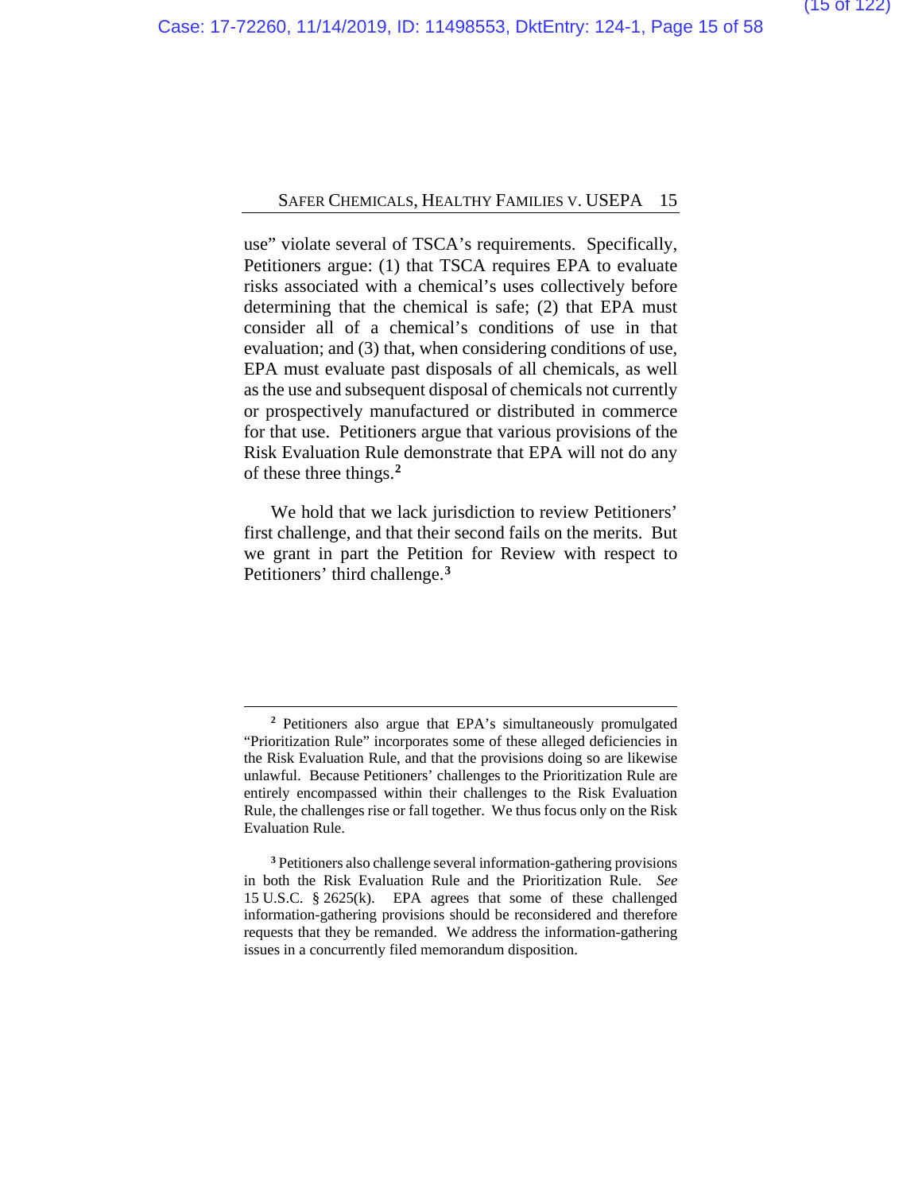use" violate several of TSCA's requirements. Specifically, Petitioners argue: (1) that TSCA requires EPA to evaluate risks associated with a chemical's uses collectively before determining that the chemical is safe; (2) that EPA must consider all of a chemical's conditions of use in that evaluation; and (3) that, when considering conditions of use, EPA must evaluate past disposals of all chemicals, as well as the use and subsequent disposal of chemicals not currently or prospectively manufactured or distributed in commerce for that use. Petitioners argue that various provisions of the Risk Evaluation Rule demonstrate that EPA will not do any of these three things.[2]

We hold that we lack jurisdiction to review Petitioners' first challenge, and that their second fails on the merits. But we grant in part the Petition for Review with respect to Petitioners' third challenge.[3]

---

[2] Petitioners also argue that EPA's simultaneously promulgated "Prioritization Rule" incorporates some of these alleged deficiencies in the Risk Evaluation Rule, and that the provisions doing so are likewise unlawful. Because Petitioners' challenges to the Prioritization Rule are entirely encompassed within their challenges to the Risk Evaluation Rule, the challenges rise or fall together. We thus focus only on the Risk Evaluation Rule.

[3] Petitioners also challenge several information-gathering provisions in both the Risk Evaluation Rule and the Prioritization Rule. *See* 15 U.S.C. § 2625(k). EPA agrees that some of these challenged information-gathering provisions should be reconsidered and therefore requests that they be remanded. We address the information-gathering issues in a concurrently filed memorandum disposition.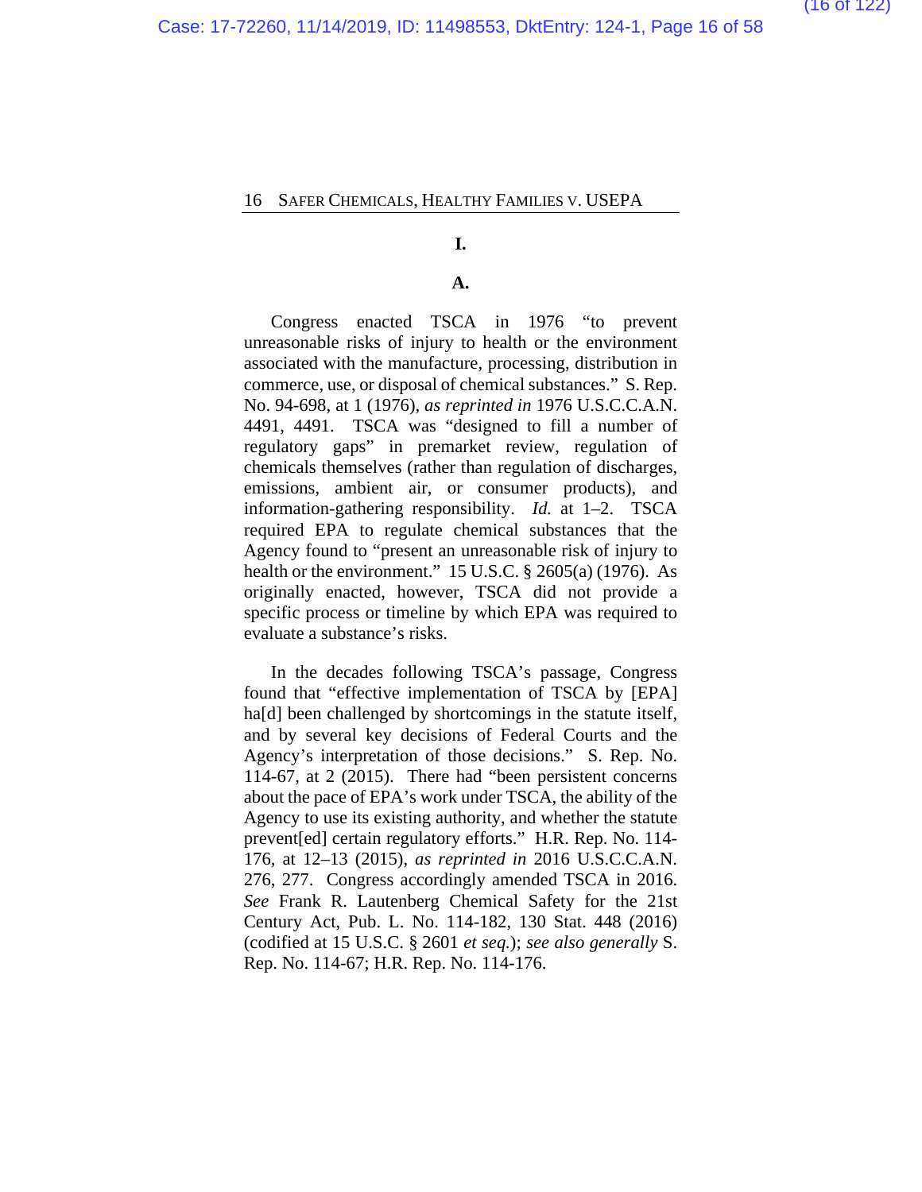## I.

### A.

Congress enacted TSCA in 1976 "to prevent unreasonable risks of injury to health or the environment associated with the manufacture, processing, distribution in commerce, use, or disposal of chemical substances." S. Rep. No. 94-698, at 1 (1976), *as reprinted in* 1976 U.S.C.C.A.N. 4491, 4491. TSCA was "designed to fill a number of regulatory gaps" in premarket review, regulation of chemicals themselves (rather than regulation of discharges, emissions, ambient air, or consumer products), and information-gathering responsibility. *Id.* at 1–2. TSCA required EPA to regulate chemical substances that the Agency found to "present an unreasonable risk of injury to health or the environment." 15 U.S.C. § 2605(a) (1976). As originally enacted, however, TSCA did not provide a specific process or timeline by which EPA was required to evaluate a substance's risks.

In the decades following TSCA's passage, Congress found that "effective implementation of TSCA by [EPA] ha[d] been challenged by shortcomings in the statute itself, and by several key decisions of Federal Courts and the Agency's interpretation of those decisions." S. Rep. No. 114-67, at 2 (2015). There had "been persistent concerns about the pace of EPA's work under TSCA, the ability of the Agency to use its existing authority, and whether the statute prevent[ed] certain regulatory efforts." H.R. Rep. No. 114-176, at 12–13 (2015), *as reprinted in* 2016 U.S.C.C.A.N. 276, 277. Congress accordingly amended TSCA in 2016. *See* Frank R. Lautenberg Chemical Safety for the 21st Century Act, Pub. L. No. 114-182, 130 Stat. 448 (2016) (codified at 15 U.S.C. § 2601 *et seq.*); *see also generally* S. Rep. No. 114-67; H.R. Rep. No. 114-176.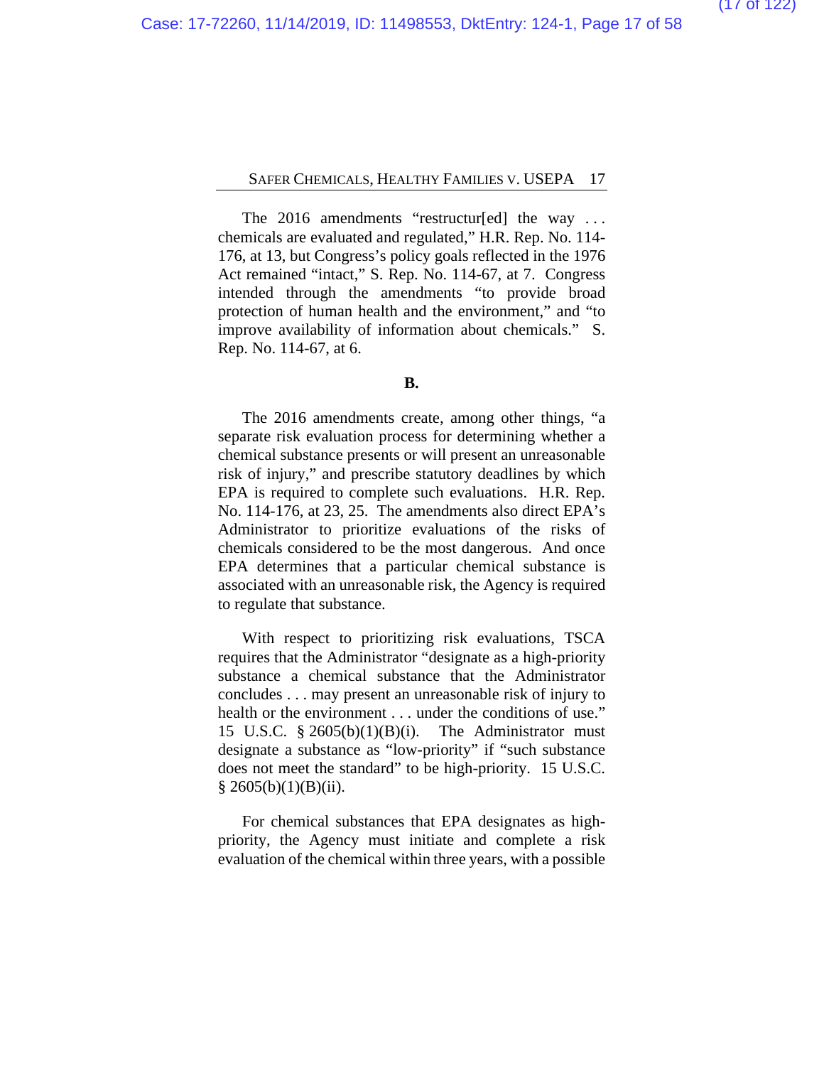The 2016 amendments "restructur[ed] the way . . . chemicals are evaluated and regulated," H.R. Rep. No. 114-176, at 13, but Congress's policy goals reflected in the 1976 Act remained "intact," S. Rep. No. 114-67, at 7. Congress intended through the amendments "to provide broad protection of human health and the environment," and "to improve availability of information about chemicals." S. Rep. No. 114-67, at 6.

**B.**

The 2016 amendments create, among other things, "a separate risk evaluation process for determining whether a chemical substance presents or will present an unreasonable risk of injury," and prescribe statutory deadlines by which EPA is required to complete such evaluations. H.R. Rep. No. 114-176, at 23, 25. The amendments also direct EPA's Administrator to prioritize evaluations of the risks of chemicals considered to be the most dangerous. And once EPA determines that a particular chemical substance is associated with an unreasonable risk, the Agency is required to regulate that substance.

With respect to prioritizing risk evaluations, TSCA requires that the Administrator "designate as a high-priority substance a chemical substance that the Administrator concludes . . . may present an unreasonable risk of injury to health or the environment . . . under the conditions of use." 15 U.S.C. § 2605(b)(1)(B)(i). The Administrator must designate a substance as "low-priority" if "such substance does not meet the standard" to be high-priority. 15 U.S.C. § 2605(b)(1)(B)(ii).

For chemical substances that EPA designates as high-priority, the Agency must initiate and complete a risk evaluation of the chemical within three years, with a possible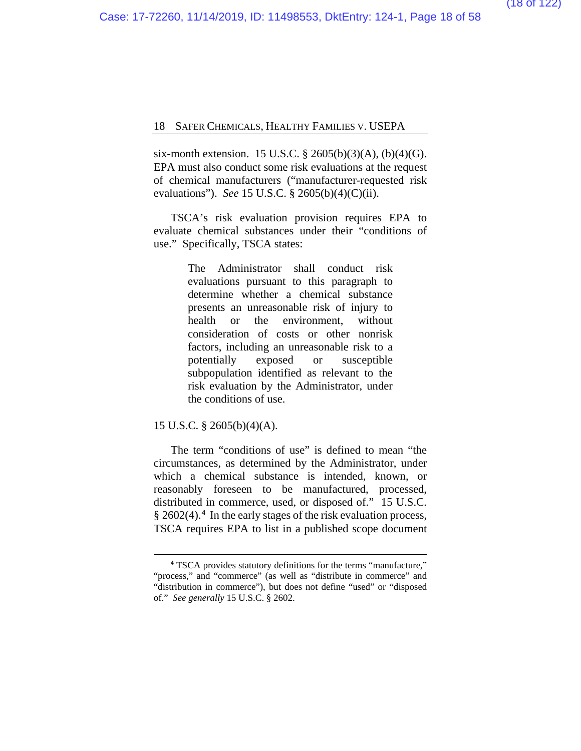six-month extension. 15 U.S.C. § 2605(b)(3)(A), (b)(4)(G). EPA must also conduct some risk evaluations at the request of chemical manufacturers ("manufacturer-requested risk evaluations"). *See* 15 U.S.C. § 2605(b)(4)(C)(ii).

TSCA's risk evaluation provision requires EPA to evaluate chemical substances under their "conditions of use." Specifically, TSCA states:

> The Administrator shall conduct risk evaluations pursuant to this paragraph to determine whether a chemical substance presents an unreasonable risk of injury to health or the environment, without consideration of costs or other nonrisk factors, including an unreasonable risk to a potentially exposed or susceptible subpopulation identified as relevant to the risk evaluation by the Administrator, under the conditions of use.

15 U.S.C. § 2605(b)(4)(A).

The term "conditions of use" is defined to mean "the circumstances, as determined by the Administrator, under which a chemical substance is intended, known, or reasonably foreseen to be manufactured, processed, distributed in commerce, used, or disposed of." 15 U.S.C. § 2602(4).[4] In the early stages of the risk evaluation process, TSCA requires EPA to list in a published scope document

---

[4] TSCA provides statutory definitions for the terms "manufacture," "process," and "commerce" (as well as "distribute in commerce" and "distribution in commerce"), but does not define "used" or "disposed of." *See generally* 15 U.S.C. § 2602.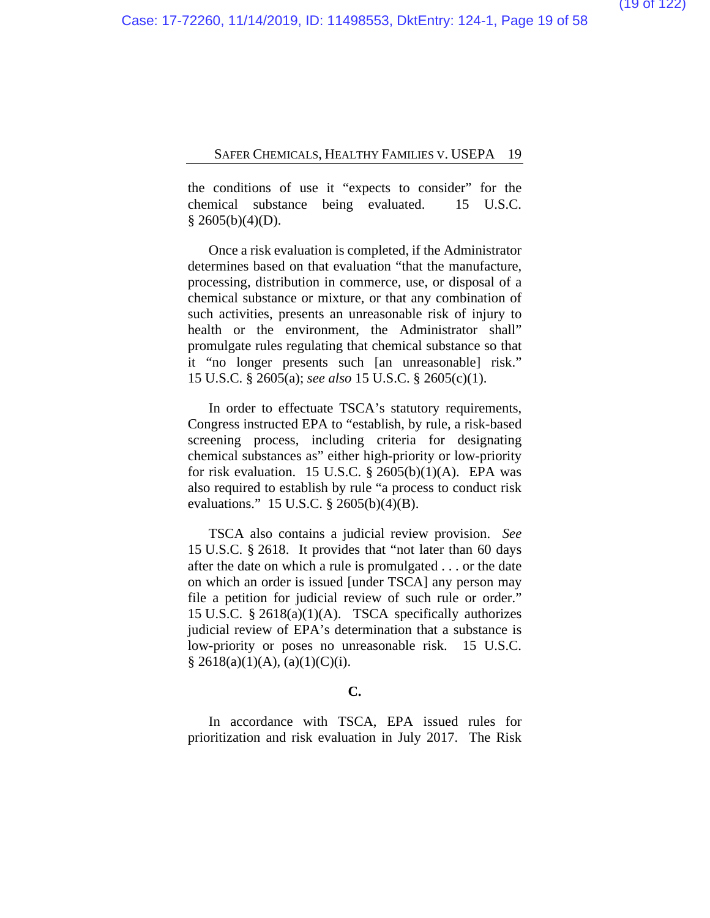the conditions of use it "expects to consider" for the chemical substance being evaluated. 15 U.S.C. § 2605(b)(4)(D).

Once a risk evaluation is completed, if the Administrator determines based on that evaluation "that the manufacture, processing, distribution in commerce, use, or disposal of a chemical substance or mixture, or that any combination of such activities, presents an unreasonable risk of injury to health or the environment, the Administrator shall" promulgate rules regulating that chemical substance so that it "no longer presents such [an unreasonable] risk." 15 U.S.C. § 2605(a); *see also* 15 U.S.C. § 2605(c)(1).

In order to effectuate TSCA's statutory requirements, Congress instructed EPA to "establish, by rule, a risk-based screening process, including criteria for designating chemical substances as" either high-priority or low-priority for risk evaluation. 15 U.S.C. § 2605(b)(1)(A). EPA was also required to establish by rule "a process to conduct risk evaluations." 15 U.S.C. § 2605(b)(4)(B).

TSCA also contains a judicial review provision. *See* 15 U.S.C. § 2618. It provides that "not later than 60 days after the date on which a rule is promulgated . . . or the date on which an order is issued [under TSCA] any person may file a petition for judicial review of such rule or order." 15 U.S.C. § 2618(a)(1)(A). TSCA specifically authorizes judicial review of EPA's determination that a substance is low-priority or poses no unreasonable risk. 15 U.S.C. § 2618(a)(1)(A), (a)(1)(C)(i).

**C.**

In accordance with TSCA, EPA issued rules for prioritization and risk evaluation in July 2017. The Risk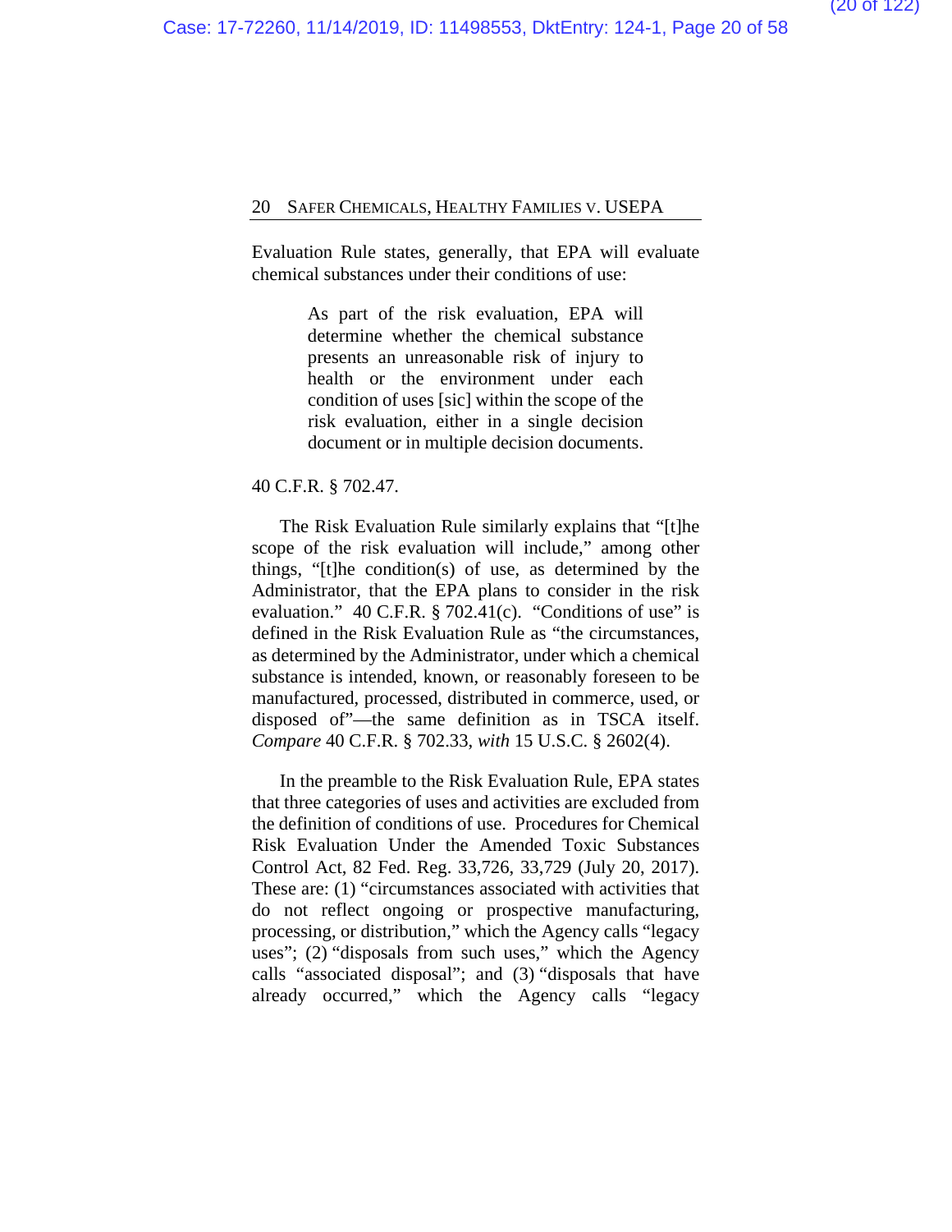Evaluation Rule states, generally, that EPA will evaluate chemical substances under their conditions of use:

> As part of the risk evaluation, EPA will determine whether the chemical substance presents an unreasonable risk of injury to health or the environment under each condition of uses [sic] within the scope of the risk evaluation, either in a single decision document or in multiple decision documents.

40 C.F.R. § 702.47.

The Risk Evaluation Rule similarly explains that "[t]he scope of the risk evaluation will include," among other things, "[t]he condition(s) of use, as determined by the Administrator, that the EPA plans to consider in the risk evaluation." 40 C.F.R. § 702.41(c). "Conditions of use" is defined in the Risk Evaluation Rule as "the circumstances, as determined by the Administrator, under which a chemical substance is intended, known, or reasonably foreseen to be manufactured, processed, distributed in commerce, used, or disposed of"—the same definition as in TSCA itself. *Compare* 40 C.F.R. § 702.33, *with* 15 U.S.C. § 2602(4).

In the preamble to the Risk Evaluation Rule, EPA states that three categories of uses and activities are excluded from the definition of conditions of use. Procedures for Chemical Risk Evaluation Under the Amended Toxic Substances Control Act, 82 Fed. Reg. 33,726, 33,729 (July 20, 2017). These are: (1) "circumstances associated with activities that do not reflect ongoing or prospective manufacturing, processing, or distribution," which the Agency calls "legacy uses"; (2) "disposals from such uses," which the Agency calls "associated disposal"; and (3) "disposals that have already occurred," which the Agency calls "legacy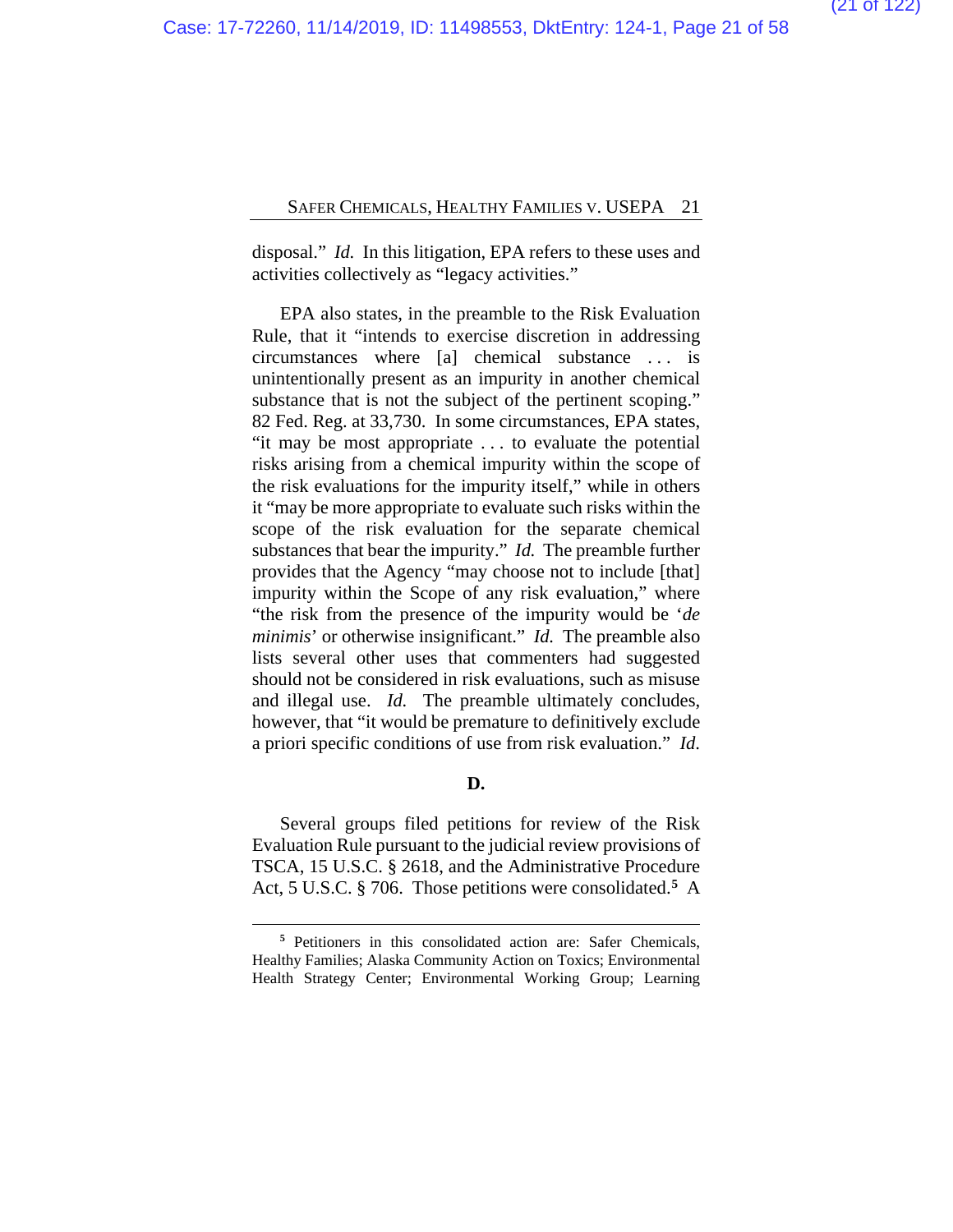disposal." *Id.* In this litigation, EPA refers to these uses and activities collectively as "legacy activities."

EPA also states, in the preamble to the Risk Evaluation Rule, that it "intends to exercise discretion in addressing circumstances where [a] chemical substance . . . is unintentionally present as an impurity in another chemical substance that is not the subject of the pertinent scoping." 82 Fed. Reg. at 33,730. In some circumstances, EPA states, "it may be most appropriate . . . to evaluate the potential risks arising from a chemical impurity within the scope of the risk evaluations for the impurity itself," while in others it "may be more appropriate to evaluate such risks within the scope of the risk evaluation for the separate chemical substances that bear the impurity." *Id.* The preamble further provides that the Agency "may choose not to include [that] impurity within the Scope of any risk evaluation," where "the risk from the presence of the impurity would be '*de minimis*' or otherwise insignificant." *Id.* The preamble also lists several other uses that commenters had suggested should not be considered in risk evaluations, such as misuse and illegal use. *Id.* The preamble ultimately concludes, however, that "it would be premature to definitively exclude a priori specific conditions of use from risk evaluation." *Id.*

**D.**

Several groups filed petitions for review of the Risk Evaluation Rule pursuant to the judicial review provisions of TSCA, 15 U.S.C. § 2618, and the Administrative Procedure Act, 5 U.S.C. § 706. Those petitions were consolidated.[5] A

---

[5] Petitioners in this consolidated action are: Safer Chemicals, Healthy Families; Alaska Community Action on Toxics; Environmental Health Strategy Center; Environmental Working Group; Learning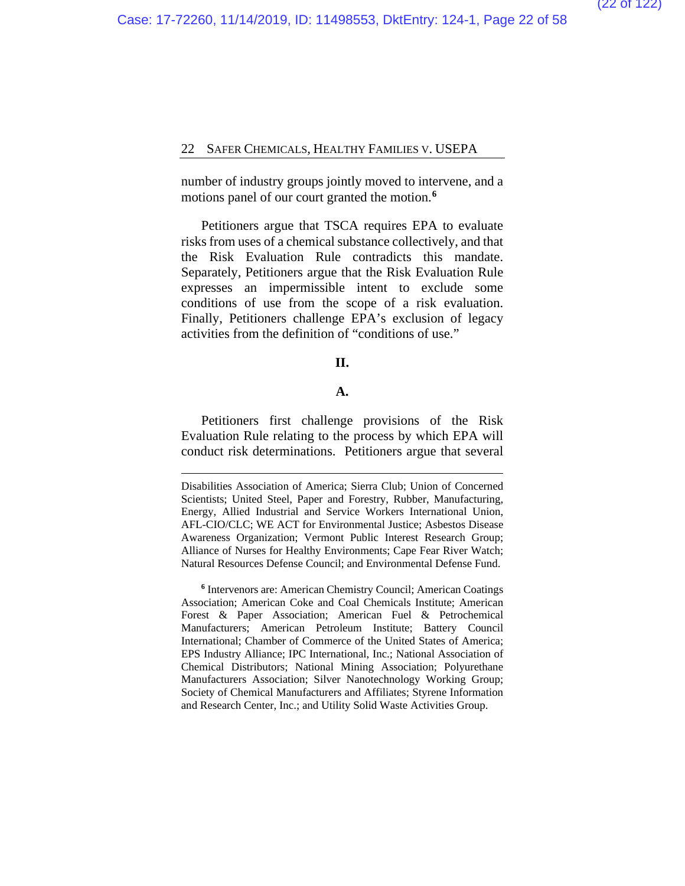number of industry groups jointly moved to intervene, and a motions panel of our court granted the motion.[6]

Petitioners argue that TSCA requires EPA to evaluate risks from uses of a chemical substance collectively, and that the Risk Evaluation Rule contradicts this mandate. Separately, Petitioners argue that the Risk Evaluation Rule expresses an impermissible intent to exclude some conditions of use from the scope of a risk evaluation. Finally, Petitioners challenge EPA's exclusion of legacy activities from the definition of "conditions of use."

## II.

### A.

Petitioners first challenge provisions of the Risk Evaluation Rule relating to the process by which EPA will conduct risk determinations. Petitioners argue that several

---

Disabilities Association of America; Sierra Club; Union of Concerned Scientists; United Steel, Paper and Forestry, Rubber, Manufacturing, Energy, Allied Industrial and Service Workers International Union, AFL-CIO/CLC; WE ACT for Environmental Justice; Asbestos Disease Awareness Organization; Vermont Public Interest Research Group; Alliance of Nurses for Healthy Environments; Cape Fear River Watch; Natural Resources Defense Council; and Environmental Defense Fund.

[6] Intervenors are: American Chemistry Council; American Coatings Association; American Coke and Coal Chemicals Institute; American Forest & Paper Association; American Fuel & Petrochemical Manufacturers; American Petroleum Institute; Battery Council International; Chamber of Commerce of the United States of America; EPS Industry Alliance; IPC International, Inc.; National Association of Chemical Distributors; National Mining Association; Polyurethane Manufacturers Association; Silver Nanotechnology Working Group; Society of Chemical Manufacturers and Affiliates; Styrene Information and Research Center, Inc.; and Utility Solid Waste Activities Group.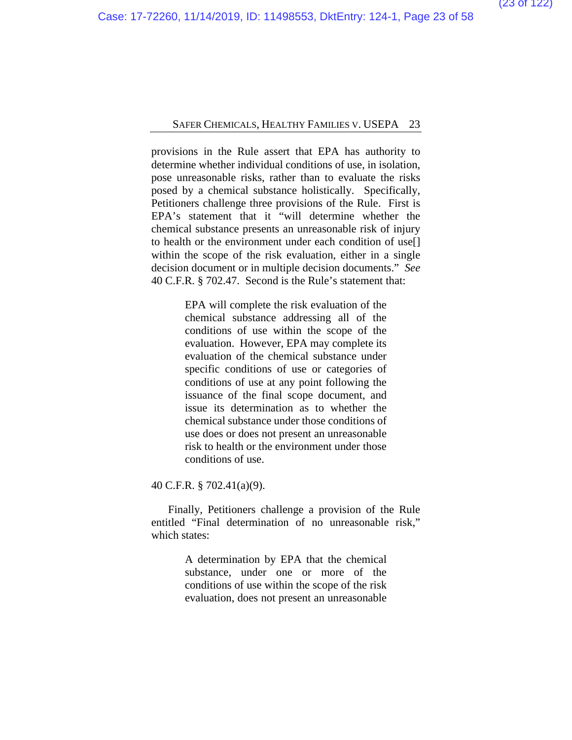provisions in the Rule assert that EPA has authority to determine whether individual conditions of use, in isolation, pose unreasonable risks, rather than to evaluate the risks posed by a chemical substance holistically. Specifically, Petitioners challenge three provisions of the Rule. First is EPA's statement that it "will determine whether the chemical substance presents an unreasonable risk of injury to health or the environment under each condition of use[] within the scope of the risk evaluation, either in a single decision document or in multiple decision documents." *See* 40 C.F.R. § 702.47. Second is the Rule's statement that:

> EPA will complete the risk evaluation of the chemical substance addressing all of the conditions of use within the scope of the evaluation. However, EPA may complete its evaluation of the chemical substance under specific conditions of use or categories of conditions of use at any point following the issuance of the final scope document, and issue its determination as to whether the chemical substance under those conditions of use does or does not present an unreasonable risk to health or the environment under those conditions of use.

40 C.F.R. § 702.41(a)(9).

Finally, Petitioners challenge a provision of the Rule entitled "Final determination of no unreasonable risk," which states:

> A determination by EPA that the chemical substance, under one or more of the conditions of use within the scope of the risk evaluation, does not present an unreasonable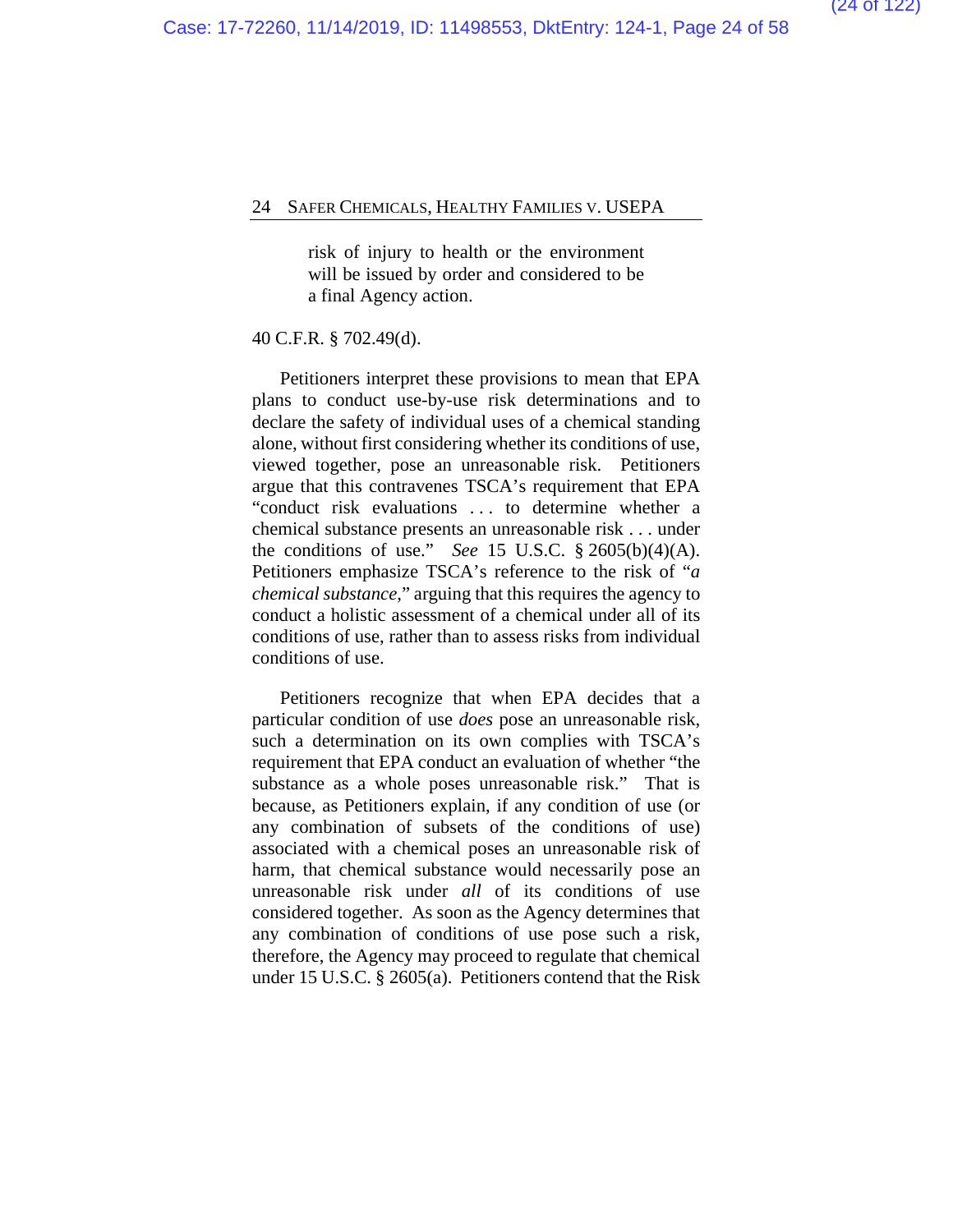> risk of injury to health or the environment will be issued by order and considered to be a final Agency action.

40 C.F.R. § 702.49(d).

Petitioners interpret these provisions to mean that EPA plans to conduct use-by-use risk determinations and to declare the safety of individual uses of a chemical standing alone, without first considering whether its conditions of use, viewed together, pose an unreasonable risk. Petitioners argue that this contravenes TSCA's requirement that EPA "conduct risk evaluations . . . to determine whether a chemical substance presents an unreasonable risk . . . under the conditions of use." *See* 15 U.S.C. § 2605(b)(4)(A). Petitioners emphasize TSCA's reference to the risk of "*a chemical substance*," arguing that this requires the agency to conduct a holistic assessment of a chemical under all of its conditions of use, rather than to assess risks from individual conditions of use.

Petitioners recognize that when EPA decides that a particular condition of use *does* pose an unreasonable risk, such a determination on its own complies with TSCA's requirement that EPA conduct an evaluation of whether "the substance as a whole poses unreasonable risk." That is because, as Petitioners explain, if any condition of use (or any combination of subsets of the conditions of use) associated with a chemical poses an unreasonable risk of harm, that chemical substance would necessarily pose an unreasonable risk under *all* of its conditions of use considered together. As soon as the Agency determines that any combination of conditions of use pose such a risk, therefore, the Agency may proceed to regulate that chemical under 15 U.S.C. § 2605(a). Petitioners contend that the Risk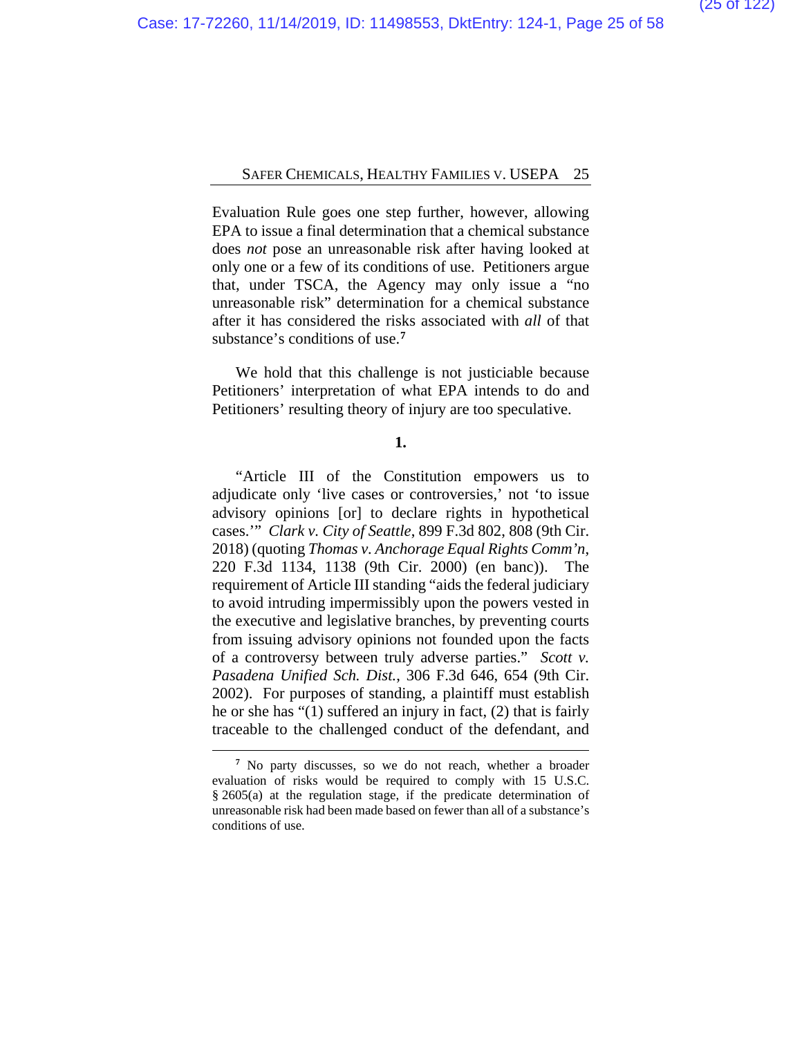Evaluation Rule goes one step further, however, allowing EPA to issue a final determination that a chemical substance does *not* pose an unreasonable risk after having looked at only one or a few of its conditions of use. Petitioners argue that, under TSCA, the Agency may only issue a "no unreasonable risk" determination for a chemical substance after it has considered the risks associated with *all* of that substance's conditions of use.[7]

We hold that this challenge is not justiciable because Petitioners' interpretation of what EPA intends to do and Petitioners' resulting theory of injury are too speculative.

**1.**

"Article III of the Constitution empowers us to adjudicate only 'live cases or controversies,' not 'to issue advisory opinions [or] to declare rights in hypothetical cases.'" *Clark v. City of Seattle*, 899 F.3d 802, 808 (9th Cir. 2018) (quoting *Thomas v. Anchorage Equal Rights Comm'n*, 220 F.3d 1134, 1138 (9th Cir. 2000) (en banc)). The requirement of Article III standing "aids the federal judiciary to avoid intruding impermissibly upon the powers vested in the executive and legislative branches, by preventing courts from issuing advisory opinions not founded upon the facts of a controversy between truly adverse parties." *Scott v. Pasadena Unified Sch. Dist.*, 306 F.3d 646, 654 (9th Cir. 2002). For purposes of standing, a plaintiff must establish he or she has "(1) suffered an injury in fact, (2) that is fairly traceable to the challenged conduct of the defendant, and

---

[7] No party discusses, so we do not reach, whether a broader evaluation of risks would be required to comply with 15 U.S.C. § 2605(a) at the regulation stage, if the predicate determination of unreasonable risk had been made based on fewer than all of a substance's conditions of use.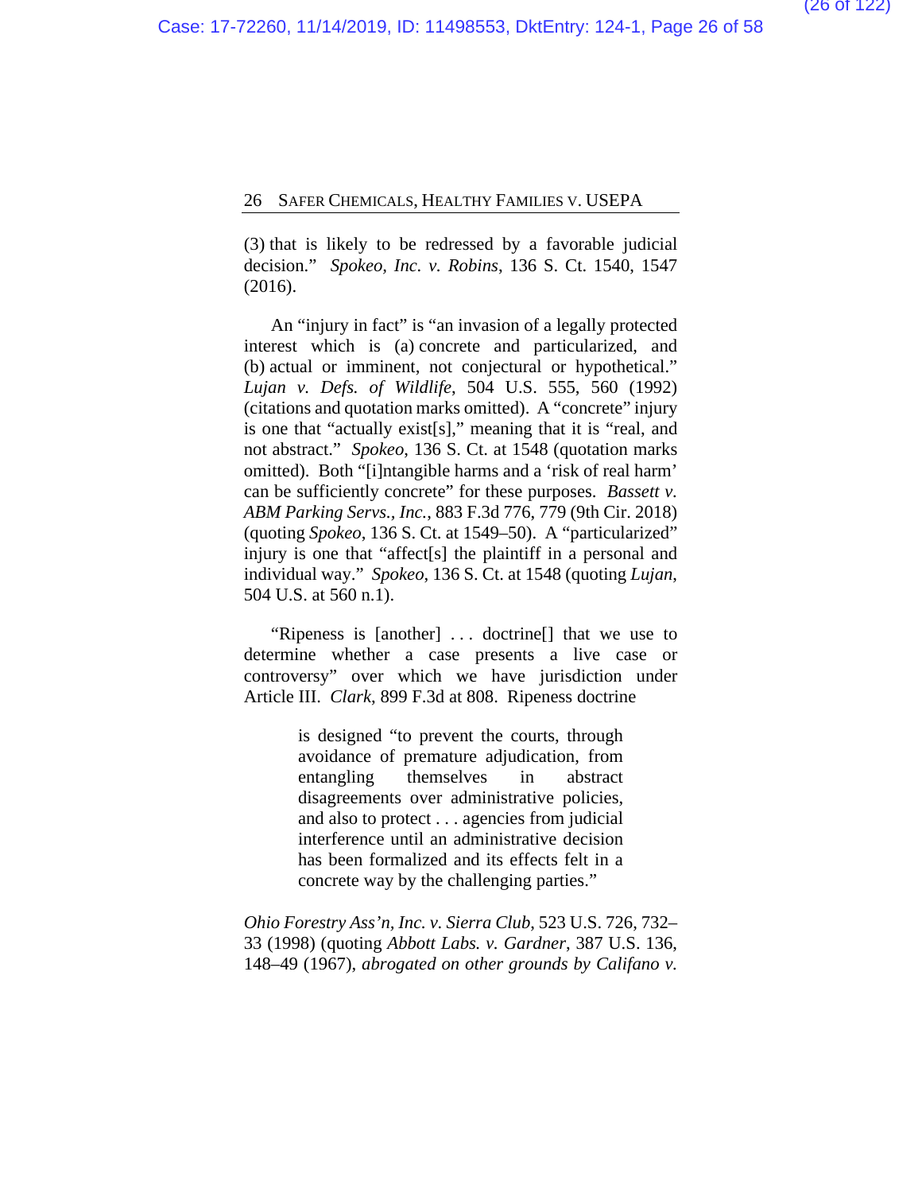(3) that is likely to be redressed by a favorable judicial decision." *Spokeo, Inc. v. Robins*, 136 S. Ct. 1540, 1547 (2016).

An "injury in fact" is "an invasion of a legally protected interest which is (a) concrete and particularized, and (b) actual or imminent, not conjectural or hypothetical." *Lujan v. Defs. of Wildlife*, 504 U.S. 555, 560 (1992) (citations and quotation marks omitted). A "concrete" injury is one that "actually exist[s]," meaning that it is "real, and not abstract." *Spokeo*, 136 S. Ct. at 1548 (quotation marks omitted). Both "[i]ntangible harms and a 'risk of real harm' can be sufficiently concrete" for these purposes. *Bassett v. ABM Parking Servs., Inc.*, 883 F.3d 776, 779 (9th Cir. 2018) (quoting *Spokeo*, 136 S. Ct. at 1549–50). A "particularized" injury is one that "affect[s] the plaintiff in a personal and individual way." *Spokeo*, 136 S. Ct. at 1548 (quoting *Lujan*, 504 U.S. at 560 n.1).

"Ripeness is [another] . . . doctrine[] that we use to determine whether a case presents a live case or controversy" over which we have jurisdiction under Article III. *Clark*, 899 F.3d at 808. Ripeness doctrine

> is designed "to prevent the courts, through avoidance of premature adjudication, from entangling themselves in abstract disagreements over administrative policies, and also to protect . . . agencies from judicial interference until an administrative decision has been formalized and its effects felt in a concrete way by the challenging parties."

*Ohio Forestry Ass'n, Inc. v. Sierra Club*, 523 U.S. 726, 732–33 (1998) (quoting *Abbott Labs. v. Gardner*, 387 U.S. 136, 148–49 (1967), *abrogated on other grounds by Califano v.*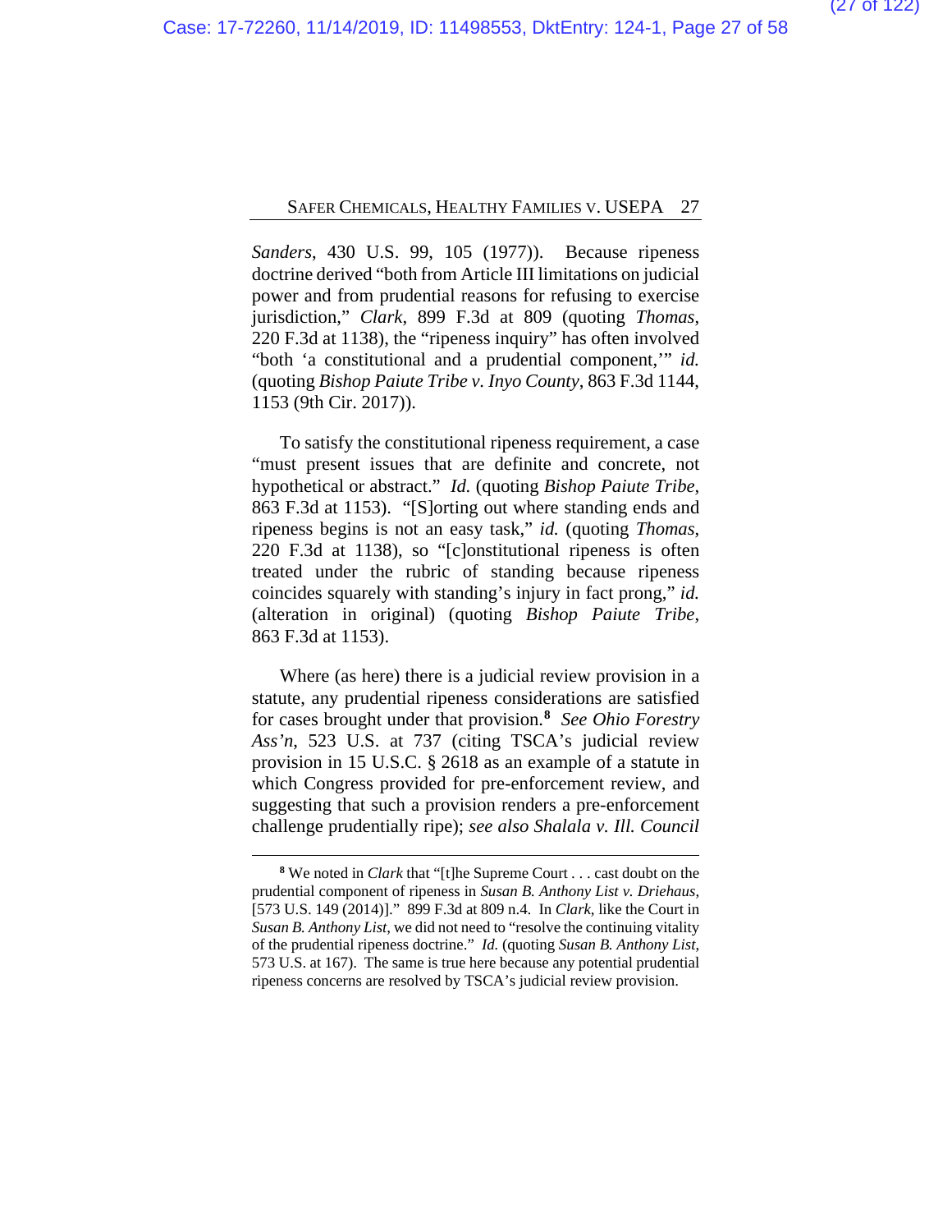*Sanders*, 430 U.S. 99, 105 (1977)). Because ripeness doctrine derived "both from Article III limitations on judicial power and from prudential reasons for refusing to exercise jurisdiction," *Clark*, 899 F.3d at 809 (quoting *Thomas*, 220 F.3d at 1138), the "ripeness inquiry" has often involved "both 'a constitutional and a prudential component,'" *id.* (quoting *Bishop Paiute Tribe v. Inyo County*, 863 F.3d 1144, 1153 (9th Cir. 2017)).

To satisfy the constitutional ripeness requirement, a case "must present issues that are definite and concrete, not hypothetical or abstract." *Id.* (quoting *Bishop Paiute Tribe*, 863 F.3d at 1153). "[S]orting out where standing ends and ripeness begins is not an easy task," *id.* (quoting *Thomas*, 220 F.3d at 1138), so "[c]onstitutional ripeness is often treated under the rubric of standing because ripeness coincides squarely with standing's injury in fact prong," *id.* (alteration in original) (quoting *Bishop Paiute Tribe*, 863 F.3d at 1153).

Where (as here) there is a judicial review provision in a statute, any prudential ripeness considerations are satisfied for cases brought under that provision.[8] *See Ohio Forestry Ass'n*, 523 U.S. at 737 (citing TSCA's judicial review provision in 15 U.S.C. § 2618 as an example of a statute in which Congress provided for pre-enforcement review, and suggesting that such a provision renders a pre-enforcement challenge prudentially ripe); *see also Shalala v. Ill. Council*

---

[8] We noted in *Clark* that "[t]he Supreme Court . . . cast doubt on the prudential component of ripeness in *Susan B. Anthony List v. Driehaus*, [573 U.S. 149 (2014)]." 899 F.3d at 809 n.4. In *Clark*, like the Court in *Susan B. Anthony List*, we did not need to "resolve the continuing vitality of the prudential ripeness doctrine." *Id.* (quoting *Susan B. Anthony List*, 573 U.S. at 167). The same is true here because any potential prudential ripeness concerns are resolved by TSCA's judicial review provision.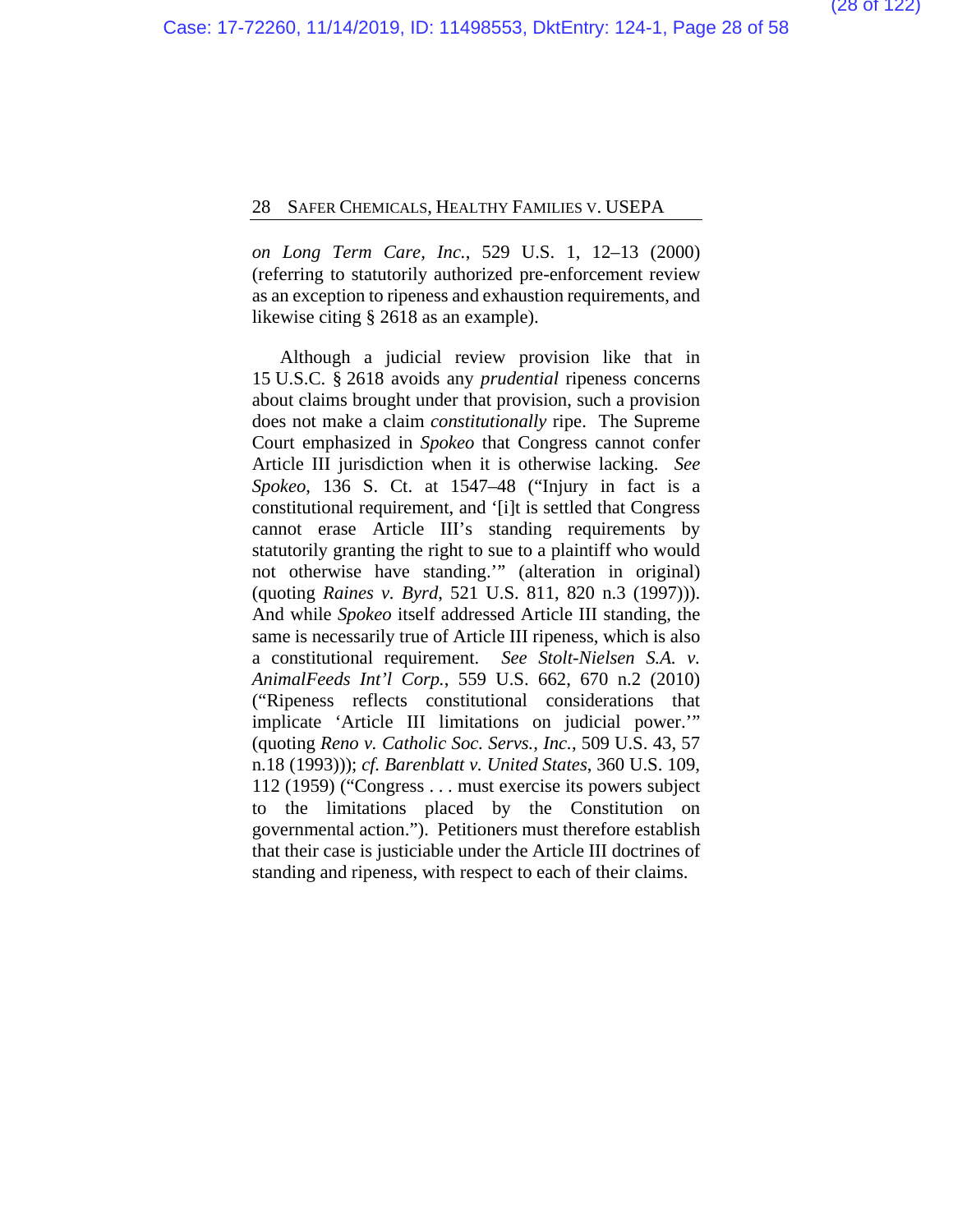*on Long Term Care, Inc.*, 529 U.S. 1, 12–13 (2000) (referring to statutorily authorized pre-enforcement review as an exception to ripeness and exhaustion requirements, and likewise citing § 2618 as an example).

Although a judicial review provision like that in 15 U.S.C. § 2618 avoids any *prudential* ripeness concerns about claims brought under that provision, such a provision does not make a claim *constitutionally* ripe. The Supreme Court emphasized in *Spokeo* that Congress cannot confer Article III jurisdiction when it is otherwise lacking. *See Spokeo*, 136 S. Ct. at 1547–48 ("Injury in fact is a constitutional requirement, and '[i]t is settled that Congress cannot erase Article III's standing requirements by statutorily granting the right to sue to a plaintiff who would not otherwise have standing.'" (alteration in original) (quoting *Raines v. Byrd*, 521 U.S. 811, 820 n.3 (1997))). And while *Spokeo* itself addressed Article III standing, the same is necessarily true of Article III ripeness, which is also a constitutional requirement. *See Stolt-Nielsen S.A. v. AnimalFeeds Int'l Corp.*, 559 U.S. 662, 670 n.2 (2010) ("Ripeness reflects constitutional considerations that implicate 'Article III limitations on judicial power.'" (quoting *Reno v. Catholic Soc. Servs., Inc.*, 509 U.S. 43, 57 n.18 (1993))); *cf. Barenblatt v. United States*, 360 U.S. 109, 112 (1959) ("Congress . . . must exercise its powers subject to the limitations placed by the Constitution on governmental action."). Petitioners must therefore establish that their case is justiciable under the Article III doctrines of standing and ripeness, with respect to each of their claims.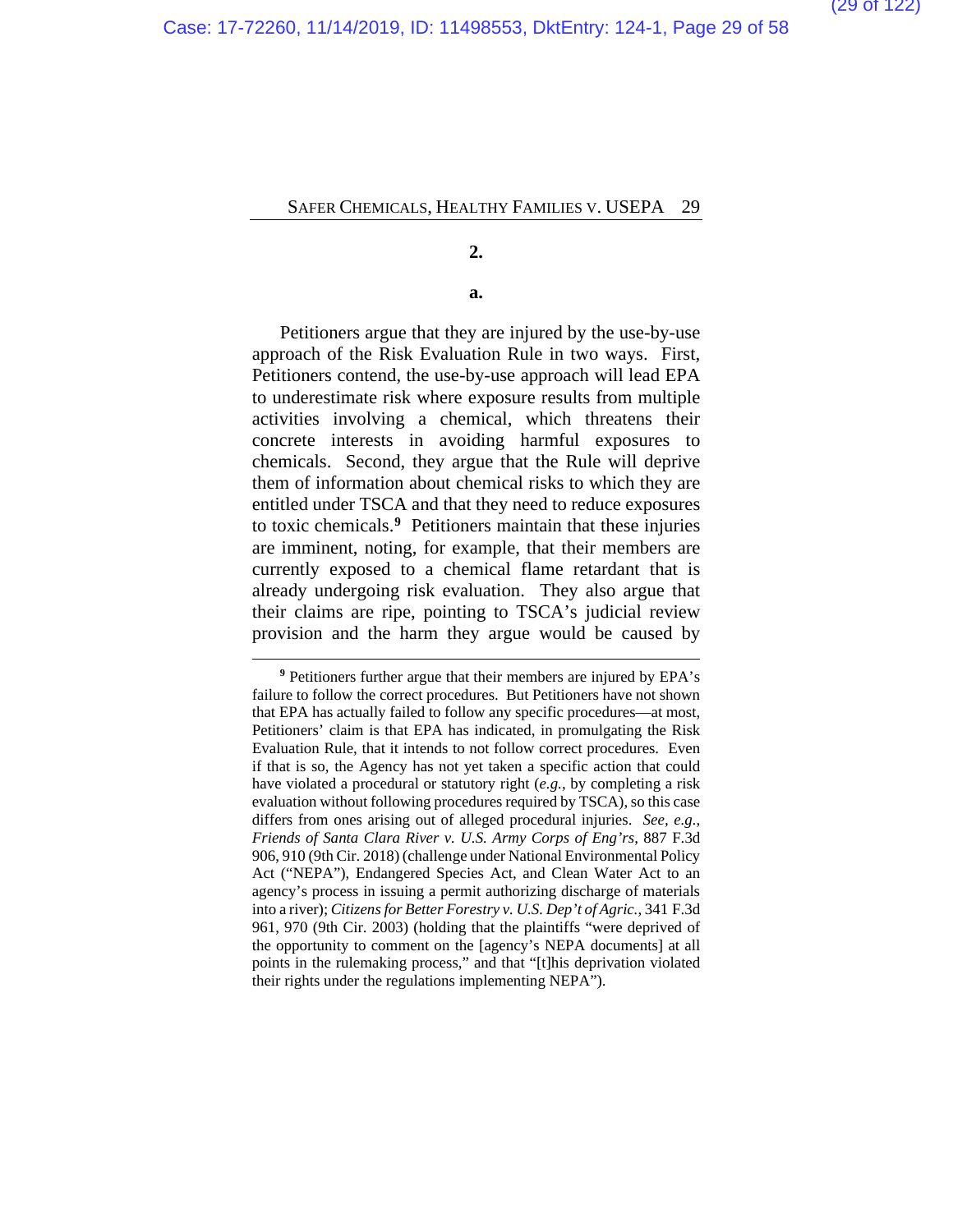**2.**

**a.**

Petitioners argue that they are injured by the use-by-use approach of the Risk Evaluation Rule in two ways. First, Petitioners contend, the use-by-use approach will lead EPA to underestimate risk where exposure results from multiple activities involving a chemical, which threatens their concrete interests in avoiding harmful exposures to chemicals. Second, they argue that the Rule will deprive them of information about chemical risks to which they are entitled under TSCA and that they need to reduce exposures to toxic chemicals.[9] Petitioners maintain that these injuries are imminent, noting, for example, that their members are currently exposed to a chemical flame retardant that is already undergoing risk evaluation. They also argue that their claims are ripe, pointing to TSCA's judicial review provision and the harm they argue would be caused by

---

[9] Petitioners further argue that their members are injured by EPA's failure to follow the correct procedures. But Petitioners have not shown that EPA has actually failed to follow any specific procedures—at most, Petitioners' claim is that EPA has indicated, in promulgating the Risk Evaluation Rule, that it intends to not follow correct procedures. Even if that is so, the Agency has not yet taken a specific action that could have violated a procedural or statutory right (*e.g.*, by completing a risk evaluation without following procedures required by TSCA), so this case differs from ones arising out of alleged procedural injuries. *See, e.g.*, *Friends of Santa Clara River v. U.S. Army Corps of Eng'rs*, 887 F.3d 906, 910 (9th Cir. 2018) (challenge under National Environmental Policy Act ("NEPA"), Endangered Species Act, and Clean Water Act to an agency's process in issuing a permit authorizing discharge of materials into a river); *Citizens for Better Forestry v. U.S. Dep't of Agric.*, 341 F.3d 961, 970 (9th Cir. 2003) (holding that the plaintiffs "were deprived of the opportunity to comment on the [agency's NEPA documents] at all points in the rulemaking process," and that "[t]his deprivation violated their rights under the regulations implementing NEPA").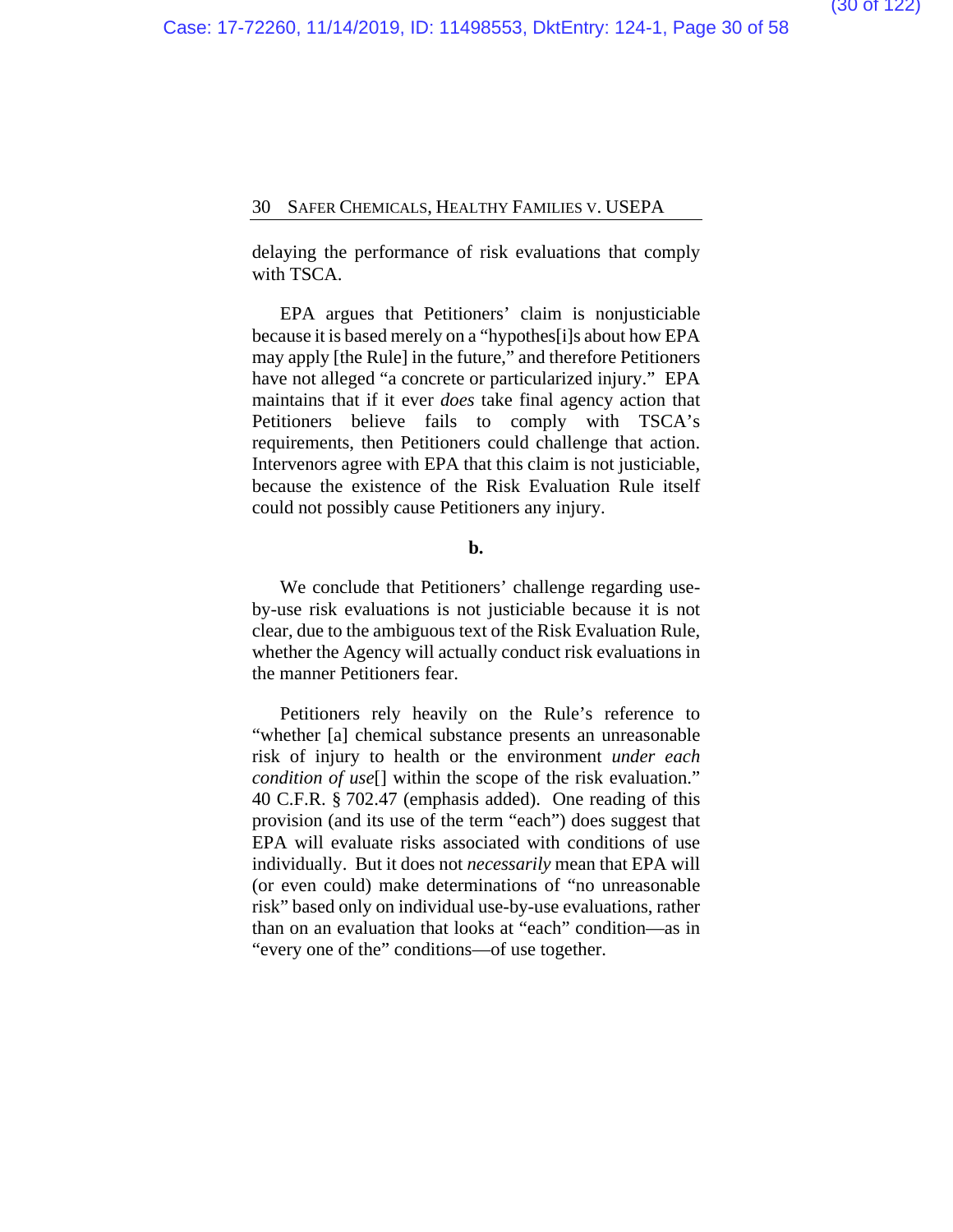delaying the performance of risk evaluations that comply with TSCA.

EPA argues that Petitioners' claim is nonjusticiable because it is based merely on a "hypothes[i]s about how EPA may apply [the Rule] in the future," and therefore Petitioners have not alleged "a concrete or particularized injury." EPA maintains that if it ever *does* take final agency action that Petitioners believe fails to comply with TSCA's requirements, then Petitioners could challenge that action. Intervenors agree with EPA that this claim is not justiciable, because the existence of the Risk Evaluation Rule itself could not possibly cause Petitioners any injury.

**b.**

We conclude that Petitioners' challenge regarding use-by-use risk evaluations is not justiciable because it is not clear, due to the ambiguous text of the Risk Evaluation Rule, whether the Agency will actually conduct risk evaluations in the manner Petitioners fear.

Petitioners rely heavily on the Rule's reference to "whether [a] chemical substance presents an unreasonable risk of injury to health or the environment *under each condition of use*[] within the scope of the risk evaluation." 40 C.F.R. § 702.47 (emphasis added). One reading of this provision (and its use of the term "each") does suggest that EPA will evaluate risks associated with conditions of use individually. But it does not *necessarily* mean that EPA will (or even could) make determinations of "no unreasonable risk" based only on individual use-by-use evaluations, rather than on an evaluation that looks at "each" condition—as in "every one of the" conditions—of use together.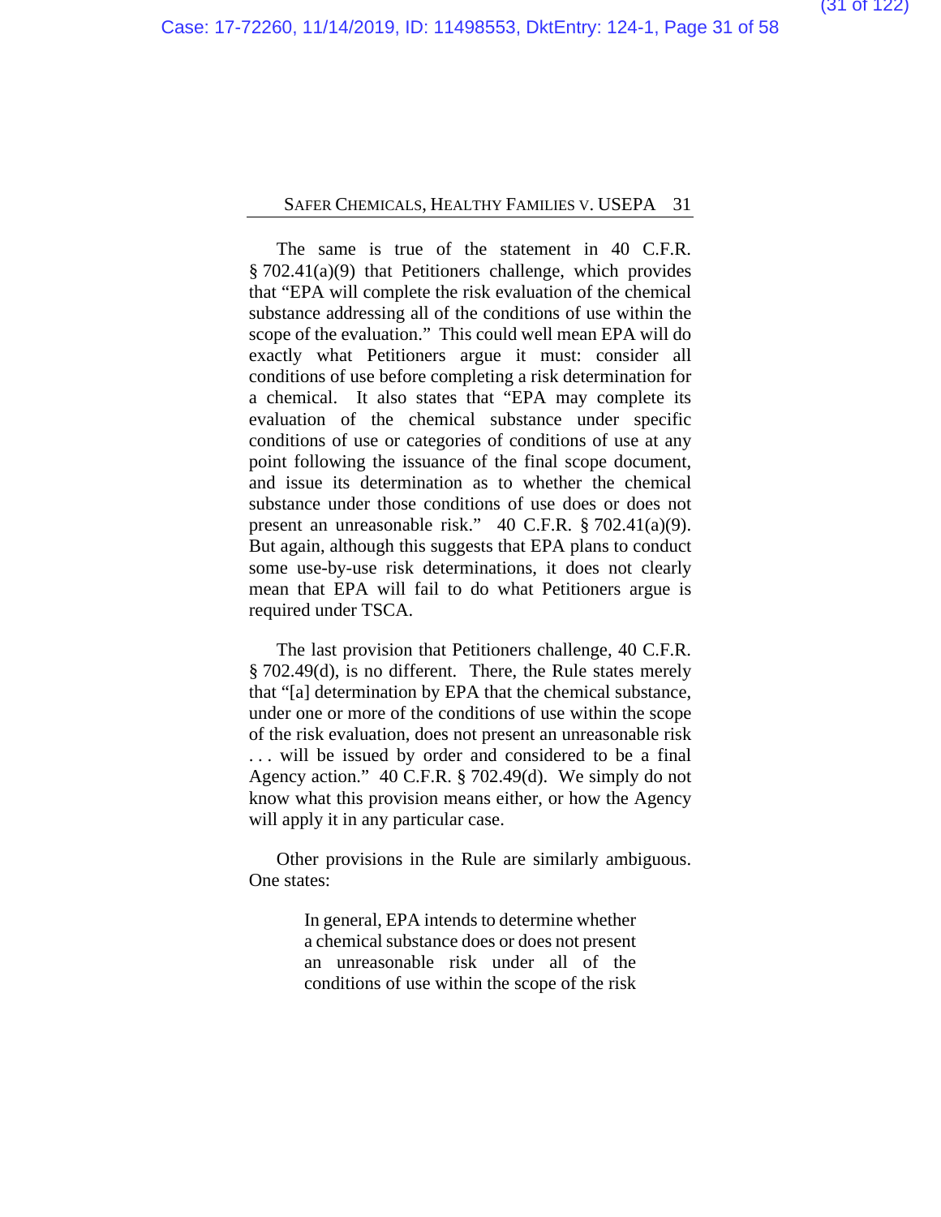The same is true of the statement in 40 C.F.R. § 702.41(a)(9) that Petitioners challenge, which provides that "EPA will complete the risk evaluation of the chemical substance addressing all of the conditions of use within the scope of the evaluation." This could well mean EPA will do exactly what Petitioners argue it must: consider all conditions of use before completing a risk determination for a chemical. It also states that "EPA may complete its evaluation of the chemical substance under specific conditions of use or categories of conditions of use at any point following the issuance of the final scope document, and issue its determination as to whether the chemical substance under those conditions of use does or does not present an unreasonable risk." 40 C.F.R. § 702.41(a)(9). But again, although this suggests that EPA plans to conduct some use-by-use risk determinations, it does not clearly mean that EPA will fail to do what Petitioners argue is required under TSCA.

The last provision that Petitioners challenge, 40 C.F.R. § 702.49(d), is no different. There, the Rule states merely that "[a] determination by EPA that the chemical substance, under one or more of the conditions of use within the scope of the risk evaluation, does not present an unreasonable risk . . . will be issued by order and considered to be a final Agency action." 40 C.F.R. § 702.49(d). We simply do not know what this provision means either, or how the Agency will apply it in any particular case.

Other provisions in the Rule are similarly ambiguous. One states:

> In general, EPA intends to determine whether a chemical substance does or does not present an unreasonable risk under all of the conditions of use within the scope of the risk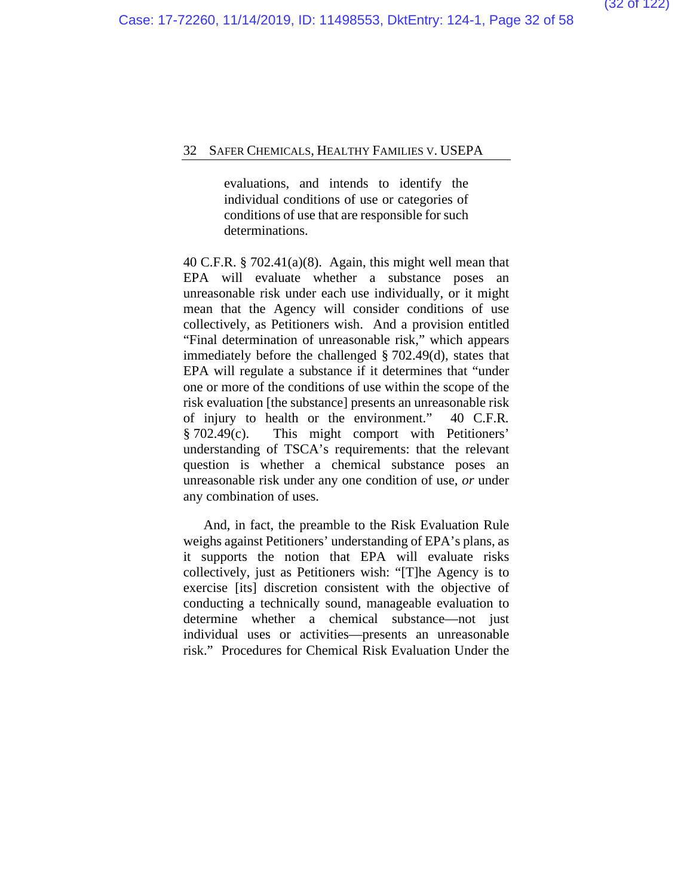> evaluations, and intends to identify the individual conditions of use or categories of conditions of use that are responsible for such determinations.

40 C.F.R. § 702.41(a)(8). Again, this might well mean that EPA will evaluate whether a substance poses an unreasonable risk under each use individually, or it might mean that the Agency will consider conditions of use collectively, as Petitioners wish. And a provision entitled "Final determination of unreasonable risk," which appears immediately before the challenged § 702.49(d), states that EPA will regulate a substance if it determines that "under one or more of the conditions of use within the scope of the risk evaluation [the substance] presents an unreasonable risk of injury to health or the environment." 40 C.F.R. § 702.49(c). This might comport with Petitioners' understanding of TSCA's requirements: that the relevant question is whether a chemical substance poses an unreasonable risk under any one condition of use, *or* under any combination of uses.

And, in fact, the preamble to the Risk Evaluation Rule weighs against Petitioners' understanding of EPA's plans, as it supports the notion that EPA will evaluate risks collectively, just as Petitioners wish: "[T]he Agency is to exercise [its] discretion consistent with the objective of conducting a technically sound, manageable evaluation to determine whether a chemical substance—not just individual uses or activities—presents an unreasonable risk." Procedures for Chemical Risk Evaluation Under the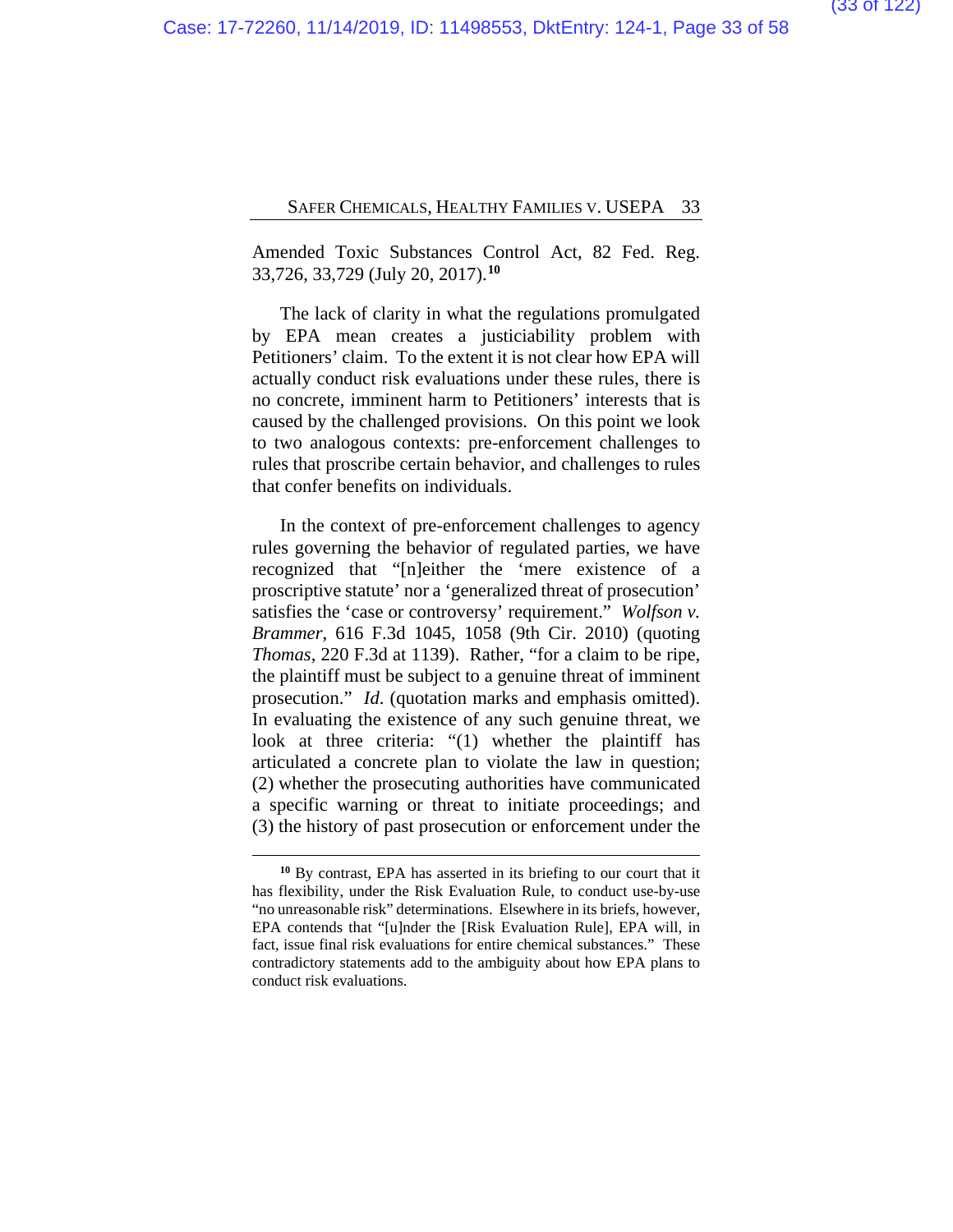Amended Toxic Substances Control Act, 82 Fed. Reg. 33,726, 33,729 (July 20, 2017).[10]

The lack of clarity in what the regulations promulgated by EPA mean creates a justiciability problem with Petitioners' claim. To the extent it is not clear how EPA will actually conduct risk evaluations under these rules, there is no concrete, imminent harm to Petitioners' interests that is caused by the challenged provisions. On this point we look to two analogous contexts: pre-enforcement challenges to rules that proscribe certain behavior, and challenges to rules that confer benefits on individuals.

In the context of pre-enforcement challenges to agency rules governing the behavior of regulated parties, we have recognized that "[n]either the 'mere existence of a proscriptive statute' nor a 'generalized threat of prosecution' satisfies the 'case or controversy' requirement." *Wolfson v. Brammer*, 616 F.3d 1045, 1058 (9th Cir. 2010) (quoting *Thomas*, 220 F.3d at 1139). Rather, "for a claim to be ripe, the plaintiff must be subject to a genuine threat of imminent prosecution." *Id*. (quotation marks and emphasis omitted). In evaluating the existence of any such genuine threat, we look at three criteria: "(1) whether the plaintiff has articulated a concrete plan to violate the law in question; (2) whether the prosecuting authorities have communicated a specific warning or threat to initiate proceedings; and (3) the history of past prosecution or enforcement under the

---

[10] By contrast, EPA has asserted in its briefing to our court that it has flexibility, under the Risk Evaluation Rule, to conduct use-by-use "no unreasonable risk" determinations. Elsewhere in its briefs, however, EPA contends that "[u]nder the [Risk Evaluation Rule], EPA will, in fact, issue final risk evaluations for entire chemical substances." These contradictory statements add to the ambiguity about how EPA plans to conduct risk evaluations.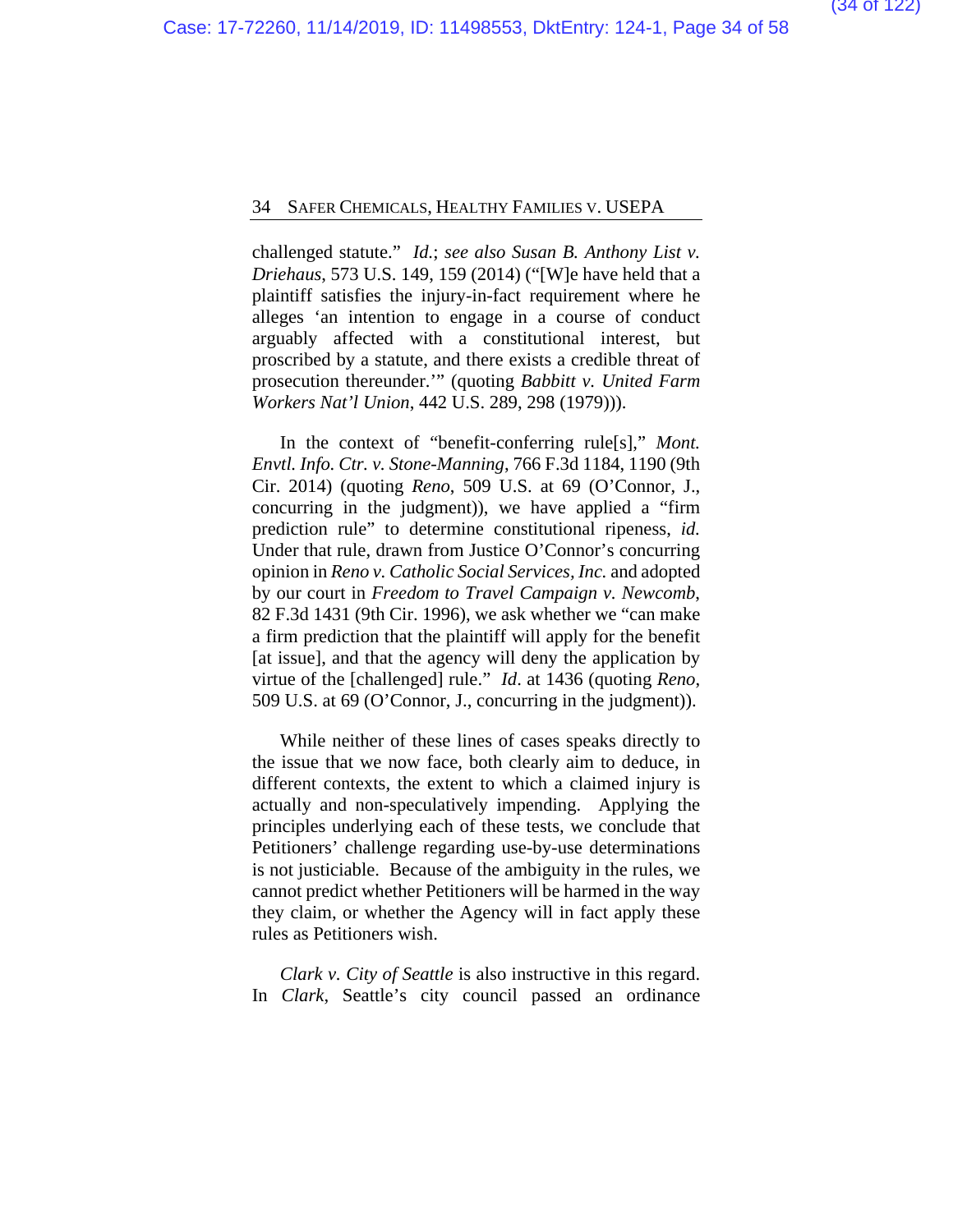challenged statute." *Id.*; *see also Susan B. Anthony List v. Driehaus*, 573 U.S. 149, 159 (2014) ("[W]e have held that a plaintiff satisfies the injury-in-fact requirement where he alleges 'an intention to engage in a course of conduct arguably affected with a constitutional interest, but proscribed by a statute, and there exists a credible threat of prosecution thereunder.'" (quoting *Babbitt v. United Farm Workers Nat'l Union*, 442 U.S. 289, 298 (1979))).

In the context of "benefit-conferring rule[s]," *Mont. Envtl. Info. Ctr. v. Stone-Manning*, 766 F.3d 1184, 1190 (9th Cir. 2014) (quoting *Reno*, 509 U.S. at 69 (O'Connor, J., concurring in the judgment)), we have applied a "firm prediction rule" to determine constitutional ripeness, *id.* Under that rule, drawn from Justice O'Connor's concurring opinion in *Reno v. Catholic Social Services, Inc.* and adopted by our court in *Freedom to Travel Campaign v. Newcomb*, 82 F.3d 1431 (9th Cir. 1996), we ask whether we "can make a firm prediction that the plaintiff will apply for the benefit [at issue], and that the agency will deny the application by virtue of the [challenged] rule." *Id*. at 1436 (quoting *Reno*, 509 U.S. at 69 (O'Connor, J., concurring in the judgment)).

While neither of these lines of cases speaks directly to the issue that we now face, both clearly aim to deduce, in different contexts, the extent to which a claimed injury is actually and non-speculatively impending. Applying the principles underlying each of these tests, we conclude that Petitioners' challenge regarding use-by-use determinations is not justiciable. Because of the ambiguity in the rules, we cannot predict whether Petitioners will be harmed in the way they claim, or whether the Agency will in fact apply these rules as Petitioners wish.

*Clark v. City of Seattle* is also instructive in this regard. In *Clark*, Seattle's city council passed an ordinance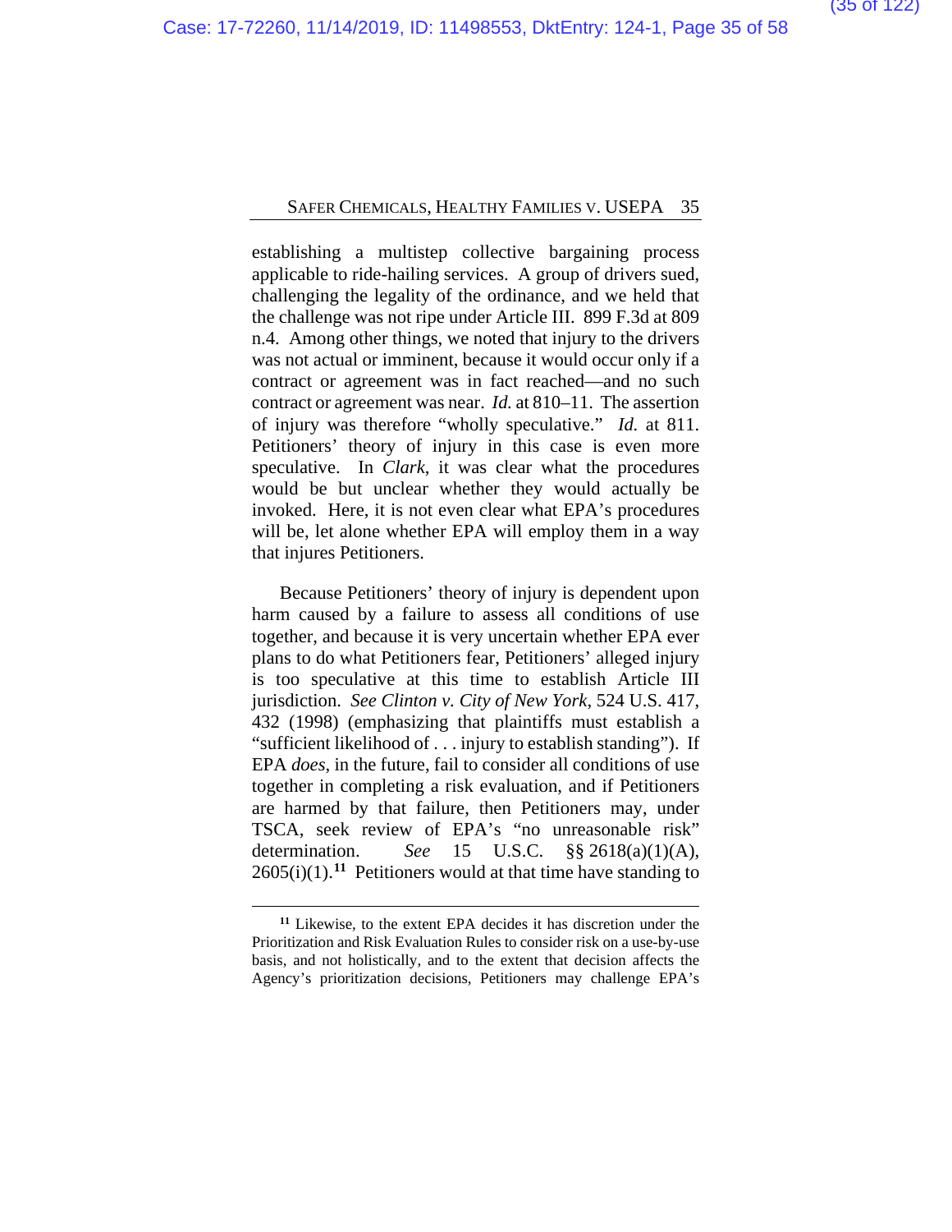establishing a multistep collective bargaining process applicable to ride-hailing services. A group of drivers sued, challenging the legality of the ordinance, and we held that the challenge was not ripe under Article III. 899 F.3d at 809 n.4. Among other things, we noted that injury to the drivers was not actual or imminent, because it would occur only if a contract or agreement was in fact reached—and no such contract or agreement was near. *Id.* at 810–11. The assertion of injury was therefore "wholly speculative." *Id.* at 811. Petitioners' theory of injury in this case is even more speculative. In *Clark*, it was clear what the procedures would be but unclear whether they would actually be invoked. Here, it is not even clear what EPA's procedures will be, let alone whether EPA will employ them in a way that injures Petitioners.

Because Petitioners' theory of injury is dependent upon harm caused by a failure to assess all conditions of use together, and because it is very uncertain whether EPA ever plans to do what Petitioners fear, Petitioners' alleged injury is too speculative at this time to establish Article III jurisdiction. *See Clinton v. City of New York*, 524 U.S. 417, 432 (1998) (emphasizing that plaintiffs must establish a "sufficient likelihood of . . . injury to establish standing"). If EPA *does*, in the future, fail to consider all conditions of use together in completing a risk evaluation, and if Petitioners are harmed by that failure, then Petitioners may, under TSCA, seek review of EPA's "no unreasonable risk" determination. *See* 15 U.S.C. §§ 2618(a)(1)(A), 2605(i)(1).[11] Petitioners would at that time have standing to

---

[11] Likewise, to the extent EPA decides it has discretion under the Prioritization and Risk Evaluation Rules to consider risk on a use-by-use basis, and not holistically, and to the extent that decision affects the Agency's prioritization decisions, Petitioners may challenge EPA's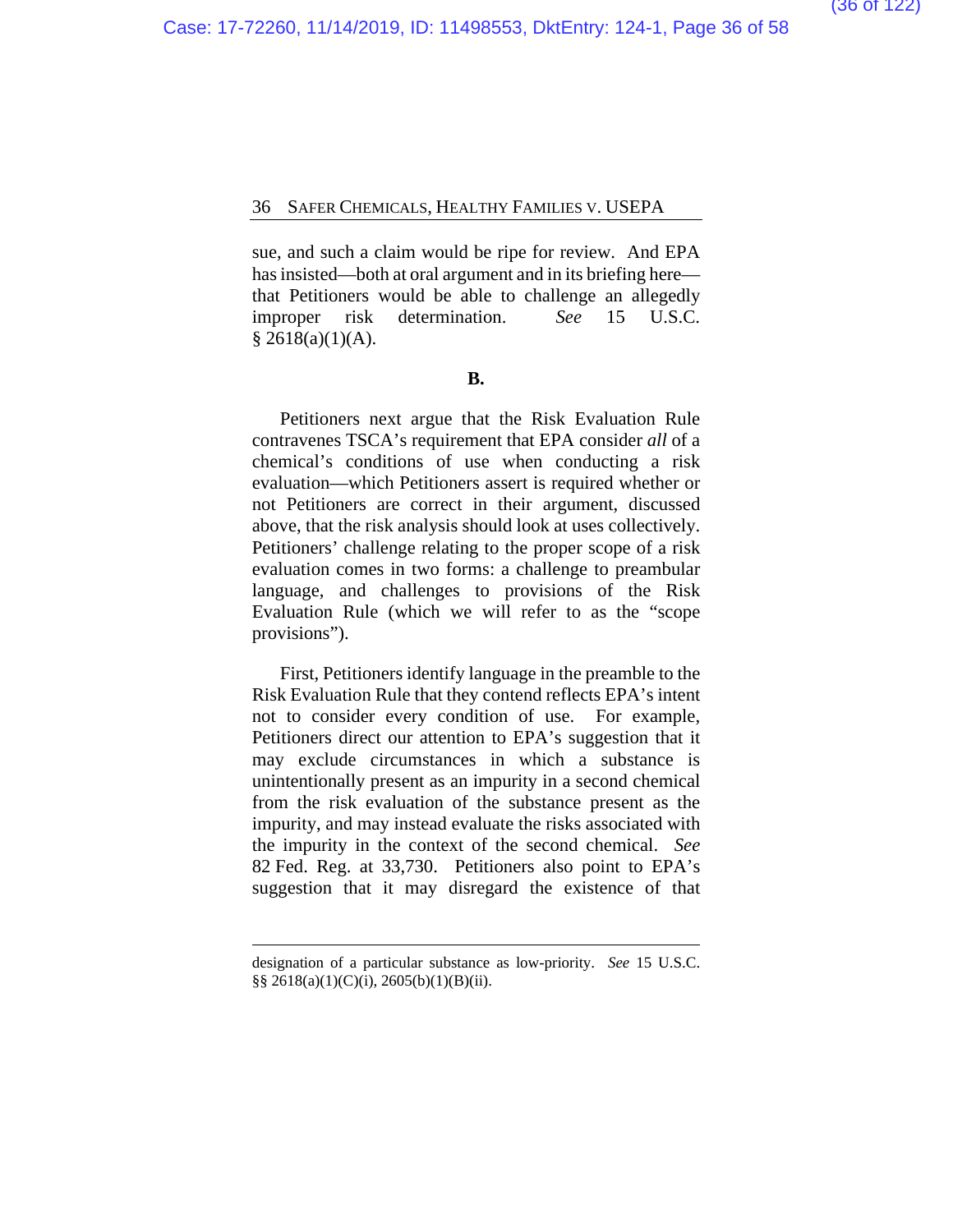sue, and such a claim would be ripe for review. And EPA has insisted—both at oral argument and in its briefing here—that Petitioners would be able to challenge an allegedly improper risk determination. *See* 15 U.S.C. § 2618(a)(1)(A).

**B.**

Petitioners next argue that the Risk Evaluation Rule contravenes TSCA's requirement that EPA consider *all* of a chemical's conditions of use when conducting a risk evaluation—which Petitioners assert is required whether or not Petitioners are correct in their argument, discussed above, that the risk analysis should look at uses collectively. Petitioners' challenge relating to the proper scope of a risk evaluation comes in two forms: a challenge to preambular language, and challenges to provisions of the Risk Evaluation Rule (which we will refer to as the "scope provisions").

First, Petitioners identify language in the preamble to the Risk Evaluation Rule that they contend reflects EPA's intent not to consider every condition of use. For example, Petitioners direct our attention to EPA's suggestion that it may exclude circumstances in which a substance is unintentionally present as an impurity in a second chemical from the risk evaluation of the substance present as the impurity, and may instead evaluate the risks associated with the impurity in the context of the second chemical. *See* 82 Fed. Reg. at 33,730. Petitioners also point to EPA's suggestion that it may disregard the existence of that

---

designation of a particular substance as low-priority. *See* 15 U.S.C. §§ 2618(a)(1)(C)(i), 2605(b)(1)(B)(ii).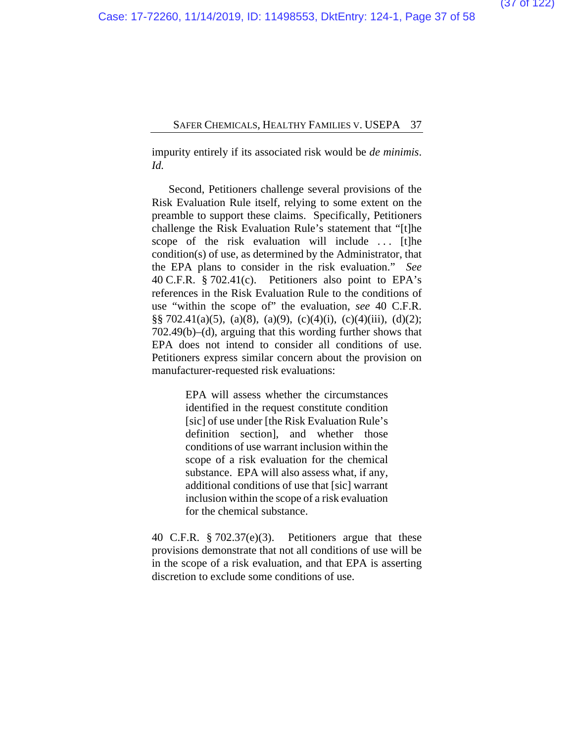impurity entirely if its associated risk would be *de minimis*. *Id.*

Second, Petitioners challenge several provisions of the Risk Evaluation Rule itself, relying to some extent on the preamble to support these claims. Specifically, Petitioners challenge the Risk Evaluation Rule's statement that "[t]he scope of the risk evaluation will include . . . [t]he condition(s) of use, as determined by the Administrator, that the EPA plans to consider in the risk evaluation." *See* 40 C.F.R. § 702.41(c). Petitioners also point to EPA's references in the Risk Evaluation Rule to the conditions of use "within the scope of" the evaluation, *see* 40 C.F.R. §§ 702.41(a)(5), (a)(8), (a)(9), (c)(4)(i), (c)(4)(iii), (d)(2); 702.49(b)–(d), arguing that this wording further shows that EPA does not intend to consider all conditions of use. Petitioners express similar concern about the provision on manufacturer-requested risk evaluations:

> EPA will assess whether the circumstances identified in the request constitute condition [sic] of use under [the Risk Evaluation Rule's definition section], and whether those conditions of use warrant inclusion within the scope of a risk evaluation for the chemical substance. EPA will also assess what, if any, additional conditions of use that [sic] warrant inclusion within the scope of a risk evaluation for the chemical substance.

40 C.F.R. § 702.37(e)(3). Petitioners argue that these provisions demonstrate that not all conditions of use will be in the scope of a risk evaluation, and that EPA is asserting discretion to exclude some conditions of use.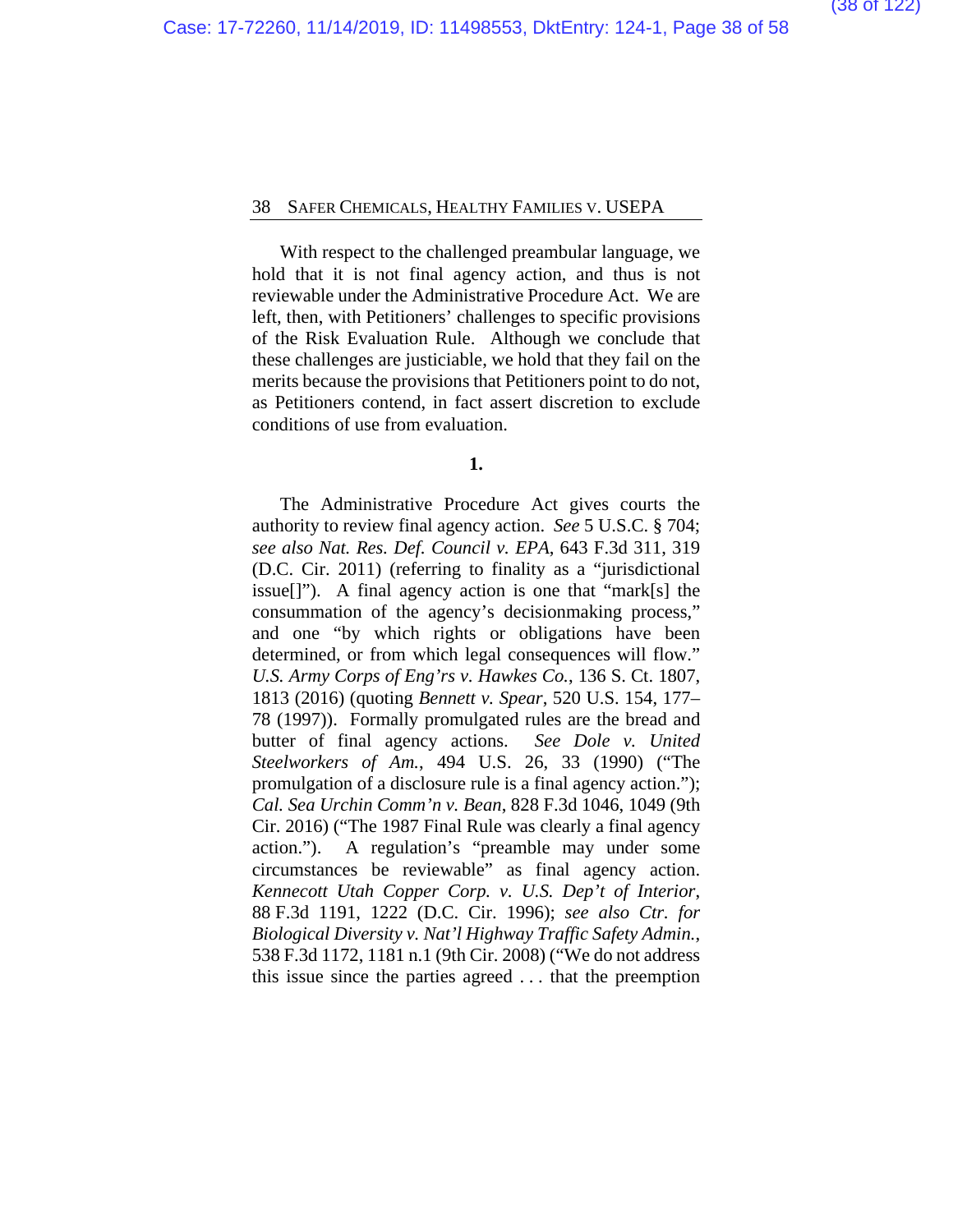With respect to the challenged preambular language, we hold that it is not final agency action, and thus is not reviewable under the Administrative Procedure Act. We are left, then, with Petitioners' challenges to specific provisions of the Risk Evaluation Rule. Although we conclude that these challenges are justiciable, we hold that they fail on the merits because the provisions that Petitioners point to do not, as Petitioners contend, in fact assert discretion to exclude conditions of use from evaluation.

**1.**

The Administrative Procedure Act gives courts the authority to review final agency action. *See* 5 U.S.C. § 704; *see also Nat. Res. Def. Council v. EPA*, 643 F.3d 311, 319 (D.C. Cir. 2011) (referring to finality as a "jurisdictional issue[]"). A final agency action is one that "mark[s] the consummation of the agency's decisionmaking process," and one "by which rights or obligations have been determined, or from which legal consequences will flow." *U.S. Army Corps of Eng'rs v. Hawkes Co.*, 136 S. Ct. 1807, 1813 (2016) (quoting *Bennett v. Spear*, 520 U.S. 154, 177–78 (1997)). Formally promulgated rules are the bread and butter of final agency actions. *See Dole v. United Steelworkers of Am.*, 494 U.S. 26, 33 (1990) ("The promulgation of a disclosure rule is a final agency action."); *Cal. Sea Urchin Comm'n v. Bean*, 828 F.3d 1046, 1049 (9th Cir. 2016) ("The 1987 Final Rule was clearly a final agency action."). A regulation's "preamble may under some circumstances be reviewable" as final agency action. *Kennecott Utah Copper Corp. v. U.S. Dep't of Interior*, 88 F.3d 1191, 1222 (D.C. Cir. 1996); *see also Ctr. for Biological Diversity v. Nat'l Highway Traffic Safety Admin.*, 538 F.3d 1172, 1181 n.1 (9th Cir. 2008) ("We do not address this issue since the parties agreed . . . that the preemption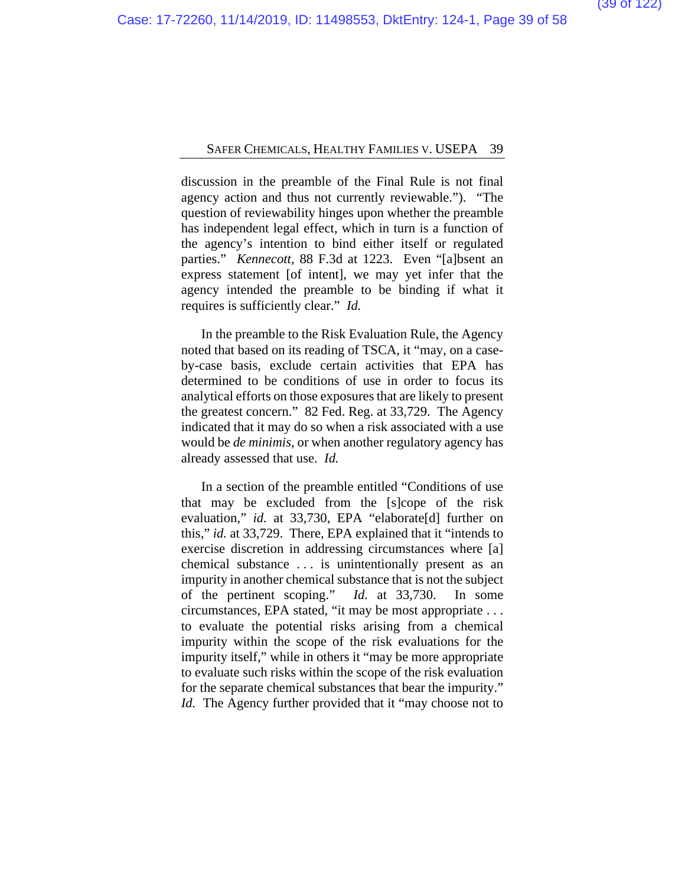discussion in the preamble of the Final Rule is not final agency action and thus not currently reviewable."). "The question of reviewability hinges upon whether the preamble has independent legal effect, which in turn is a function of the agency's intention to bind either itself or regulated parties." *Kennecott*, 88 F.3d at 1223. Even "[a]bsent an express statement [of intent], we may yet infer that the agency intended the preamble to be binding if what it requires is sufficiently clear." *Id.*

In the preamble to the Risk Evaluation Rule, the Agency noted that based on its reading of TSCA, it "may, on a case-by-case basis, exclude certain activities that EPA has determined to be conditions of use in order to focus its analytical efforts on those exposures that are likely to present the greatest concern." 82 Fed. Reg. at 33,729. The Agency indicated that it may do so when a risk associated with a use would be *de minimis*, or when another regulatory agency has already assessed that use. *Id.*

In a section of the preamble entitled "Conditions of use that may be excluded from the [s]cope of the risk evaluation," *id.* at 33,730, EPA "elaborate[d] further on this," *id.* at 33,729. There, EPA explained that it "intends to exercise discretion in addressing circumstances where [a] chemical substance . . . is unintentionally present as an impurity in another chemical substance that is not the subject of the pertinent scoping." *Id.* at 33,730. In some circumstances, EPA stated, "it may be most appropriate . . . to evaluate the potential risks arising from a chemical impurity within the scope of the risk evaluations for the impurity itself," while in others it "may be more appropriate to evaluate such risks within the scope of the risk evaluation for the separate chemical substances that bear the impurity." *Id.* The Agency further provided that it "may choose not to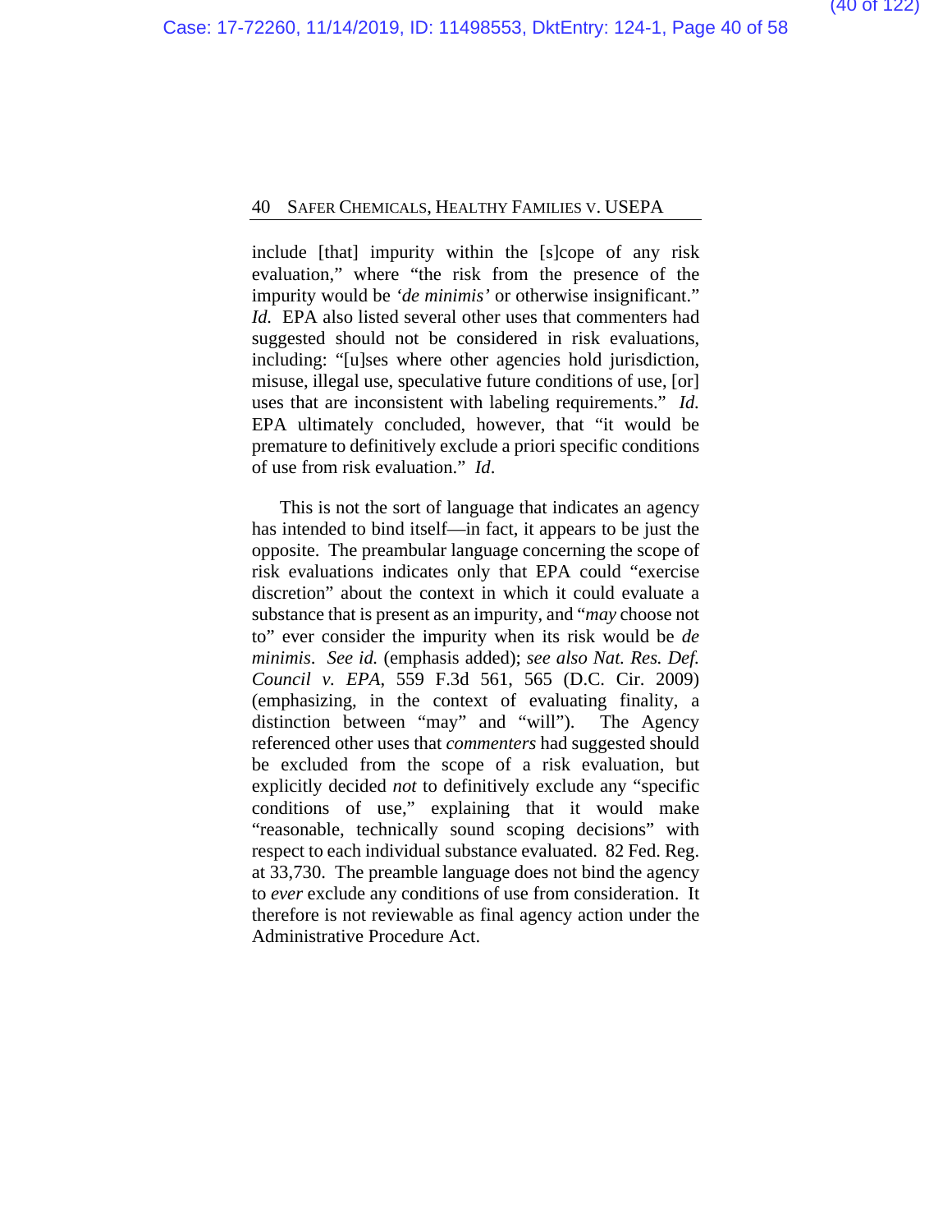include [that] impurity within the [s]cope of any risk evaluation," where "the risk from the presence of the impurity would be *'de minimis'* or otherwise insignificant." *Id.* EPA also listed several other uses that commenters had suggested should not be considered in risk evaluations, including: "[u]ses where other agencies hold jurisdiction, misuse, illegal use, speculative future conditions of use, [or] uses that are inconsistent with labeling requirements." *Id.* EPA ultimately concluded, however, that "it would be premature to definitively exclude a priori specific conditions of use from risk evaluation." *Id*.

This is not the sort of language that indicates an agency has intended to bind itself—in fact, it appears to be just the opposite. The preambular language concerning the scope of risk evaluations indicates only that EPA could "exercise discretion" about the context in which it could evaluate a substance that is present as an impurity, and "*may* choose not to" ever consider the impurity when its risk would be *de minimis*. *See id.* (emphasis added); *see also Nat. Res. Def. Council v. EPA*, 559 F.3d 561, 565 (D.C. Cir. 2009) (emphasizing, in the context of evaluating finality, a distinction between "may" and "will"). The Agency referenced other uses that *commenters* had suggested should be excluded from the scope of a risk evaluation, but explicitly decided *not* to definitively exclude any "specific conditions of use," explaining that it would make "reasonable, technically sound scoping decisions" with respect to each individual substance evaluated. 82 Fed. Reg. at 33,730. The preamble language does not bind the agency to *ever* exclude any conditions of use from consideration. It therefore is not reviewable as final agency action under the Administrative Procedure Act.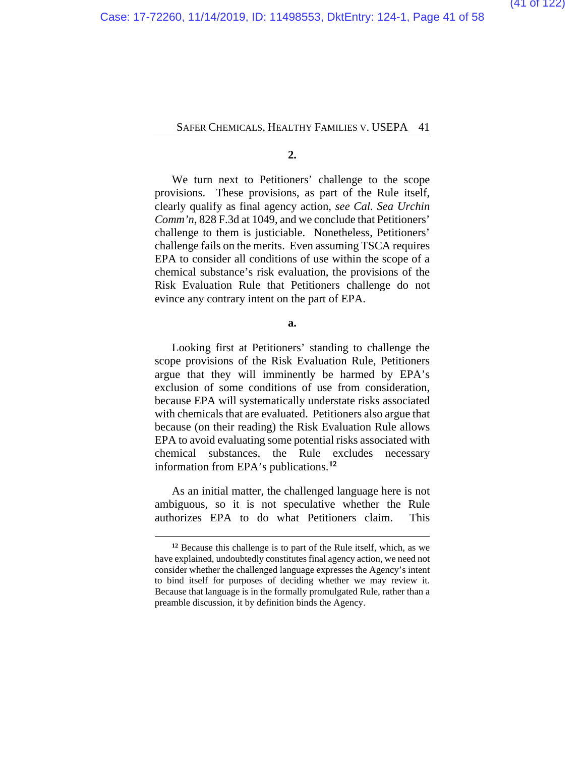**2.**

We turn next to Petitioners' challenge to the scope provisions. These provisions, as part of the Rule itself, clearly qualify as final agency action, *see Cal. Sea Urchin Comm'n*, 828 F.3d at 1049, and we conclude that Petitioners' challenge to them is justiciable. Nonetheless, Petitioners' challenge fails on the merits. Even assuming TSCA requires EPA to consider all conditions of use within the scope of a chemical substance's risk evaluation, the provisions of the Risk Evaluation Rule that Petitioners challenge do not evince any contrary intent on the part of EPA.

**a.**

Looking first at Petitioners' standing to challenge the scope provisions of the Risk Evaluation Rule, Petitioners argue that they will imminently be harmed by EPA's exclusion of some conditions of use from consideration, because EPA will systematically understate risks associated with chemicals that are evaluated. Petitioners also argue that because (on their reading) the Risk Evaluation Rule allows EPA to avoid evaluating some potential risks associated with chemical substances, the Rule excludes necessary information from EPA's publications.[12]

As an initial matter, the challenged language here is not ambiguous, so it is not speculative whether the Rule authorizes EPA to do what Petitioners claim. This

---

[12] Because this challenge is to part of the Rule itself, which, as we have explained, undoubtedly constitutes final agency action, we need not consider whether the challenged language expresses the Agency's intent to bind itself for purposes of deciding whether we may review it. Because that language is in the formally promulgated Rule, rather than a preamble discussion, it by definition binds the Agency.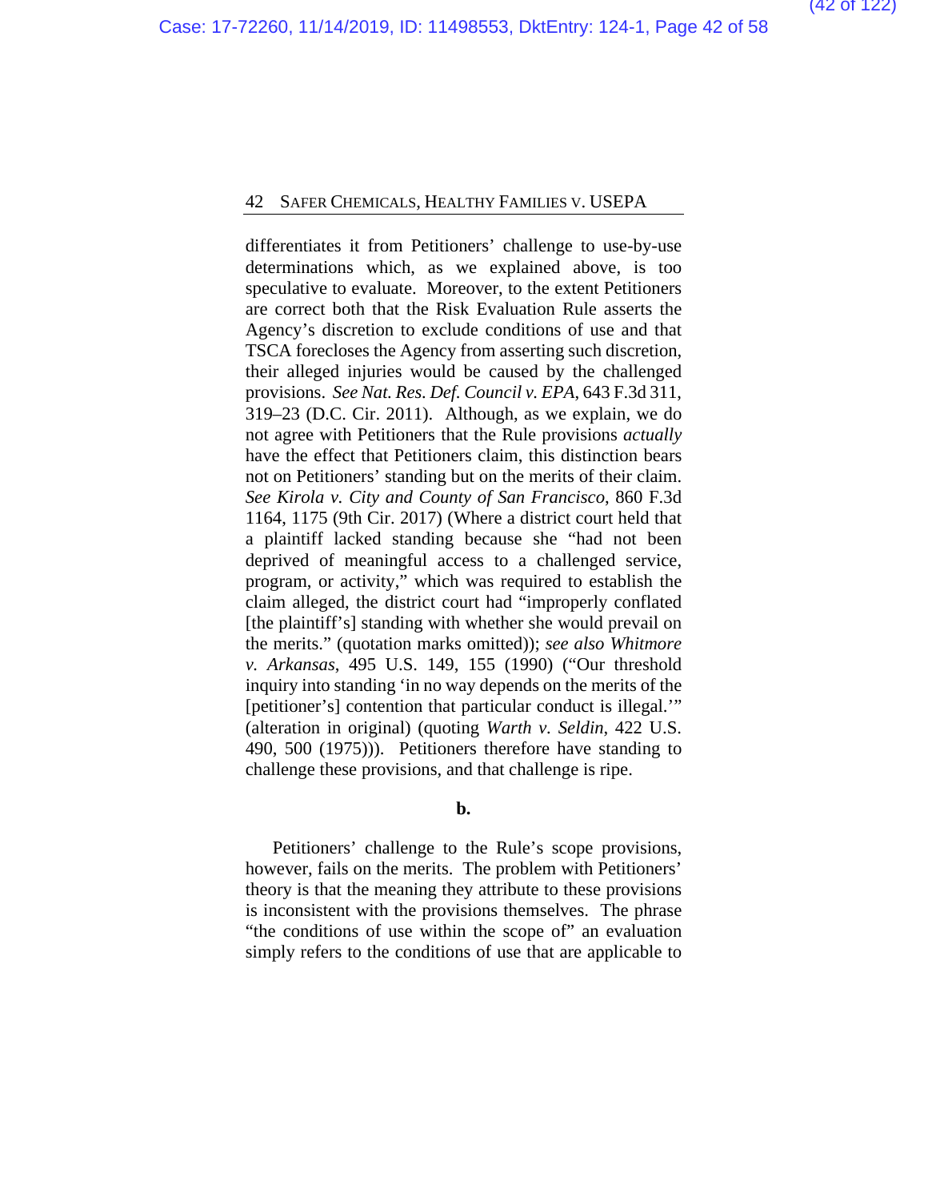differentiates it from Petitioners' challenge to use-by-use determinations which, as we explained above, is too speculative to evaluate. Moreover, to the extent Petitioners are correct both that the Risk Evaluation Rule asserts the Agency's discretion to exclude conditions of use and that TSCA forecloses the Agency from asserting such discretion, their alleged injuries would be caused by the challenged provisions. *See Nat. Res. Def. Council v. EPA*, 643 F.3d 311, 319–23 (D.C. Cir. 2011). Although, as we explain, we do not agree with Petitioners that the Rule provisions *actually* have the effect that Petitioners claim, this distinction bears not on Petitioners' standing but on the merits of their claim. *See Kirola v. City and County of San Francisco*, 860 F.3d 1164, 1175 (9th Cir. 2017) (Where a district court held that a plaintiff lacked standing because she "had not been deprived of meaningful access to a challenged service, program, or activity," which was required to establish the claim alleged, the district court had "improperly conflated [the plaintiff's] standing with whether she would prevail on the merits." (quotation marks omitted)); *see also Whitmore v. Arkansas*, 495 U.S. 149, 155 (1990) ("Our threshold inquiry into standing 'in no way depends on the merits of the [petitioner's] contention that particular conduct is illegal.'" (alteration in original) (quoting *Warth v. Seldin*, 422 U.S. 490, 500 (1975))). Petitioners therefore have standing to challenge these provisions, and that challenge is ripe.

**b.**

Petitioners' challenge to the Rule's scope provisions, however, fails on the merits. The problem with Petitioners' theory is that the meaning they attribute to these provisions is inconsistent with the provisions themselves. The phrase "the conditions of use within the scope of" an evaluation simply refers to the conditions of use that are applicable to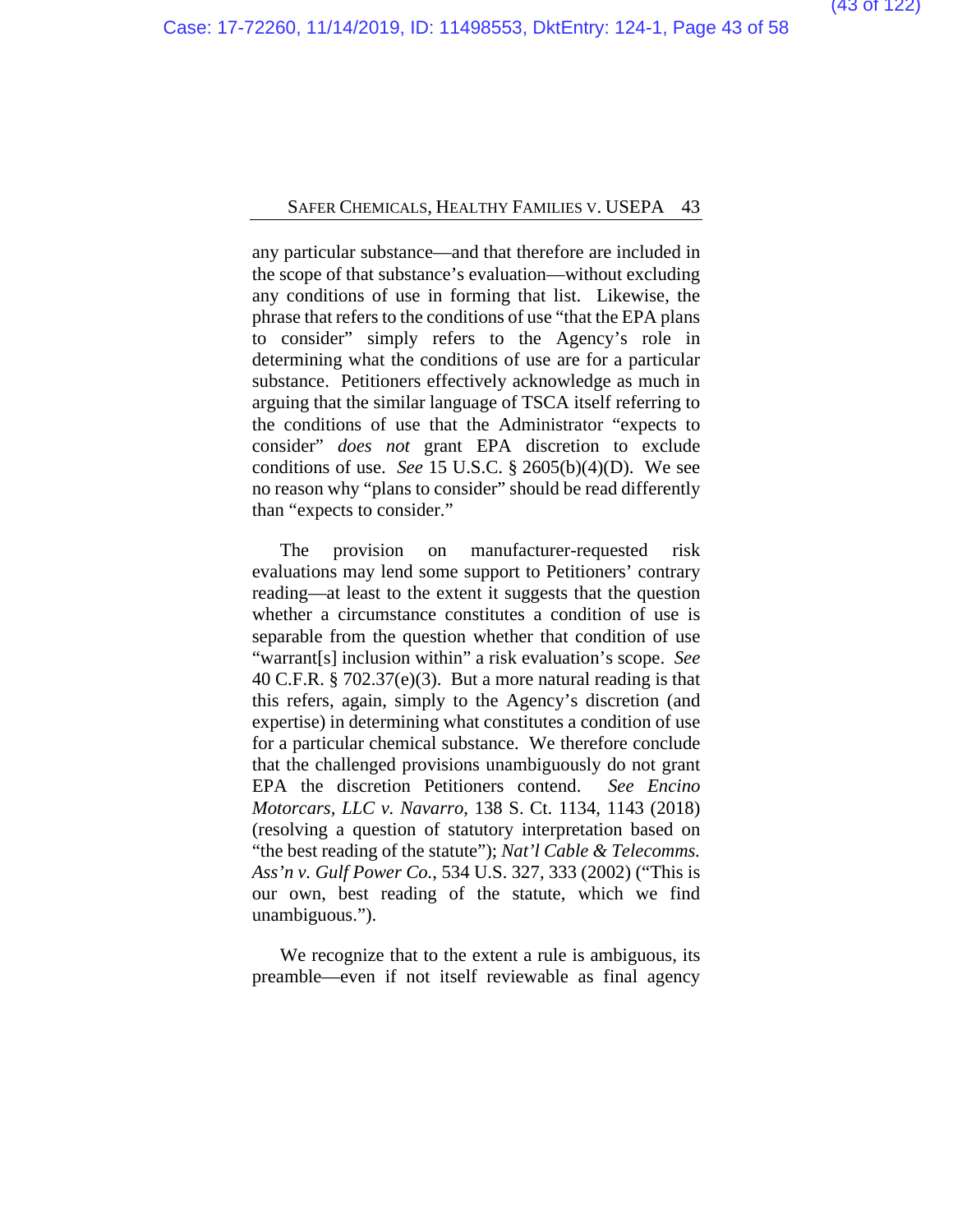any particular substance—and that therefore are included in the scope of that substance's evaluation—without excluding any conditions of use in forming that list. Likewise, the phrase that refers to the conditions of use "that the EPA plans to consider" simply refers to the Agency's role in determining what the conditions of use are for a particular substance. Petitioners effectively acknowledge as much in arguing that the similar language of TSCA itself referring to the conditions of use that the Administrator "expects to consider" *does not* grant EPA discretion to exclude conditions of use. *See* 15 U.S.C. § 2605(b)(4)(D). We see no reason why "plans to consider" should be read differently than "expects to consider."

The provision on manufacturer-requested risk evaluations may lend some support to Petitioners' contrary reading—at least to the extent it suggests that the question whether a circumstance constitutes a condition of use is separable from the question whether that condition of use "warrant[s] inclusion within" a risk evaluation's scope. *See* 40 C.F.R. § 702.37(e)(3). But a more natural reading is that this refers, again, simply to the Agency's discretion (and expertise) in determining what constitutes a condition of use for a particular chemical substance. We therefore conclude that the challenged provisions unambiguously do not grant EPA the discretion Petitioners contend. *See Encino Motorcars, LLC v. Navarro*, 138 S. Ct. 1134, 1143 (2018) (resolving a question of statutory interpretation based on "the best reading of the statute"); *Nat'l Cable & Telecomms. Ass'n v. Gulf Power Co.*, 534 U.S. 327, 333 (2002) ("This is our own, best reading of the statute, which we find unambiguous.").

We recognize that to the extent a rule is ambiguous, its preamble—even if not itself reviewable as final agency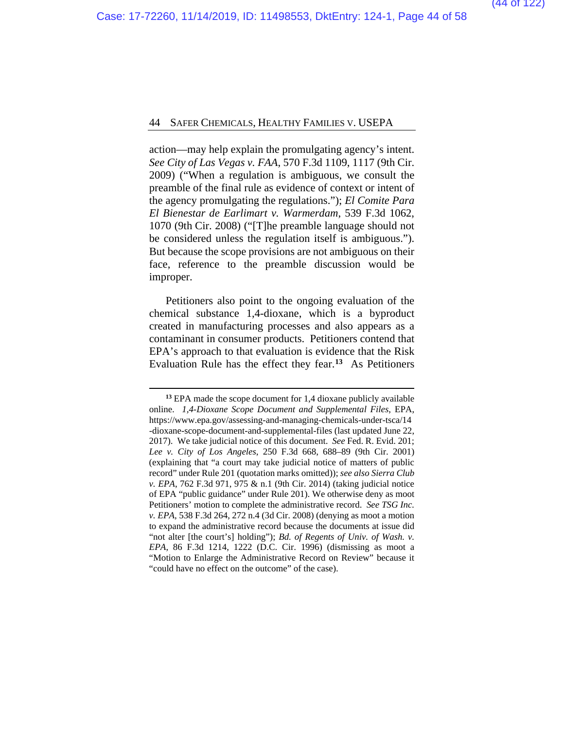action—may help explain the promulgating agency's intent. *See City of Las Vegas v. FAA*, 570 F.3d 1109, 1117 (9th Cir. 2009) ("When a regulation is ambiguous, we consult the preamble of the final rule as evidence of context or intent of the agency promulgating the regulations."); *El Comite Para El Bienestar de Earlimart v. Warmerdam*, 539 F.3d 1062, 1070 (9th Cir. 2008) ("[T]he preamble language should not be considered unless the regulation itself is ambiguous."). But because the scope provisions are not ambiguous on their face, reference to the preamble discussion would be improper.

Petitioners also point to the ongoing evaluation of the chemical substance 1,4-dioxane, which is a byproduct created in manufacturing processes and also appears as a contaminant in consumer products. Petitioners contend that EPA's approach to that evaluation is evidence that the Risk Evaluation Rule has the effect they fear.[13] As Petitioners

---

[13] EPA made the scope document for 1,4 dioxane publicly available online. *1,4-Dioxane Scope Document and Supplemental Files*, EPA, https://www.epa.gov/assessing-and-managing-chemicals-under-tsca/14-dioxane-scope-document-and-supplemental-files (last updated June 22, 2017). We take judicial notice of this document. *See* Fed. R. Evid. 201; *Lee v. City of Los Angeles*, 250 F.3d 668, 688–89 (9th Cir. 2001) (explaining that "a court may take judicial notice of matters of public record" under Rule 201 (quotation marks omitted)); *see also Sierra Club v. EPA*, 762 F.3d 971, 975 & n.1 (9th Cir. 2014) (taking judicial notice of EPA "public guidance" under Rule 201). We otherwise deny as moot Petitioners' motion to complete the administrative record. *See TSG Inc. v. EPA*, 538 F.3d 264, 272 n.4 (3d Cir. 2008) (denying as moot a motion to expand the administrative record because the documents at issue did "not alter [the court's] holding"); *Bd. of Regents of Univ. of Wash. v. EPA*, 86 F.3d 1214, 1222 (D.C. Cir. 1996) (dismissing as moot a "Motion to Enlarge the Administrative Record on Review" because it "could have no effect on the outcome" of the case).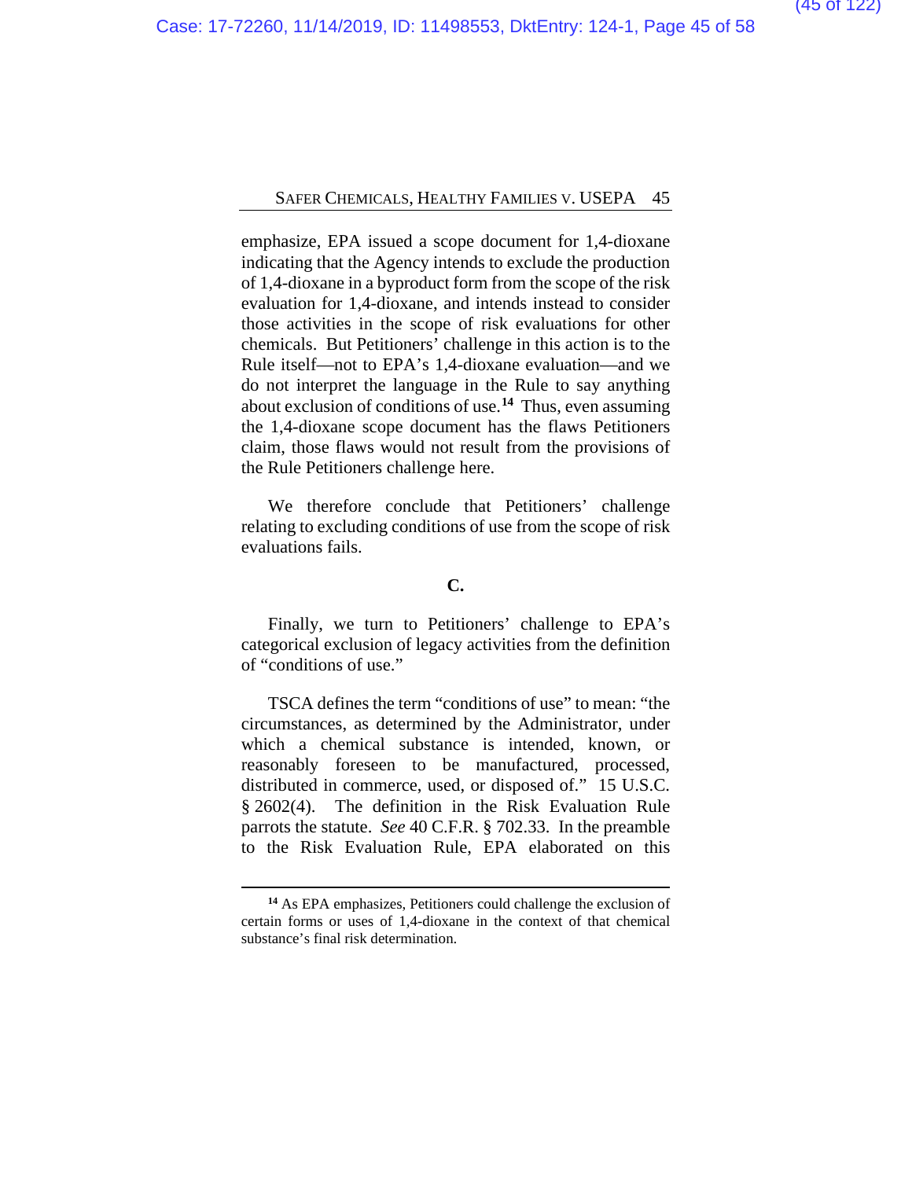emphasize, EPA issued a scope document for 1,4-dioxane indicating that the Agency intends to exclude the production of 1,4-dioxane in a byproduct form from the scope of the risk evaluation for 1,4-dioxane, and intends instead to consider those activities in the scope of risk evaluations for other chemicals. But Petitioners' challenge in this action is to the Rule itself—not to EPA's 1,4-dioxane evaluation—and we do not interpret the language in the Rule to say anything about exclusion of conditions of use.[14] Thus, even assuming the 1,4-dioxane scope document has the flaws Petitioners claim, those flaws would not result from the provisions of the Rule Petitioners challenge here.

We therefore conclude that Petitioners' challenge relating to excluding conditions of use from the scope of risk evaluations fails.

**C.**

Finally, we turn to Petitioners' challenge to EPA's categorical exclusion of legacy activities from the definition of "conditions of use."

TSCA defines the term "conditions of use" to mean: "the circumstances, as determined by the Administrator, under which a chemical substance is intended, known, or reasonably foreseen to be manufactured, processed, distributed in commerce, used, or disposed of." 15 U.S.C. § 2602(4). The definition in the Risk Evaluation Rule parrots the statute. *See* 40 C.F.R. § 702.33. In the preamble to the Risk Evaluation Rule, EPA elaborated on this

---

[14] As EPA emphasizes, Petitioners could challenge the exclusion of certain forms or uses of 1,4-dioxane in the context of that chemical substance's final risk determination.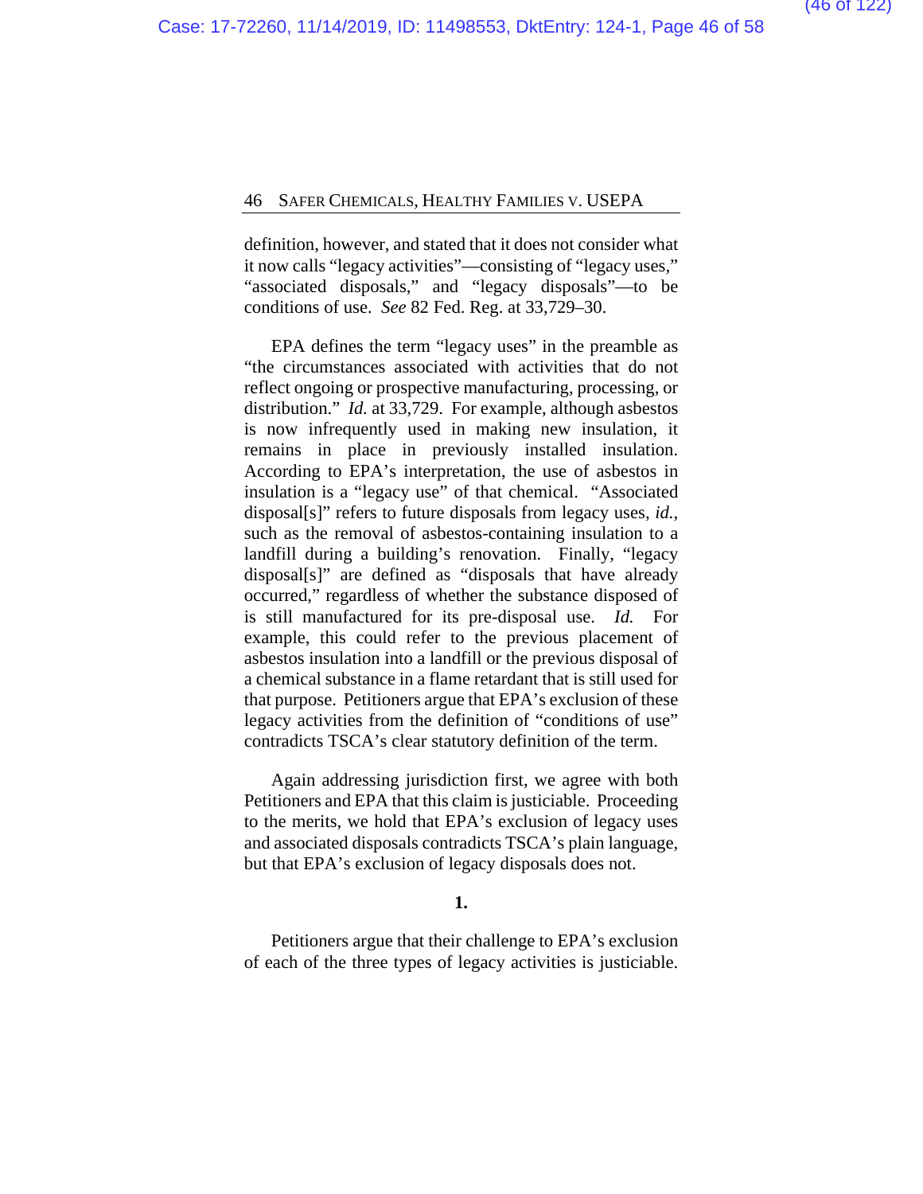definition, however, and stated that it does not consider what it now calls "legacy activities"—consisting of "legacy uses," "associated disposals," and "legacy disposals"—to be conditions of use. *See* 82 Fed. Reg. at 33,729–30.

EPA defines the term "legacy uses" in the preamble as "the circumstances associated with activities that do not reflect ongoing or prospective manufacturing, processing, or distribution." *Id.* at 33,729. For example, although asbestos is now infrequently used in making new insulation, it remains in place in previously installed insulation. According to EPA's interpretation, the use of asbestos in insulation is a "legacy use" of that chemical. "Associated disposal[s]" refers to future disposals from legacy uses, *id.*, such as the removal of asbestos-containing insulation to a landfill during a building's renovation. Finally, "legacy disposal[s]" are defined as "disposals that have already occurred," regardless of whether the substance disposed of is still manufactured for its pre-disposal use. *Id.* For example, this could refer to the previous placement of asbestos insulation into a landfill or the previous disposal of a chemical substance in a flame retardant that is still used for that purpose. Petitioners argue that EPA's exclusion of these legacy activities from the definition of "conditions of use" contradicts TSCA's clear statutory definition of the term.

Again addressing jurisdiction first, we agree with both Petitioners and EPA that this claim is justiciable. Proceeding to the merits, we hold that EPA's exclusion of legacy uses and associated disposals contradicts TSCA's plain language, but that EPA's exclusion of legacy disposals does not.

**1.**

Petitioners argue that their challenge to EPA's exclusion of each of the three types of legacy activities is justiciable.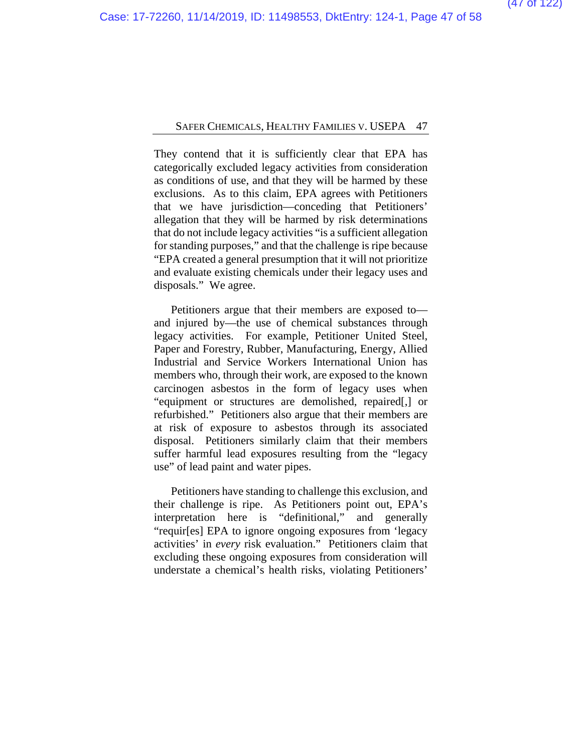They contend that it is sufficiently clear that EPA has categorically excluded legacy activities from consideration as conditions of use, and that they will be harmed by these exclusions. As to this claim, EPA agrees with Petitioners that we have jurisdiction—conceding that Petitioners' allegation that they will be harmed by risk determinations that do not include legacy activities "is a sufficient allegation for standing purposes," and that the challenge is ripe because "EPA created a general presumption that it will not prioritize and evaluate existing chemicals under their legacy uses and disposals." We agree.

Petitioners argue that their members are exposed to—and injured by—the use of chemical substances through legacy activities. For example, Petitioner United Steel, Paper and Forestry, Rubber, Manufacturing, Energy, Allied Industrial and Service Workers International Union has members who, through their work, are exposed to the known carcinogen asbestos in the form of legacy uses when "equipment or structures are demolished, repaired[,] or refurbished." Petitioners also argue that their members are at risk of exposure to asbestos through its associated disposal. Petitioners similarly claim that their members suffer harmful lead exposures resulting from the "legacy use" of lead paint and water pipes.

Petitioners have standing to challenge this exclusion, and their challenge is ripe. As Petitioners point out, EPA's interpretation here is "definitional," and generally "requir[es] EPA to ignore ongoing exposures from 'legacy activities' in *every* risk evaluation." Petitioners claim that excluding these ongoing exposures from consideration will understate a chemical's health risks, violating Petitioners'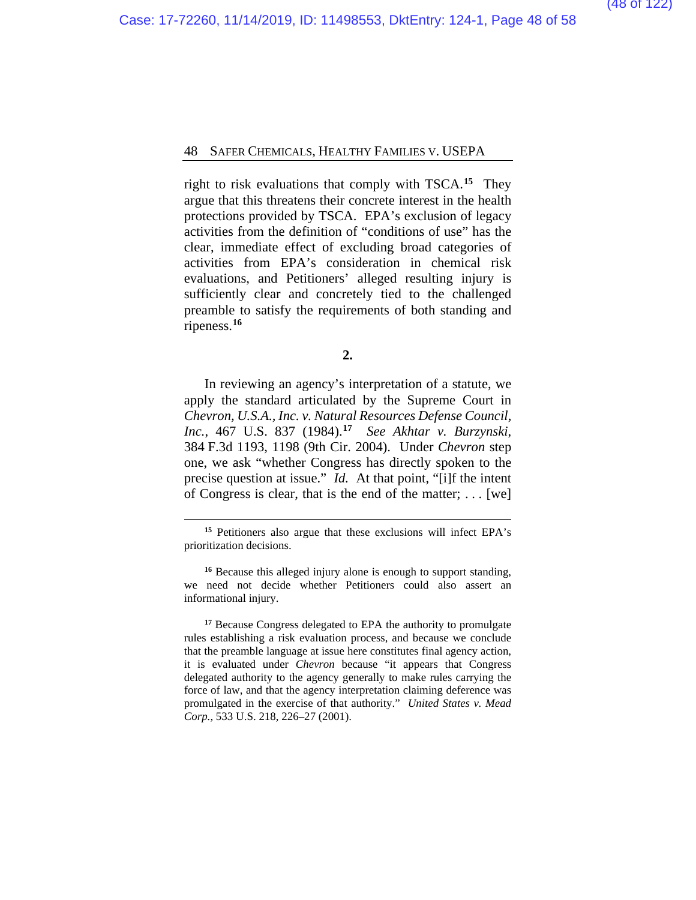right to risk evaluations that comply with TSCA.[15] They argue that this threatens their concrete interest in the health protections provided by TSCA. EPA's exclusion of legacy activities from the definition of "conditions of use" has the clear, immediate effect of excluding broad categories of activities from EPA's consideration in chemical risk evaluations, and Petitioners' alleged resulting injury is sufficiently clear and concretely tied to the challenged preamble to satisfy the requirements of both standing and ripeness.[16]

**2.**

In reviewing an agency's interpretation of a statute, we apply the standard articulated by the Supreme Court in *Chevron, U.S.A., Inc. v. Natural Resources Defense Council, Inc.*, 467 U.S. 837 (1984).[17] *See Akhtar v. Burzynski*, 384 F.3d 1193, 1198 (9th Cir. 2004). Under *Chevron* step one, we ask "whether Congress has directly spoken to the precise question at issue." *Id.* At that point, "[i]f the intent of Congress is clear, that is the end of the matter; . . . [we]

---

[15] Petitioners also argue that these exclusions will infect EPA's prioritization decisions.

[16] Because this alleged injury alone is enough to support standing, we need not decide whether Petitioners could also assert an informational injury.

[17] Because Congress delegated to EPA the authority to promulgate rules establishing a risk evaluation process, and because we conclude that the preamble language at issue here constitutes final agency action, it is evaluated under *Chevron* because "it appears that Congress delegated authority to the agency generally to make rules carrying the force of law, and that the agency interpretation claiming deference was promulgated in the exercise of that authority." *United States v. Mead Corp.*, 533 U.S. 218, 226–27 (2001).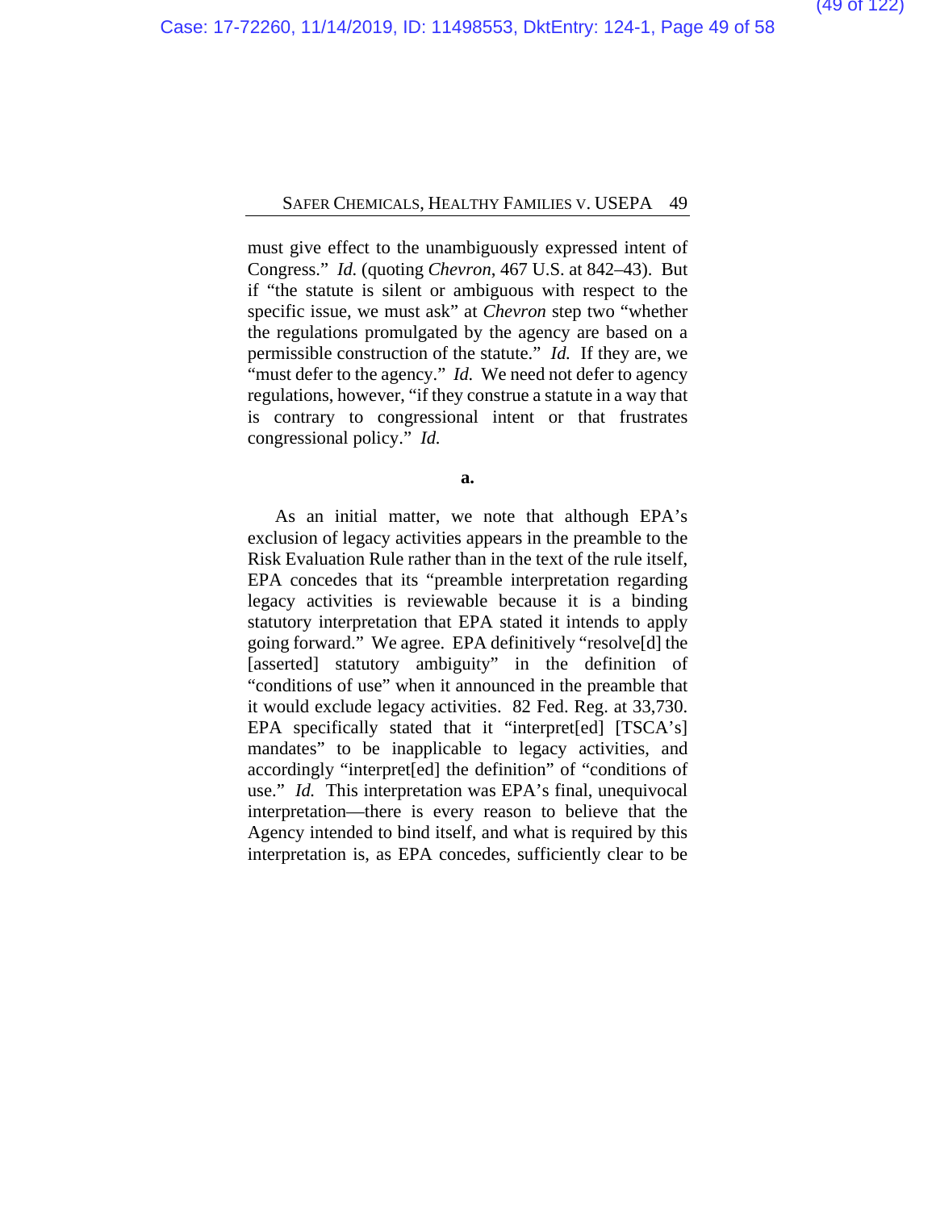must give effect to the unambiguously expressed intent of Congress." *Id.* (quoting *Chevron*, 467 U.S. at 842–43). But if "the statute is silent or ambiguous with respect to the specific issue, we must ask" at *Chevron* step two "whether the regulations promulgated by the agency are based on a permissible construction of the statute." *Id.* If they are, we "must defer to the agency." *Id.* We need not defer to agency regulations, however, "if they construe a statute in a way that is contrary to congressional intent or that frustrates congressional policy." *Id.*

**a.**

As an initial matter, we note that although EPA's exclusion of legacy activities appears in the preamble to the Risk Evaluation Rule rather than in the text of the rule itself, EPA concedes that its "preamble interpretation regarding legacy activities is reviewable because it is a binding statutory interpretation that EPA stated it intends to apply going forward." We agree. EPA definitively "resolve[d] the [asserted] statutory ambiguity" in the definition of "conditions of use" when it announced in the preamble that it would exclude legacy activities. 82 Fed. Reg. at 33,730. EPA specifically stated that it "interpret[ed] [TSCA's] mandates" to be inapplicable to legacy activities, and accordingly "interpret[ed] the definition" of "conditions of use." *Id.* This interpretation was EPA's final, unequivocal interpretation—there is every reason to believe that the Agency intended to bind itself, and what is required by this interpretation is, as EPA concedes, sufficiently clear to be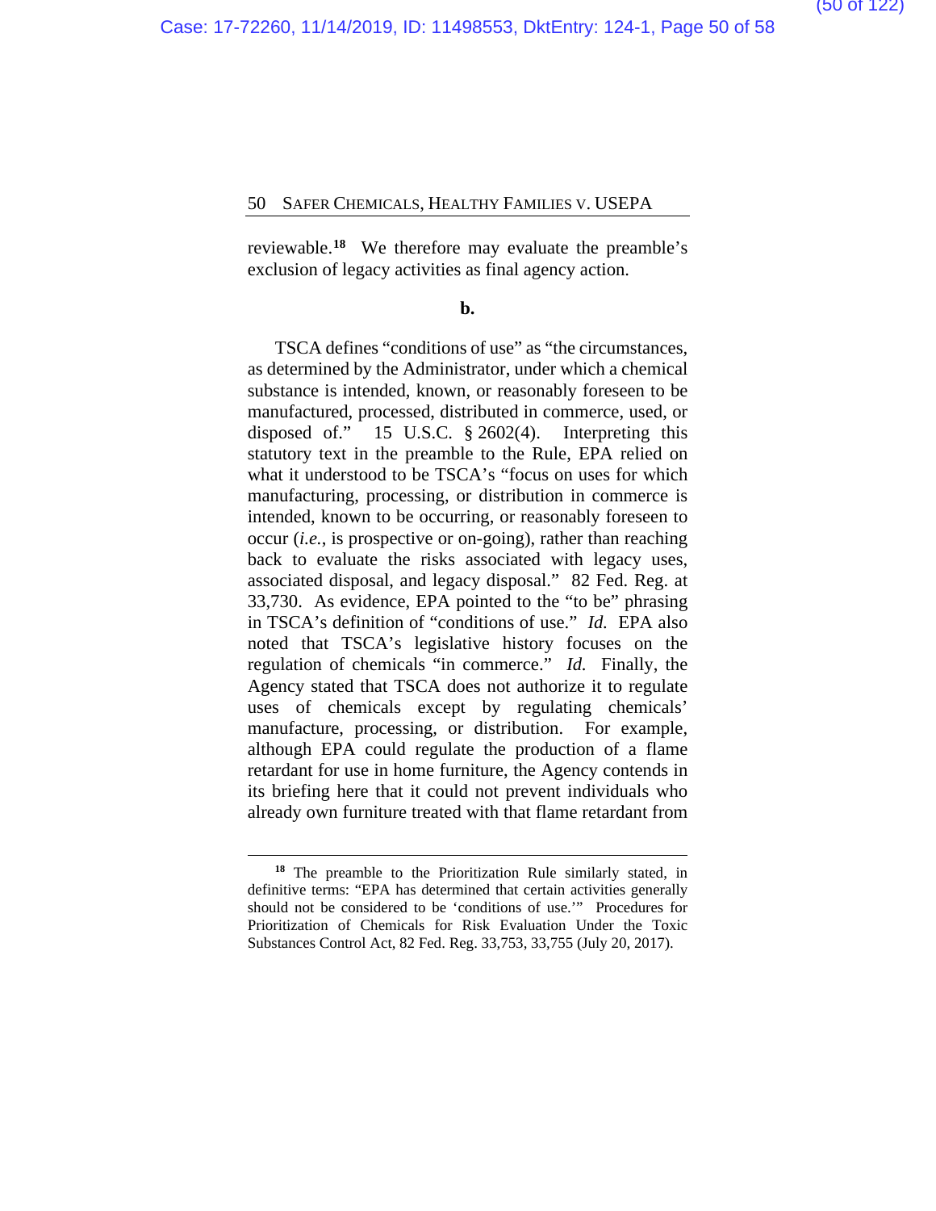reviewable.[18] We therefore may evaluate the preamble's exclusion of legacy activities as final agency action.

**b.**

TSCA defines "conditions of use" as "the circumstances, as determined by the Administrator, under which a chemical substance is intended, known, or reasonably foreseen to be manufactured, processed, distributed in commerce, used, or disposed of." 15 U.S.C. § 2602(4). Interpreting this statutory text in the preamble to the Rule, EPA relied on what it understood to be TSCA's "focus on uses for which manufacturing, processing, or distribution in commerce is intended, known to be occurring, or reasonably foreseen to occur (*i.e.*, is prospective or on-going), rather than reaching back to evaluate the risks associated with legacy uses, associated disposal, and legacy disposal." 82 Fed. Reg. at 33,730. As evidence, EPA pointed to the "to be" phrasing in TSCA's definition of "conditions of use." *Id.* EPA also noted that TSCA's legislative history focuses on the regulation of chemicals "in commerce." *Id.* Finally, the Agency stated that TSCA does not authorize it to regulate uses of chemicals except by regulating chemicals' manufacture, processing, or distribution. For example, although EPA could regulate the production of a flame retardant for use in home furniture, the Agency contends in its briefing here that it could not prevent individuals who already own furniture treated with that flame retardant from

[18] The preamble to the Prioritization Rule similarly stated, in definitive terms: "EPA has determined that certain activities generally should not be considered to be 'conditions of use.'" Procedures for Prioritization of Chemicals for Risk Evaluation Under the Toxic Substances Control Act, 82 Fed. Reg. 33,753, 33,755 (July 20, 2017).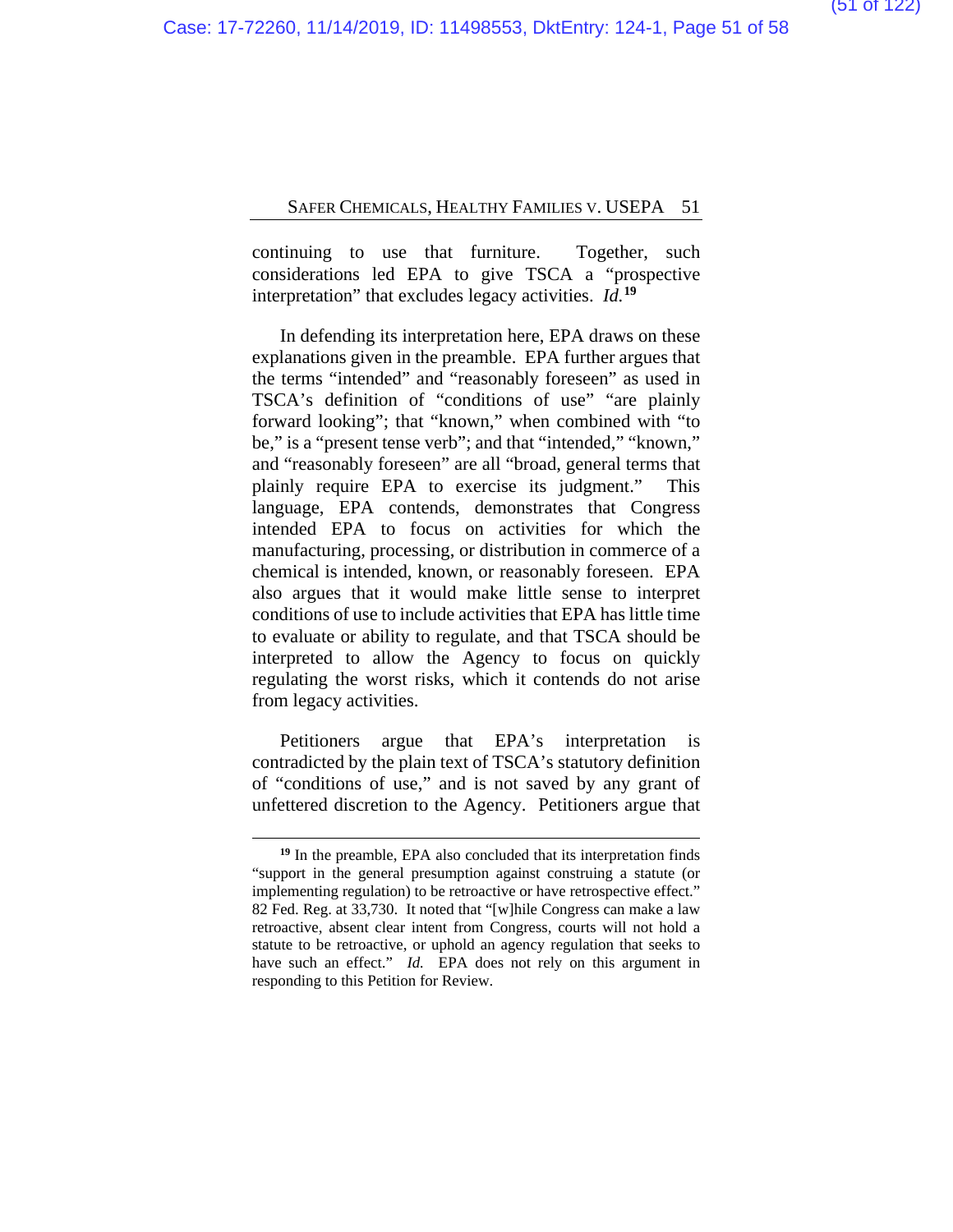continuing to use that furniture. Together, such considerations led EPA to give TSCA a "prospective interpretation" that excludes legacy activities. *Id.*[19]

In defending its interpretation here, EPA draws on these explanations given in the preamble. EPA further argues that the terms "intended" and "reasonably foreseen" as used in TSCA's definition of "conditions of use" "are plainly forward looking"; that "known," when combined with "to be," is a "present tense verb"; and that "intended," "known," and "reasonably foreseen" are all "broad, general terms that plainly require EPA to exercise its judgment." This language, EPA contends, demonstrates that Congress intended EPA to focus on activities for which the manufacturing, processing, or distribution in commerce of a chemical is intended, known, or reasonably foreseen. EPA also argues that it would make little sense to interpret conditions of use to include activities that EPA has little time to evaluate or ability to regulate, and that TSCA should be interpreted to allow the Agency to focus on quickly regulating the worst risks, which it contends do not arise from legacy activities.

Petitioners argue that EPA's interpretation is contradicted by the plain text of TSCA's statutory definition of "conditions of use," and is not saved by any grant of unfettered discretion to the Agency. Petitioners argue that

---

[19] In the preamble, EPA also concluded that its interpretation finds "support in the general presumption against construing a statute (or implementing regulation) to be retroactive or have retrospective effect." 82 Fed. Reg. at 33,730. It noted that "[w]hile Congress can make a law retroactive, absent clear intent from Congress, courts will not hold a statute to be retroactive, or uphold an agency regulation that seeks to have such an effect." *Id.* EPA does not rely on this argument in responding to this Petition for Review.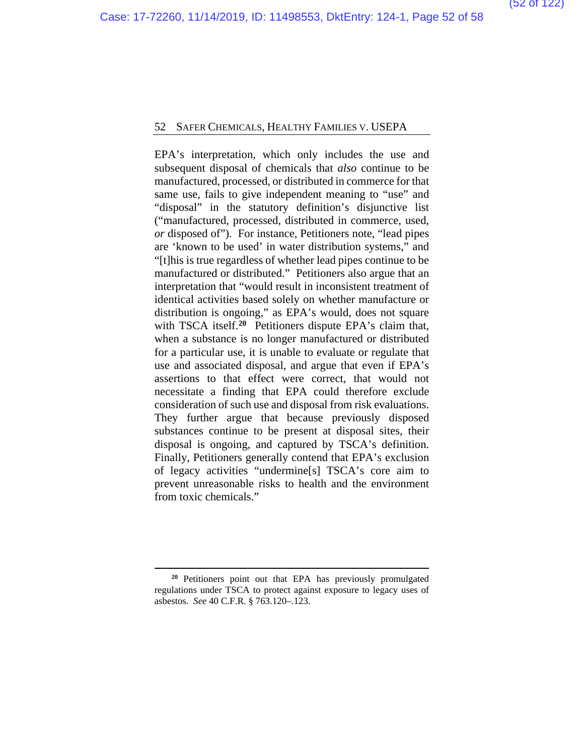EPA's interpretation, which only includes the use and subsequent disposal of chemicals that *also* continue to be manufactured, processed, or distributed in commerce for that same use, fails to give independent meaning to "use" and "disposal" in the statutory definition's disjunctive list ("manufactured, processed, distributed in commerce, used, *or* disposed of"). For instance, Petitioners note, "lead pipes are 'known to be used' in water distribution systems," and "[t]his is true regardless of whether lead pipes continue to be manufactured or distributed." Petitioners also argue that an interpretation that "would result in inconsistent treatment of identical activities based solely on whether manufacture or distribution is ongoing," as EPA's would, does not square with TSCA itself.[20] Petitioners dispute EPA's claim that, when a substance is no longer manufactured or distributed for a particular use, it is unable to evaluate or regulate that use and associated disposal, and argue that even if EPA's assertions to that effect were correct, that would not necessitate a finding that EPA could therefore exclude consideration of such use and disposal from risk evaluations. They further argue that because previously disposed substances continue to be present at disposal sites, their disposal is ongoing, and captured by TSCA's definition. Finally, Petitioners generally contend that EPA's exclusion of legacy activities "undermine[s] TSCA's core aim to prevent unreasonable risks to health and the environment from toxic chemicals."

---

[20] Petitioners point out that EPA has previously promulgated regulations under TSCA to protect against exposure to legacy uses of asbestos. *See* 40 C.F.R. § 763.120–.123.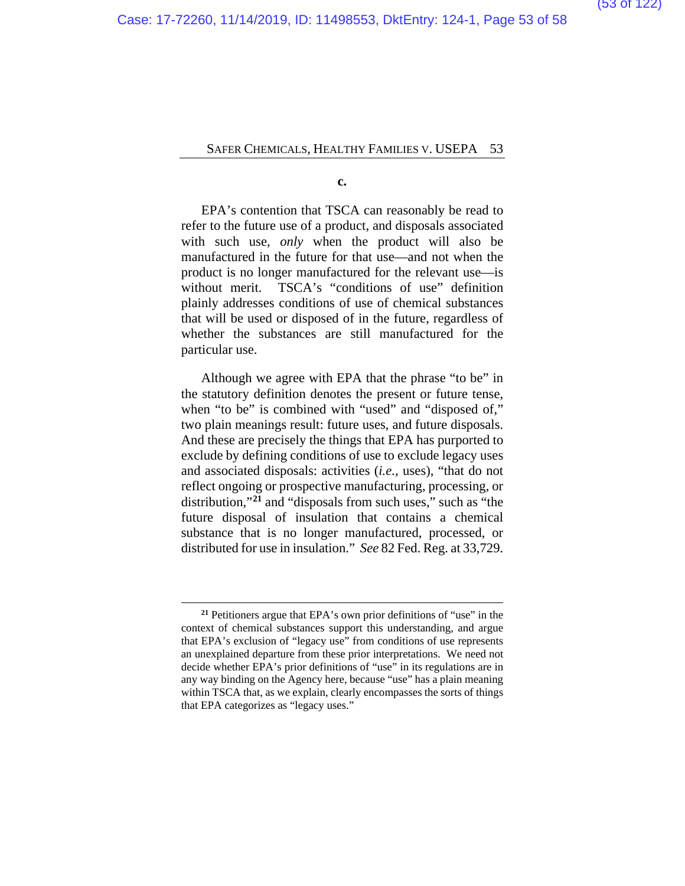**c.**

EPA's contention that TSCA can reasonably be read to refer to the future use of a product, and disposals associated with such use, *only* when the product will also be manufactured in the future for that use—and not when the product is no longer manufactured for the relevant use—is without merit. TSCA's "conditions of use" definition plainly addresses conditions of use of chemical substances that will be used or disposed of in the future, regardless of whether the substances are still manufactured for the particular use.

Although we agree with EPA that the phrase "to be" in the statutory definition denotes the present or future tense, when "to be" is combined with "used" and "disposed of," two plain meanings result: future uses, and future disposals. And these are precisely the things that EPA has purported to exclude by defining conditions of use to exclude legacy uses and associated disposals: activities (*i.e.*, uses), "that do not reflect ongoing or prospective manufacturing, processing, or distribution,"[21] and "disposals from such uses," such as "the future disposal of insulation that contains a chemical substance that is no longer manufactured, processed, or distributed for use in insulation." *See* 82 Fed. Reg. at 33,729.

---

[21] Petitioners argue that EPA's own prior definitions of "use" in the context of chemical substances support this understanding, and argue that EPA's exclusion of "legacy use" from conditions of use represents an unexplained departure from these prior interpretations. We need not decide whether EPA's prior definitions of "use" in its regulations are in any way binding on the Agency here, because "use" has a plain meaning within TSCA that, as we explain, clearly encompasses the sorts of things that EPA categorizes as "legacy uses."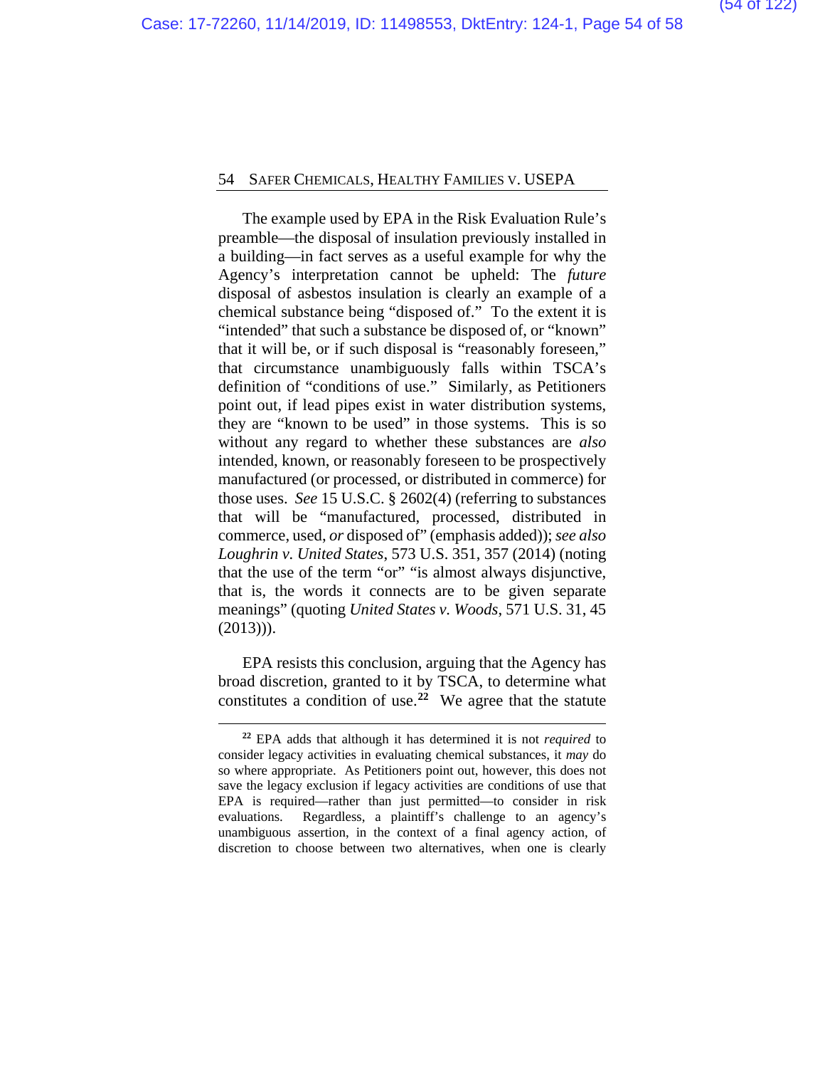The example used by EPA in the Risk Evaluation Rule's preamble—the disposal of insulation previously installed in a building—in fact serves as a useful example for why the Agency's interpretation cannot be upheld: The *future* disposal of asbestos insulation is clearly an example of a chemical substance being "disposed of." To the extent it is "intended" that such a substance be disposed of, or "known" that it will be, or if such disposal is "reasonably foreseen," that circumstance unambiguously falls within TSCA's definition of "conditions of use." Similarly, as Petitioners point out, if lead pipes exist in water distribution systems, they are "known to be used" in those systems. This is so without any regard to whether these substances are *also* intended, known, or reasonably foreseen to be prospectively manufactured (or processed, or distributed in commerce) for those uses. *See* 15 U.S.C. § 2602(4) (referring to substances that will be "manufactured, processed, distributed in commerce, used, *or* disposed of" (emphasis added)); *see also Loughrin v. United States*, 573 U.S. 351, 357 (2014) (noting that the use of the term "or" "is almost always disjunctive, that is, the words it connects are to be given separate meanings" (quoting *United States v. Woods*, 571 U.S. 31, 45 (2013))).

EPA resists this conclusion, arguing that the Agency has broad discretion, granted to it by TSCA, to determine what constitutes a condition of use.[22] We agree that the statute

[22] EPA adds that although it has determined it is not *required* to consider legacy activities in evaluating chemical substances, it *may* do so where appropriate. As Petitioners point out, however, this does not save the legacy exclusion if legacy activities are conditions of use that EPA is required—rather than just permitted—to consider in risk evaluations. Regardless, a plaintiff's challenge to an agency's unambiguous assertion, in the context of a final agency action, of discretion to choose between two alternatives, when one is clearly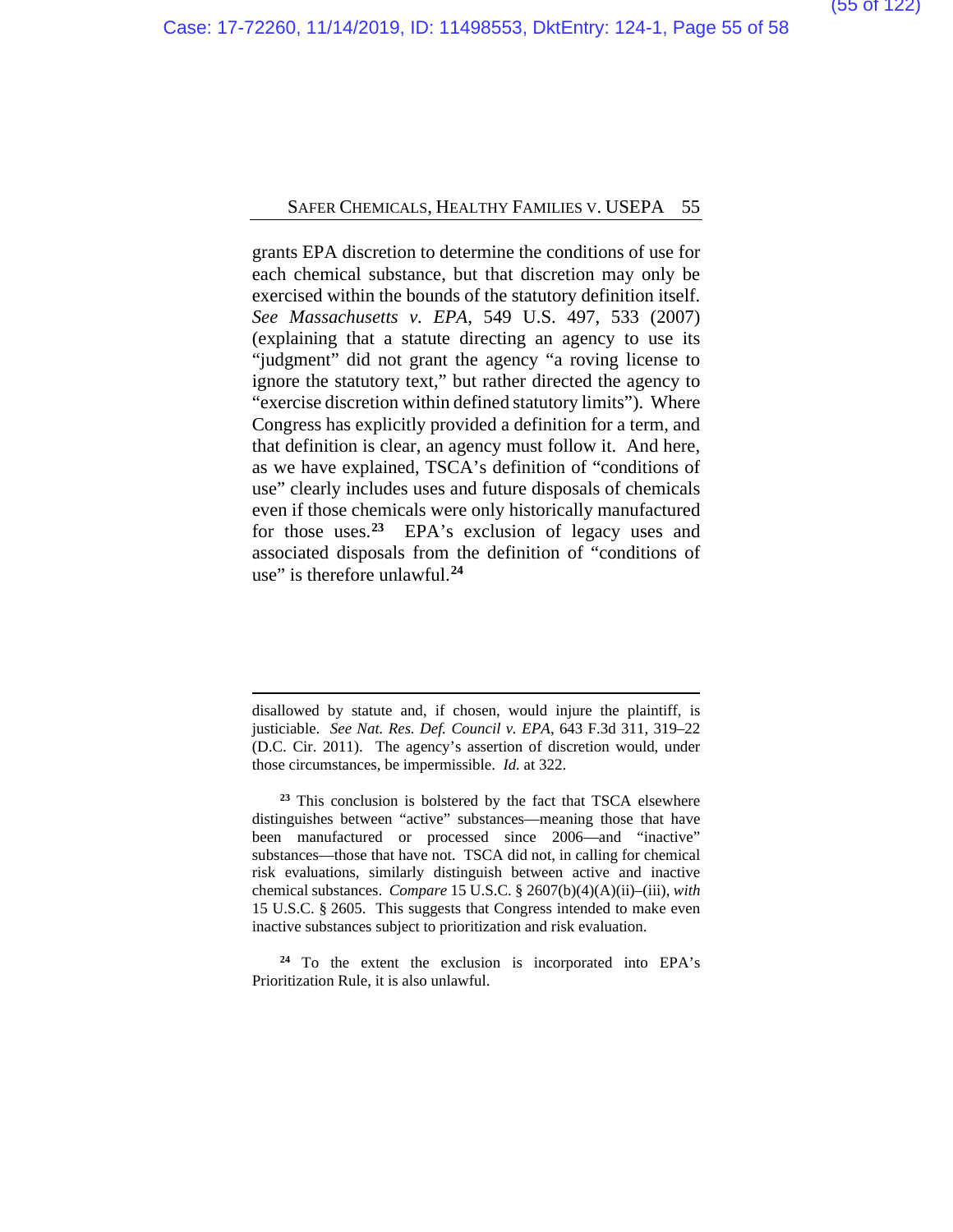grants EPA discretion to determine the conditions of use for each chemical substance, but that discretion may only be exercised within the bounds of the statutory definition itself. *See Massachusetts v. EPA*, 549 U.S. 497, 533 (2007) (explaining that a statute directing an agency to use its "judgment" did not grant the agency "a roving license to ignore the statutory text," but rather directed the agency to "exercise discretion within defined statutory limits"). Where Congress has explicitly provided a definition for a term, and that definition is clear, an agency must follow it. And here, as we have explained, TSCA's definition of "conditions of use" clearly includes uses and future disposals of chemicals even if those chemicals were only historically manufactured for those uses.[23] EPA's exclusion of legacy uses and associated disposals from the definition of "conditions of use" is therefore unlawful.[24]

---

disallowed by statute and, if chosen, would injure the plaintiff, is justiciable. *See Nat. Res. Def. Council v. EPA*, 643 F.3d 311, 319–22 (D.C. Cir. 2011). The agency's assertion of discretion would, under those circumstances, be impermissible. *Id.* at 322.

[23] This conclusion is bolstered by the fact that TSCA elsewhere distinguishes between "active" substances—meaning those that have been manufactured or processed since 2006—and "inactive" substances—those that have not. TSCA did not, in calling for chemical risk evaluations, similarly distinguish between active and inactive chemical substances. *Compare* 15 U.S.C. § 2607(b)(4)(A)(ii)–(iii), *with* 15 U.S.C. § 2605. This suggests that Congress intended to make even inactive substances subject to prioritization and risk evaluation.

[24] To the extent the exclusion is incorporated into EPA's Prioritization Rule, it is also unlawful.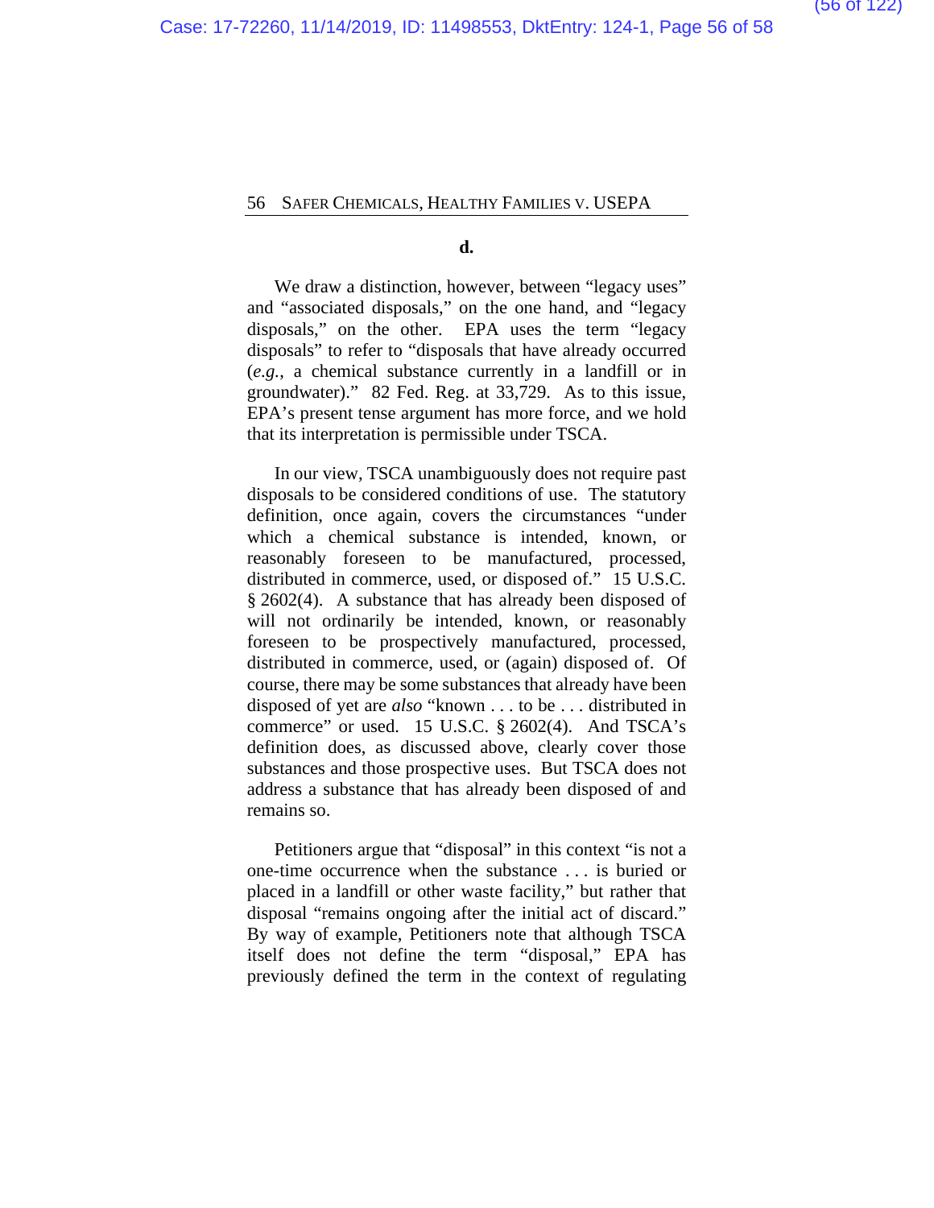**d.**

We draw a distinction, however, between "legacy uses" and "associated disposals," on the one hand, and "legacy disposals," on the other. EPA uses the term "legacy disposals" to refer to "disposals that have already occurred (*e.g.*, a chemical substance currently in a landfill or in groundwater)." 82 Fed. Reg. at 33,729. As to this issue, EPA's present tense argument has more force, and we hold that its interpretation is permissible under TSCA.

In our view, TSCA unambiguously does not require past disposals to be considered conditions of use. The statutory definition, once again, covers the circumstances "under which a chemical substance is intended, known, or reasonably foreseen to be manufactured, processed, distributed in commerce, used, or disposed of." 15 U.S.C. § 2602(4). A substance that has already been disposed of will not ordinarily be intended, known, or reasonably foreseen to be prospectively manufactured, processed, distributed in commerce, used, or (again) disposed of. Of course, there may be some substances that already have been disposed of yet are *also* "known . . . to be . . . distributed in commerce" or used. 15 U.S.C. § 2602(4). And TSCA's definition does, as discussed above, clearly cover those substances and those prospective uses. But TSCA does not address a substance that has already been disposed of and remains so.

Petitioners argue that "disposal" in this context "is not a one-time occurrence when the substance . . . is buried or placed in a landfill or other waste facility," but rather that disposal "remains ongoing after the initial act of discard." By way of example, Petitioners note that although TSCA itself does not define the term "disposal," EPA has previously defined the term in the context of regulating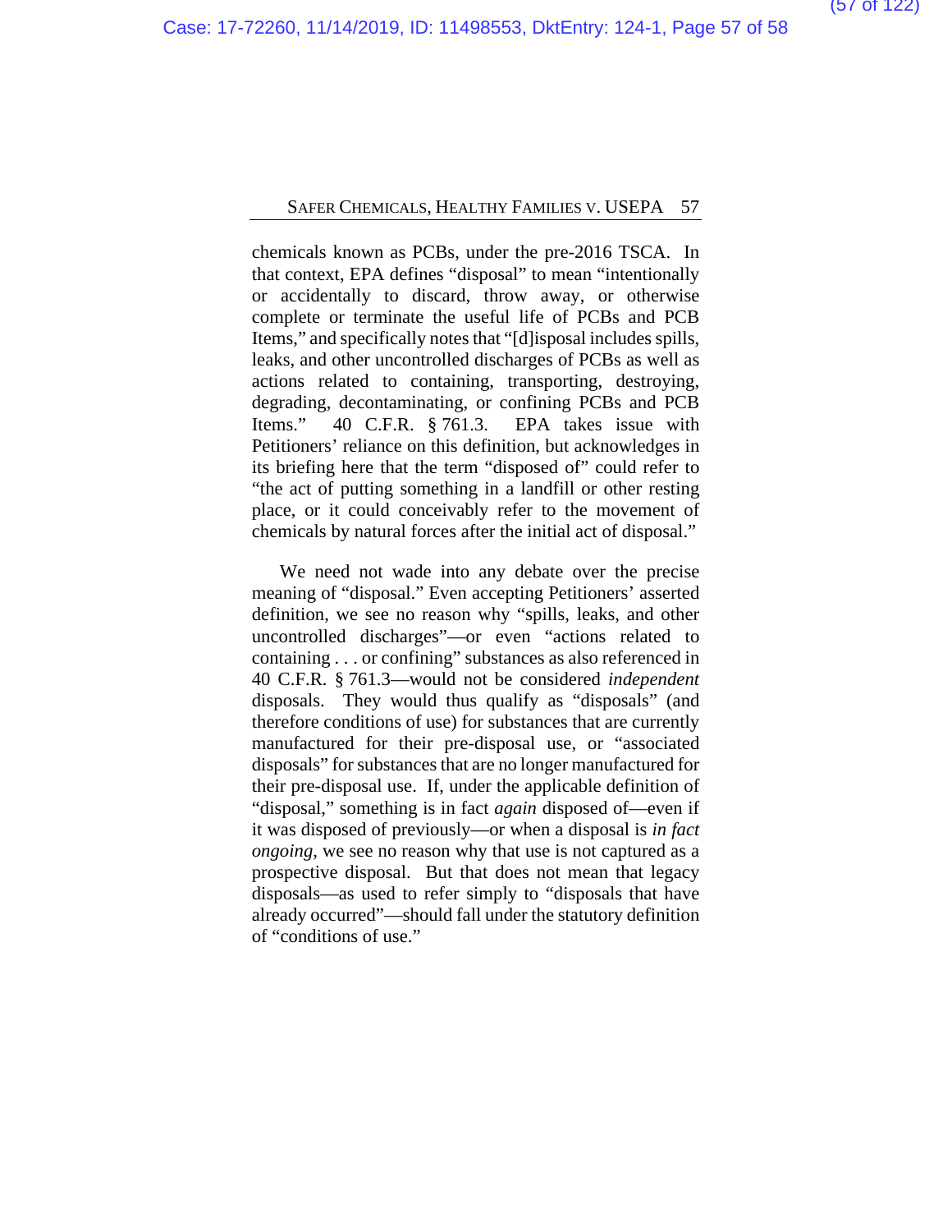chemicals known as PCBs, under the pre-2016 TSCA. In that context, EPA defines "disposal" to mean "intentionally or accidentally to discard, throw away, or otherwise complete or terminate the useful life of PCBs and PCB Items," and specifically notes that "[d]isposal includes spills, leaks, and other uncontrolled discharges of PCBs as well as actions related to containing, transporting, destroying, degrading, decontaminating, or confining PCBs and PCB Items." 40 C.F.R. § 761.3. EPA takes issue with Petitioners' reliance on this definition, but acknowledges in its briefing here that the term "disposed of" could refer to "the act of putting something in a landfill or other resting place, or it could conceivably refer to the movement of chemicals by natural forces after the initial act of disposal."

We need not wade into any debate over the precise meaning of "disposal." Even accepting Petitioners' asserted definition, we see no reason why "spills, leaks, and other uncontrolled discharges"—or even "actions related to containing . . . or confining" substances as also referenced in 40 C.F.R. § 761.3—would not be considered *independent* disposals. They would thus qualify as "disposals" (and therefore conditions of use) for substances that are currently manufactured for their pre-disposal use, or "associated disposals" for substances that are no longer manufactured for their pre-disposal use. If, under the applicable definition of "disposal," something is in fact *again* disposed of—even if it was disposed of previously—or when a disposal is *in fact ongoing*, we see no reason why that use is not captured as a prospective disposal. But that does not mean that legacy disposals—as used to refer simply to "disposals that have already occurred"—should fall under the statutory definition of "conditions of use."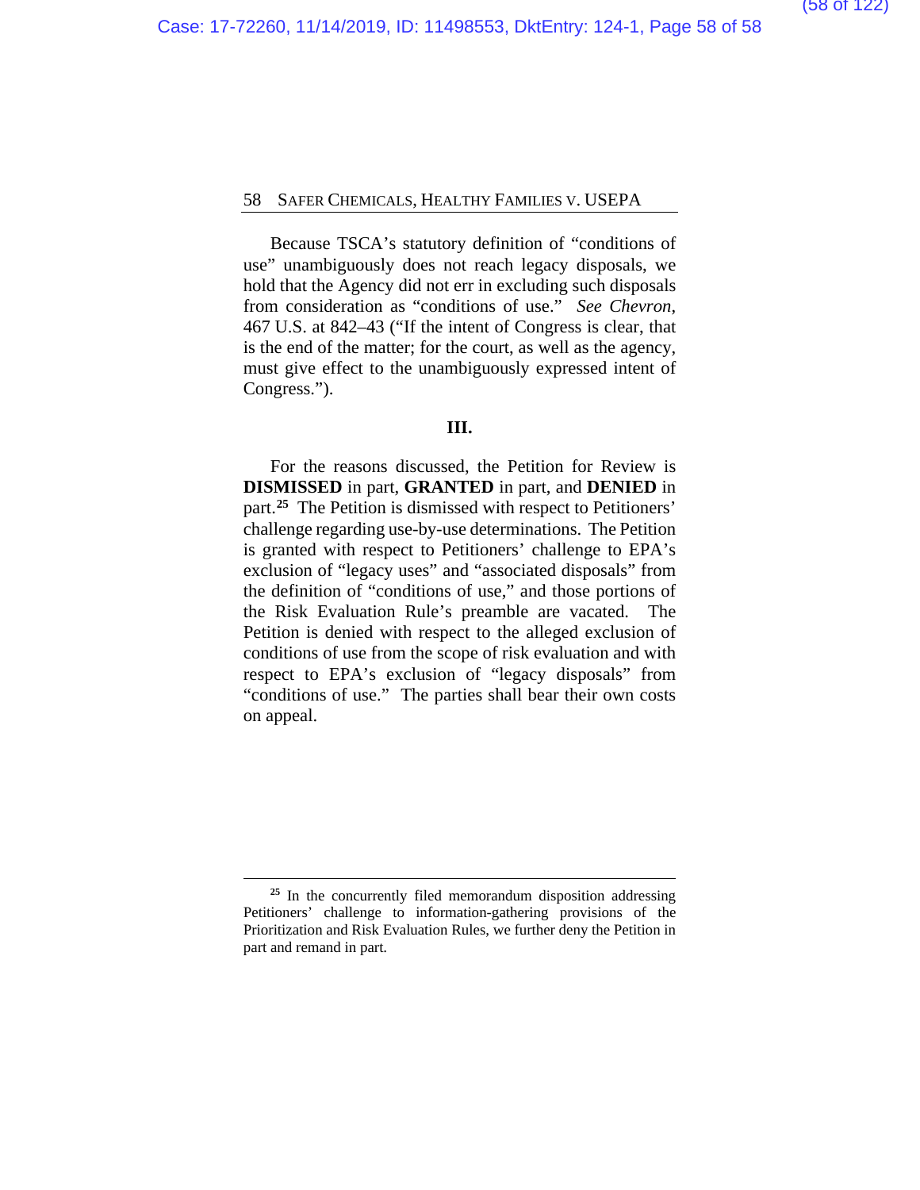Because TSCA's statutory definition of "conditions of use" unambiguously does not reach legacy disposals, we hold that the Agency did not err in excluding such disposals from consideration as "conditions of use." *See Chevron*, 467 U.S. at 842–43 ("If the intent of Congress is clear, that is the end of the matter; for the court, as well as the agency, must give effect to the unambiguously expressed intent of Congress.").

## III.

For the reasons discussed, the Petition for Review is **DISMISSED** in part, **GRANTED** in part, and **DENIED** in part.[25] The Petition is dismissed with respect to Petitioners' challenge regarding use-by-use determinations. The Petition is granted with respect to Petitioners' challenge to EPA's exclusion of "legacy uses" and "associated disposals" from the definition of "conditions of use," and those portions of the Risk Evaluation Rule's preamble are vacated. The Petition is denied with respect to the alleged exclusion of conditions of use from the scope of risk evaluation and with respect to EPA's exclusion of "legacy disposals" from "conditions of use." The parties shall bear their own costs on appeal.

---

[25] In the concurrently filed memorandum disposition addressing Petitioners' challenge to information-gathering provisions of the Prioritization and Risk Evaluation Rules, we further deny the Petition in part and remand in part.